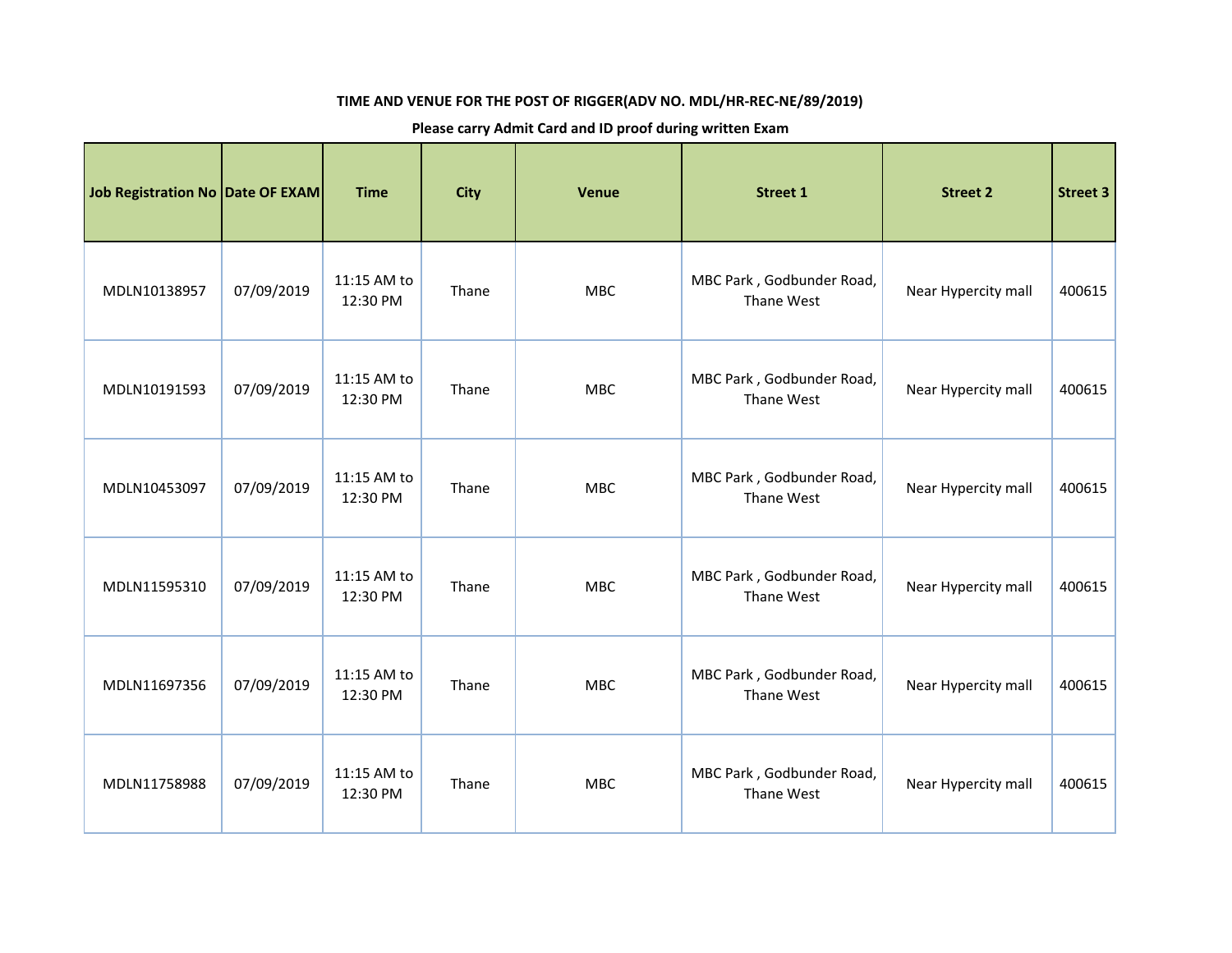**TIME AND VENUE FOR THE POST OF RIGGER(ADV NO. MDL/HR-REC-NE/89/2019)**

**Please carry Admit Card and ID proof during written Exam**

| Job Registration No | Date OF EXAM | Time | City | Venue | Street 1 | Street 2 | Street 3 |
|---|---|---|---|---|---|---|---|
| MDLN10138957 | 07/09/2019 | 11:15 AM to 12:30 PM | Thane | MBC | MBC Park , Godbunder Road, Thane West | Near Hypercity mall | 400615 |
| MDLN10191593 | 07/09/2019 | 11:15 AM to 12:30 PM | Thane | MBC | MBC Park , Godbunder Road, Thane West | Near Hypercity mall | 400615 |
| MDLN10453097 | 07/09/2019 | 11:15 AM to 12:30 PM | Thane | MBC | MBC Park , Godbunder Road, Thane West | Near Hypercity mall | 400615 |
| MDLN11595310 | 07/09/2019 | 11:15 AM to 12:30 PM | Thane | MBC | MBC Park , Godbunder Road, Thane West | Near Hypercity mall | 400615 |
| MDLN11697356 | 07/09/2019 | 11:15 AM to 12:30 PM | Thane | MBC | MBC Park , Godbunder Road, Thane West | Near Hypercity mall | 400615 |
| MDLN11758988 | 07/09/2019 | 11:15 AM to 12:30 PM | Thane | MBC | MBC Park , Godbunder Road, Thane West | Near Hypercity mall | 400615 |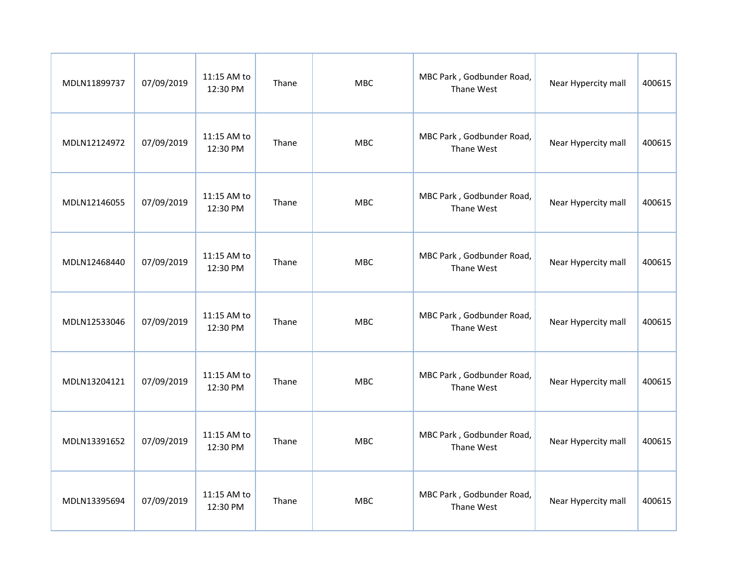| | | | | | | | |
|---|---|---|---|---|---|---|---|
| MDLN11899737 | 07/09/2019 | 11:15 AM to 12:30 PM | Thane | MBC | MBC Park , Godbunder Road, Thane West | Near Hypercity mall | 400615 |
| MDLN12124972 | 07/09/2019 | 11:15 AM to 12:30 PM | Thane | MBC | MBC Park , Godbunder Road, Thane West | Near Hypercity mall | 400615 |
| MDLN12146055 | 07/09/2019 | 11:15 AM to 12:30 PM | Thane | MBC | MBC Park , Godbunder Road, Thane West | Near Hypercity mall | 400615 |
| MDLN12468440 | 07/09/2019 | 11:15 AM to 12:30 PM | Thane | MBC | MBC Park , Godbunder Road, Thane West | Near Hypercity mall | 400615 |
| MDLN12533046 | 07/09/2019 | 11:15 AM to 12:30 PM | Thane | MBC | MBC Park , Godbunder Road, Thane West | Near Hypercity mall | 400615 |
| MDLN13204121 | 07/09/2019 | 11:15 AM to 12:30 PM | Thane | MBC | MBC Park , Godbunder Road, Thane West | Near Hypercity mall | 400615 |
| MDLN13391652 | 07/09/2019 | 11:15 AM to 12:30 PM | Thane | MBC | MBC Park , Godbunder Road, Thane West | Near Hypercity mall | 400615 |
| MDLN13395694 | 07/09/2019 | 11:15 AM to 12:30 PM | Thane | MBC | MBC Park , Godbunder Road, Thane West | Near Hypercity mall | 400615 |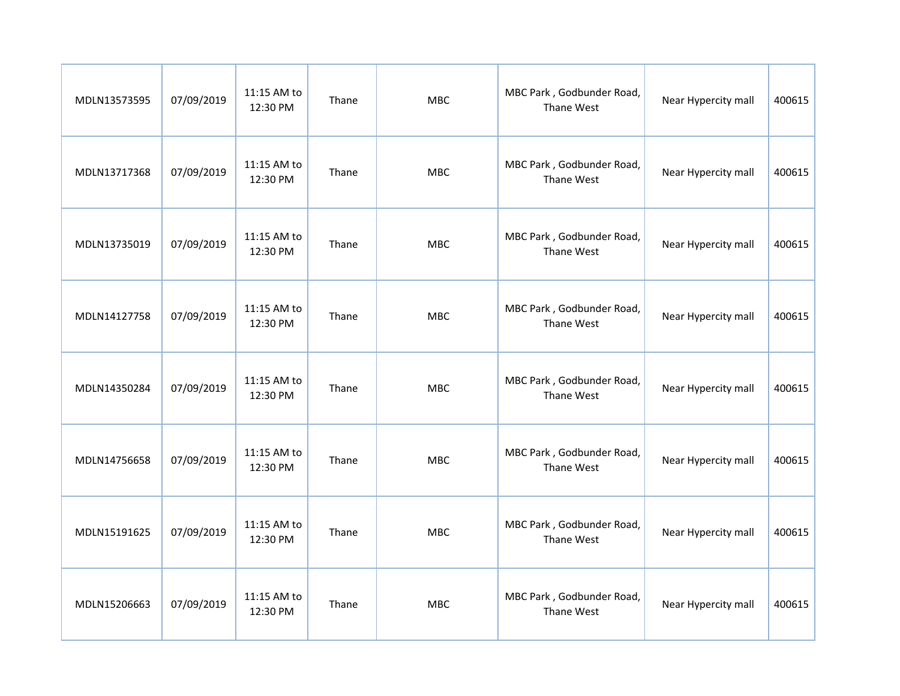| | | | | | | | |
|---|---|---|---|---|---|---|---|
| MDLN13573595 | 07/09/2019 | 11:15 AM to 12:30 PM | Thane | MBC | MBC Park , Godbunder Road, Thane West | Near Hypercity mall | 400615 |
| MDLN13717368 | 07/09/2019 | 11:15 AM to 12:30 PM | Thane | MBC | MBC Park , Godbunder Road, Thane West | Near Hypercity mall | 400615 |
| MDLN13735019 | 07/09/2019 | 11:15 AM to 12:30 PM | Thane | MBC | MBC Park , Godbunder Road, Thane West | Near Hypercity mall | 400615 |
| MDLN14127758 | 07/09/2019 | 11:15 AM to 12:30 PM | Thane | MBC | MBC Park , Godbunder Road, Thane West | Near Hypercity mall | 400615 |
| MDLN14350284 | 07/09/2019 | 11:15 AM to 12:30 PM | Thane | MBC | MBC Park , Godbunder Road, Thane West | Near Hypercity mall | 400615 |
| MDLN14756658 | 07/09/2019 | 11:15 AM to 12:30 PM | Thane | MBC | MBC Park , Godbunder Road, Thane West | Near Hypercity mall | 400615 |
| MDLN15191625 | 07/09/2019 | 11:15 AM to 12:30 PM | Thane | MBC | MBC Park , Godbunder Road, Thane West | Near Hypercity mall | 400615 |
| MDLN15206663 | 07/09/2019 | 11:15 AM to 12:30 PM | Thane | MBC | MBC Park , Godbunder Road, Thane West | Near Hypercity mall | 400615 |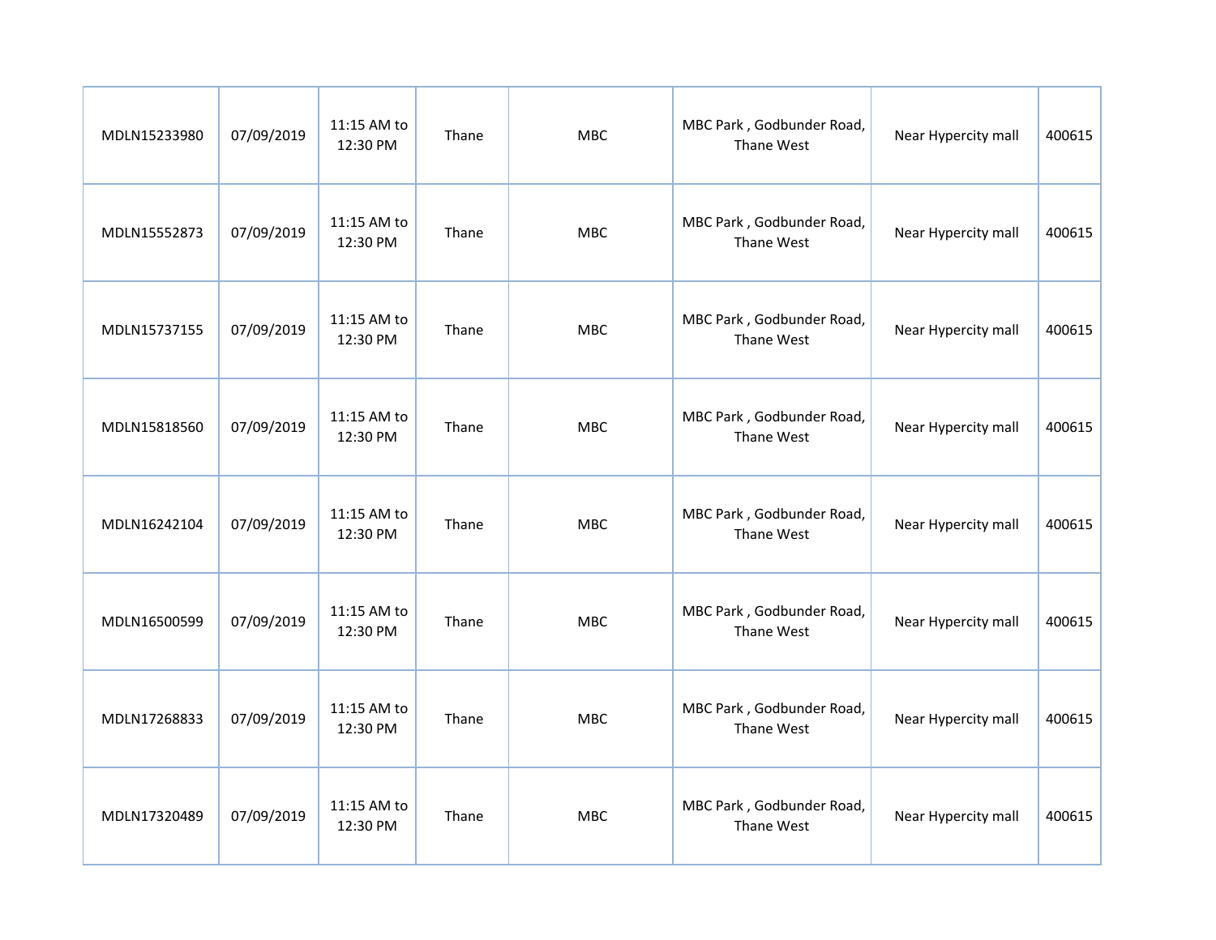| | | | | | | | |
|---|---|---|---|---|---|---|---|
| MDLN15233980 | 07/09/2019 | 11:15 AM to 12:30 PM | Thane | MBC | MBC Park , Godbunder Road, Thane West | Near Hypercity mall | 400615 |
| MDLN15552873 | 07/09/2019 | 11:15 AM to 12:30 PM | Thane | MBC | MBC Park , Godbunder Road, Thane West | Near Hypercity mall | 400615 |
| MDLN15737155 | 07/09/2019 | 11:15 AM to 12:30 PM | Thane | MBC | MBC Park , Godbunder Road, Thane West | Near Hypercity mall | 400615 |
| MDLN15818560 | 07/09/2019 | 11:15 AM to 12:30 PM | Thane | MBC | MBC Park , Godbunder Road, Thane West | Near Hypercity mall | 400615 |
| MDLN16242104 | 07/09/2019 | 11:15 AM to 12:30 PM | Thane | MBC | MBC Park , Godbunder Road, Thane West | Near Hypercity mall | 400615 |
| MDLN16500599 | 07/09/2019 | 11:15 AM to 12:30 PM | Thane | MBC | MBC Park , Godbunder Road, Thane West | Near Hypercity mall | 400615 |
| MDLN17268833 | 07/09/2019 | 11:15 AM to 12:30 PM | Thane | MBC | MBC Park , Godbunder Road, Thane West | Near Hypercity mall | 400615 |
| MDLN17320489 | 07/09/2019 | 11:15 AM to 12:30 PM | Thane | MBC | MBC Park , Godbunder Road, Thane West | Near Hypercity mall | 400615 |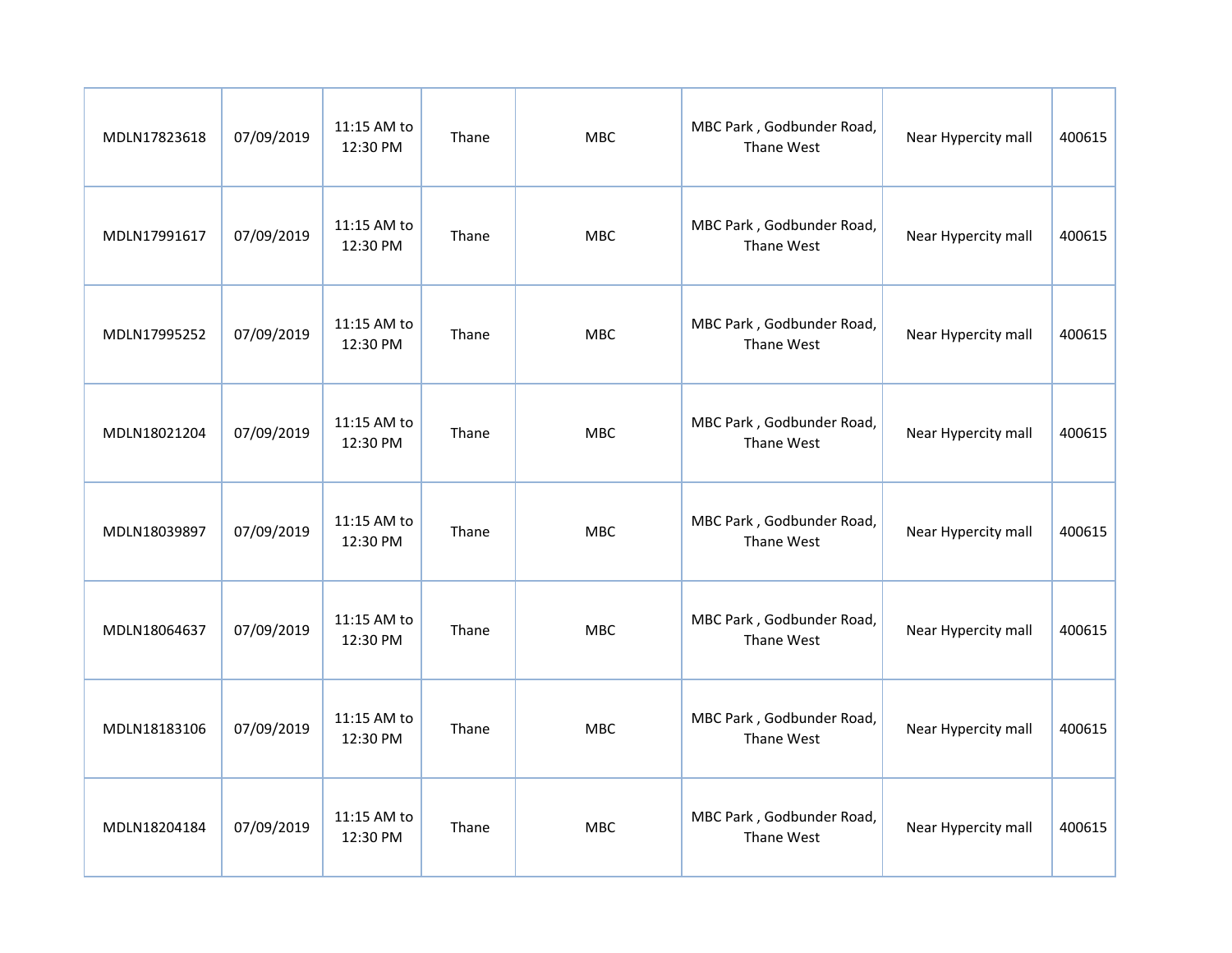| | | | | | | | |
|---|---|---|---|---|---|---|---|
| MDLN17823618 | 07/09/2019 | 11:15 AM to 12:30 PM | Thane | MBC | MBC Park , Godbunder Road, Thane West | Near Hypercity mall | 400615 |
| MDLN17991617 | 07/09/2019 | 11:15 AM to 12:30 PM | Thane | MBC | MBC Park , Godbunder Road, Thane West | Near Hypercity mall | 400615 |
| MDLN17995252 | 07/09/2019 | 11:15 AM to 12:30 PM | Thane | MBC | MBC Park , Godbunder Road, Thane West | Near Hypercity mall | 400615 |
| MDLN18021204 | 07/09/2019 | 11:15 AM to 12:30 PM | Thane | MBC | MBC Park , Godbunder Road, Thane West | Near Hypercity mall | 400615 |
| MDLN18039897 | 07/09/2019 | 11:15 AM to 12:30 PM | Thane | MBC | MBC Park , Godbunder Road, Thane West | Near Hypercity mall | 400615 |
| MDLN18064637 | 07/09/2019 | 11:15 AM to 12:30 PM | Thane | MBC | MBC Park , Godbunder Road, Thane West | Near Hypercity mall | 400615 |
| MDLN18183106 | 07/09/2019 | 11:15 AM to 12:30 PM | Thane | MBC | MBC Park , Godbunder Road, Thane West | Near Hypercity mall | 400615 |
| MDLN18204184 | 07/09/2019 | 11:15 AM to 12:30 PM | Thane | MBC | MBC Park , Godbunder Road, Thane West | Near Hypercity mall | 400615 |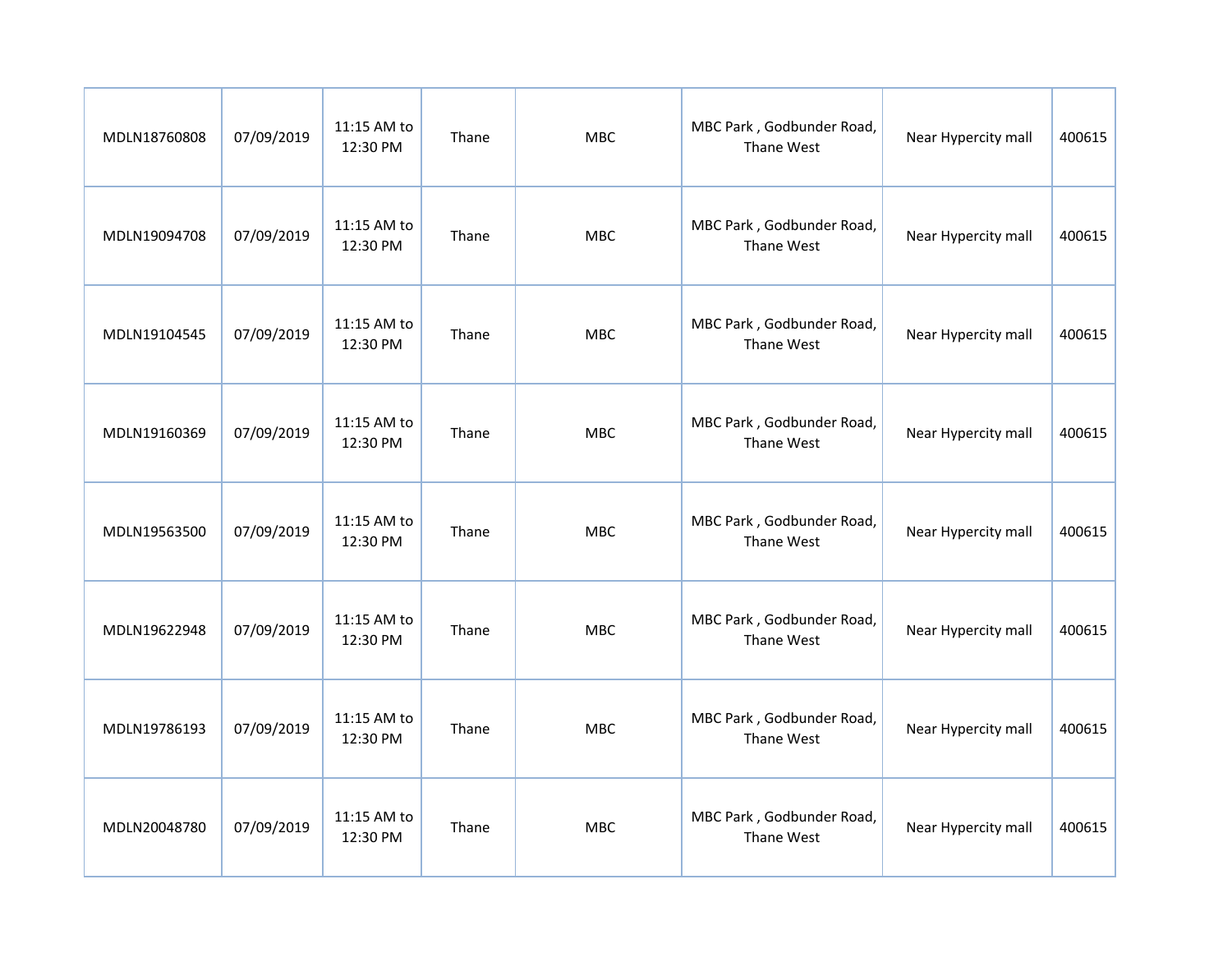| | | | | | | | |
|---|---|---|---|---|---|---|---|
| MDLN18760808 | 07/09/2019 | 11:15 AM to 12:30 PM | Thane | MBC | MBC Park , Godbunder Road, Thane West | Near Hypercity mall | 400615 |
| MDLN19094708 | 07/09/2019 | 11:15 AM to 12:30 PM | Thane | MBC | MBC Park , Godbunder Road, Thane West | Near Hypercity mall | 400615 |
| MDLN19104545 | 07/09/2019 | 11:15 AM to 12:30 PM | Thane | MBC | MBC Park , Godbunder Road, Thane West | Near Hypercity mall | 400615 |
| MDLN19160369 | 07/09/2019 | 11:15 AM to 12:30 PM | Thane | MBC | MBC Park , Godbunder Road, Thane West | Near Hypercity mall | 400615 |
| MDLN19563500 | 07/09/2019 | 11:15 AM to 12:30 PM | Thane | MBC | MBC Park , Godbunder Road, Thane West | Near Hypercity mall | 400615 |
| MDLN19622948 | 07/09/2019 | 11:15 AM to 12:30 PM | Thane | MBC | MBC Park , Godbunder Road, Thane West | Near Hypercity mall | 400615 |
| MDLN19786193 | 07/09/2019 | 11:15 AM to 12:30 PM | Thane | MBC | MBC Park , Godbunder Road, Thane West | Near Hypercity mall | 400615 |
| MDLN20048780 | 07/09/2019 | 11:15 AM to 12:30 PM | Thane | MBC | MBC Park , Godbunder Road, Thane West | Near Hypercity mall | 400615 |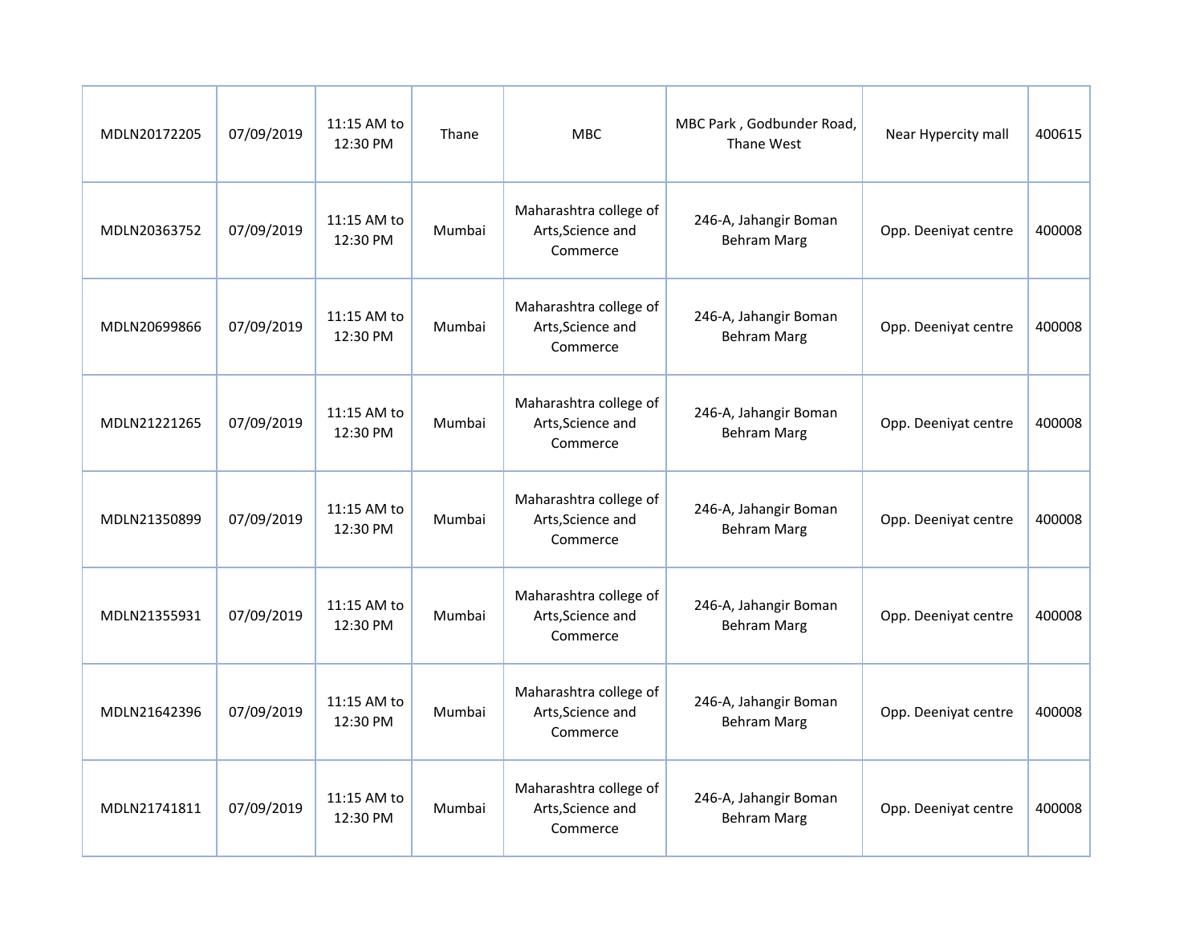| | | | | | | | |
|---|---|---|---|---|---|---|---|
| MDLN20172205 | 07/09/2019 | 11:15 AM to 12:30 PM | Thane | MBC | MBC Park , Godbunder Road, Thane West | Near Hypercity mall | 400615 |
| MDLN20363752 | 07/09/2019 | 11:15 AM to 12:30 PM | Mumbai | Maharashtra college of Arts,Science and Commerce | 246-A, Jahangir Boman Behram Marg | Opp. Deeniyat centre | 400008 |
| MDLN20699866 | 07/09/2019 | 11:15 AM to 12:30 PM | Mumbai | Maharashtra college of Arts,Science and Commerce | 246-A, Jahangir Boman Behram Marg | Opp. Deeniyat centre | 400008 |
| MDLN21221265 | 07/09/2019 | 11:15 AM to 12:30 PM | Mumbai | Maharashtra college of Arts,Science and Commerce | 246-A, Jahangir Boman Behram Marg | Opp. Deeniyat centre | 400008 |
| MDLN21350899 | 07/09/2019 | 11:15 AM to 12:30 PM | Mumbai | Maharashtra college of Arts,Science and Commerce | 246-A, Jahangir Boman Behram Marg | Opp. Deeniyat centre | 400008 |
| MDLN21355931 | 07/09/2019 | 11:15 AM to 12:30 PM | Mumbai | Maharashtra college of Arts,Science and Commerce | 246-A, Jahangir Boman Behram Marg | Opp. Deeniyat centre | 400008 |
| MDLN21642396 | 07/09/2019 | 11:15 AM to 12:30 PM | Mumbai | Maharashtra college of Arts,Science and Commerce | 246-A, Jahangir Boman Behram Marg | Opp. Deeniyat centre | 400008 |
| MDLN21741811 | 07/09/2019 | 11:15 AM to 12:30 PM | Mumbai | Maharashtra college of Arts,Science and Commerce | 246-A, Jahangir Boman Behram Marg | Opp. Deeniyat centre | 400008 |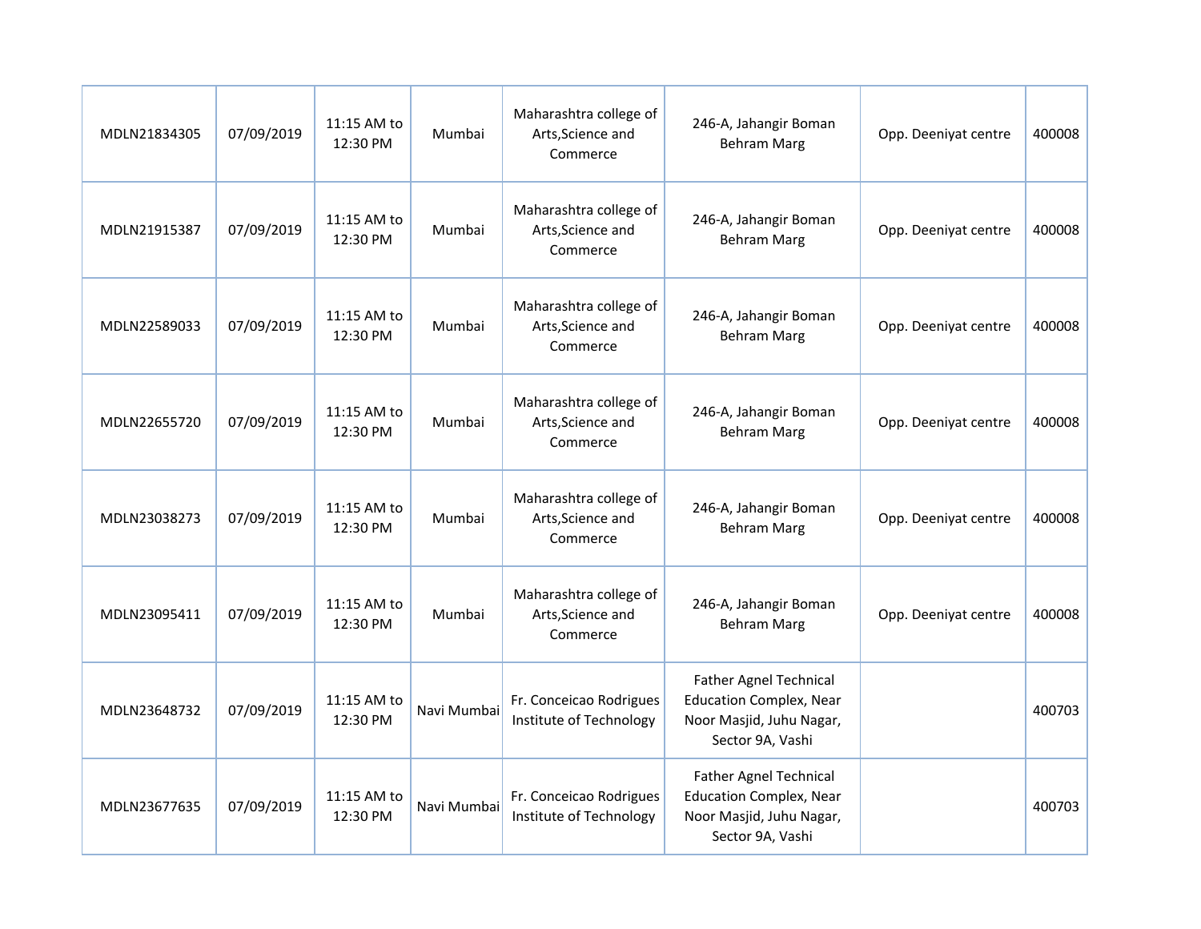| | | | | | | | |
|---|---|---|---|---|---|---|---|
| MDLN21834305 | 07/09/2019 | 11:15 AM to 12:30 PM | Mumbai | Maharashtra college of Arts,Science and Commerce | 246-A, Jahangir Boman Behram Marg | Opp. Deeniyat centre | 400008 |
| MDLN21915387 | 07/09/2019 | 11:15 AM to 12:30 PM | Mumbai | Maharashtra college of Arts,Science and Commerce | 246-A, Jahangir Boman Behram Marg | Opp. Deeniyat centre | 400008 |
| MDLN22589033 | 07/09/2019 | 11:15 AM to 12:30 PM | Mumbai | Maharashtra college of Arts,Science and Commerce | 246-A, Jahangir Boman Behram Marg | Opp. Deeniyat centre | 400008 |
| MDLN22655720 | 07/09/2019 | 11:15 AM to 12:30 PM | Mumbai | Maharashtra college of Arts,Science and Commerce | 246-A, Jahangir Boman Behram Marg | Opp. Deeniyat centre | 400008 |
| MDLN23038273 | 07/09/2019 | 11:15 AM to 12:30 PM | Mumbai | Maharashtra college of Arts,Science and Commerce | 246-A, Jahangir Boman Behram Marg | Opp. Deeniyat centre | 400008 |
| MDLN23095411 | 07/09/2019 | 11:15 AM to 12:30 PM | Mumbai | Maharashtra college of Arts,Science and Commerce | 246-A, Jahangir Boman Behram Marg | Opp. Deeniyat centre | 400008 |
| MDLN23648732 | 07/09/2019 | 11:15 AM to 12:30 PM | Navi Mumbai | Fr. Conceicao Rodrigues Institute of Technology | Father Agnel Technical Education Complex, Near Noor Masjid, Juhu Nagar, Sector 9A, Vashi | | 400703 |
| MDLN23677635 | 07/09/2019 | 11:15 AM to 12:30 PM | Navi Mumbai | Fr. Conceicao Rodrigues Institute of Technology | Father Agnel Technical Education Complex, Near Noor Masjid, Juhu Nagar, Sector 9A, Vashi | | 400703 |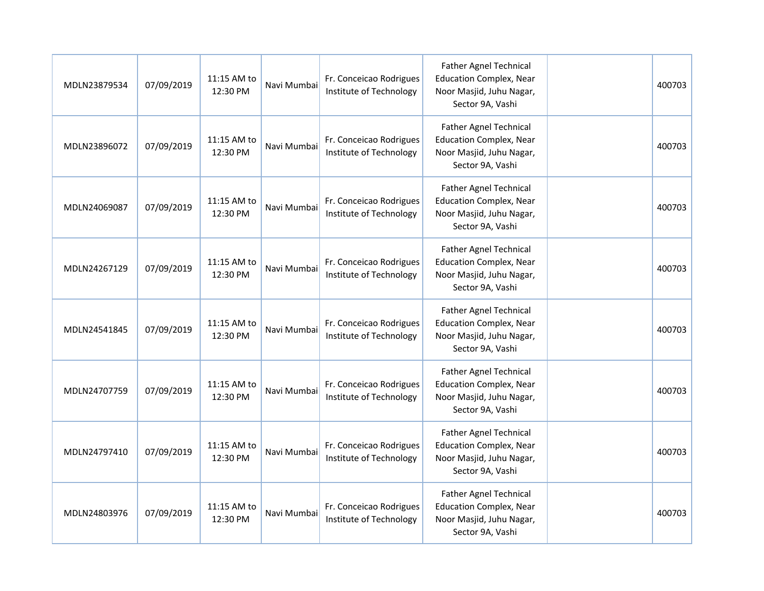| | | | | | | | |
|---|---|---|---|---|---|---|---|
| MDLN23879534 | 07/09/2019 | 11:15 AM to 12:30 PM | Navi Mumbai | Fr. Conceicao Rodrigues Institute of Technology | Father Agnel Technical Education Complex, Near Noor Masjid, Juhu Nagar, Sector 9A, Vashi | | 400703 |
| MDLN23896072 | 07/09/2019 | 11:15 AM to 12:30 PM | Navi Mumbai | Fr. Conceicao Rodrigues Institute of Technology | Father Agnel Technical Education Complex, Near Noor Masjid, Juhu Nagar, Sector 9A, Vashi | | 400703 |
| MDLN24069087 | 07/09/2019 | 11:15 AM to 12:30 PM | Navi Mumbai | Fr. Conceicao Rodrigues Institute of Technology | Father Agnel Technical Education Complex, Near Noor Masjid, Juhu Nagar, Sector 9A, Vashi | | 400703 |
| MDLN24267129 | 07/09/2019 | 11:15 AM to 12:30 PM | Navi Mumbai | Fr. Conceicao Rodrigues Institute of Technology | Father Agnel Technical Education Complex, Near Noor Masjid, Juhu Nagar, Sector 9A, Vashi | | 400703 |
| MDLN24541845 | 07/09/2019 | 11:15 AM to 12:30 PM | Navi Mumbai | Fr. Conceicao Rodrigues Institute of Technology | Father Agnel Technical Education Complex, Near Noor Masjid, Juhu Nagar, Sector 9A, Vashi | | 400703 |
| MDLN24707759 | 07/09/2019 | 11:15 AM to 12:30 PM | Navi Mumbai | Fr. Conceicao Rodrigues Institute of Technology | Father Agnel Technical Education Complex, Near Noor Masjid, Juhu Nagar, Sector 9A, Vashi | | 400703 |
| MDLN24797410 | 07/09/2019 | 11:15 AM to 12:30 PM | Navi Mumbai | Fr. Conceicao Rodrigues Institute of Technology | Father Agnel Technical Education Complex, Near Noor Masjid, Juhu Nagar, Sector 9A, Vashi | | 400703 |
| MDLN24803976 | 07/09/2019 | 11:15 AM to 12:30 PM | Navi Mumbai | Fr. Conceicao Rodrigues Institute of Technology | Father Agnel Technical Education Complex, Near Noor Masjid, Juhu Nagar, Sector 9A, Vashi | | 400703 |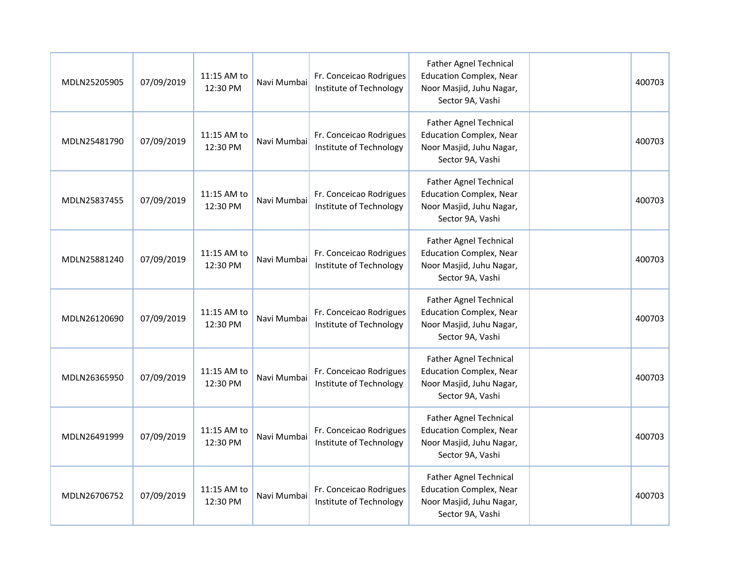| | | | | | | | |
|---|---|---|---|---|---|---|---|
| MDLN25205905 | 07/09/2019 | 11:15 AM to 12:30 PM | Navi Mumbai | Fr. Conceicao Rodrigues Institute of Technology | Father Agnel Technical Education Complex, Near Noor Masjid, Juhu Nagar, Sector 9A, Vashi | | 400703 |
| MDLN25481790 | 07/09/2019 | 11:15 AM to 12:30 PM | Navi Mumbai | Fr. Conceicao Rodrigues Institute of Technology | Father Agnel Technical Education Complex, Near Noor Masjid, Juhu Nagar, Sector 9A, Vashi | | 400703 |
| MDLN25837455 | 07/09/2019 | 11:15 AM to 12:30 PM | Navi Mumbai | Fr. Conceicao Rodrigues Institute of Technology | Father Agnel Technical Education Complex, Near Noor Masjid, Juhu Nagar, Sector 9A, Vashi | | 400703 |
| MDLN25881240 | 07/09/2019 | 11:15 AM to 12:30 PM | Navi Mumbai | Fr. Conceicao Rodrigues Institute of Technology | Father Agnel Technical Education Complex, Near Noor Masjid, Juhu Nagar, Sector 9A, Vashi | | 400703 |
| MDLN26120690 | 07/09/2019 | 11:15 AM to 12:30 PM | Navi Mumbai | Fr. Conceicao Rodrigues Institute of Technology | Father Agnel Technical Education Complex, Near Noor Masjid, Juhu Nagar, Sector 9A, Vashi | | 400703 |
| MDLN26365950 | 07/09/2019 | 11:15 AM to 12:30 PM | Navi Mumbai | Fr. Conceicao Rodrigues Institute of Technology | Father Agnel Technical Education Complex, Near Noor Masjid, Juhu Nagar, Sector 9A, Vashi | | 400703 |
| MDLN26491999 | 07/09/2019 | 11:15 AM to 12:30 PM | Navi Mumbai | Fr. Conceicao Rodrigues Institute of Technology | Father Agnel Technical Education Complex, Near Noor Masjid, Juhu Nagar, Sector 9A, Vashi | | 400703 |
| MDLN26706752 | 07/09/2019 | 11:15 AM to 12:30 PM | Navi Mumbai | Fr. Conceicao Rodrigues Institute of Technology | Father Agnel Technical Education Complex, Near Noor Masjid, Juhu Nagar, Sector 9A, Vashi | | 400703 |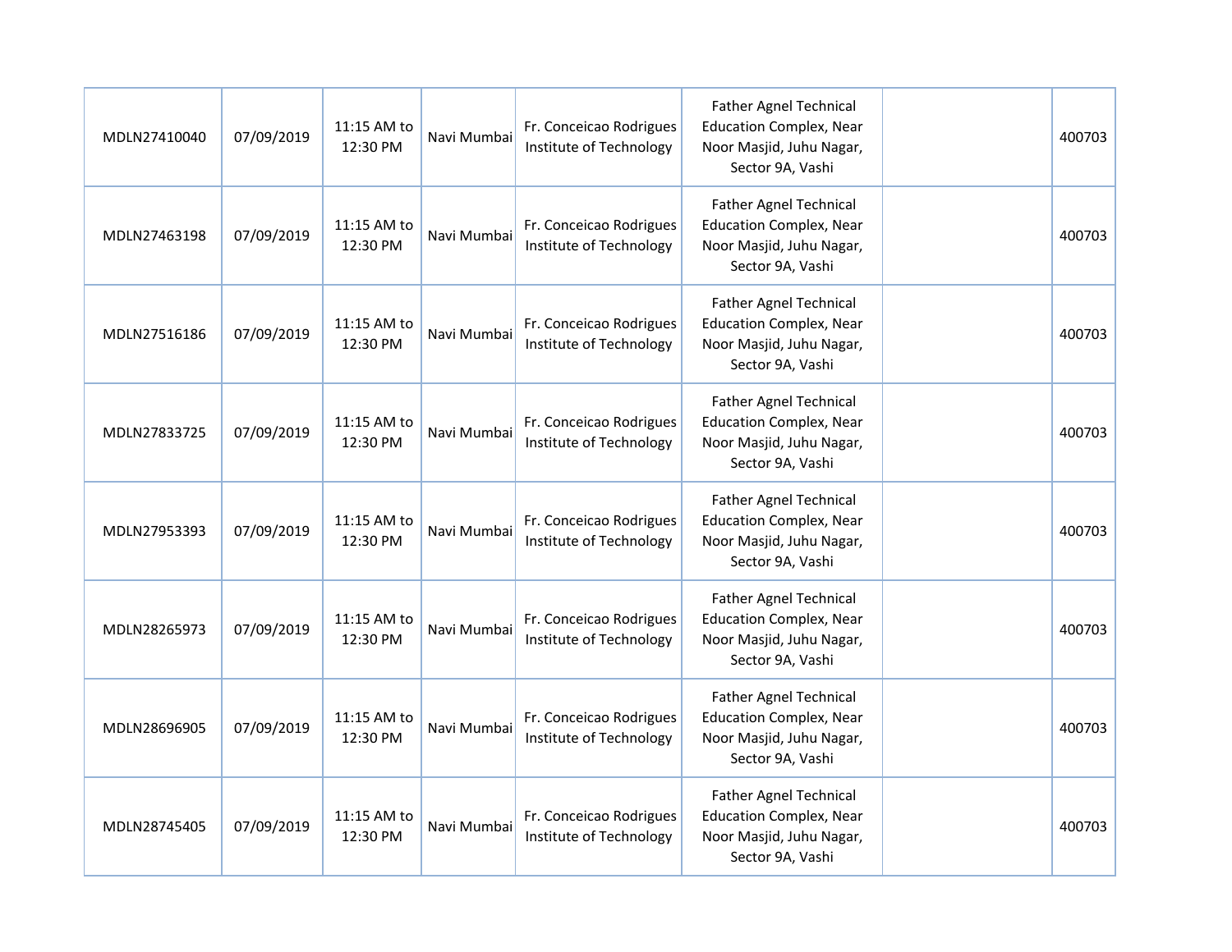| | | | | | | | |
|---|---|---|---|---|---|---|---|
| MDLN27410040 | 07/09/2019 | 11:15 AM to 12:30 PM | Navi Mumbai | Fr. Conceicao Rodrigues Institute of Technology | Father Agnel Technical Education Complex, Near Noor Masjid, Juhu Nagar, Sector 9A, Vashi | | 400703 |
| MDLN27463198 | 07/09/2019 | 11:15 AM to 12:30 PM | Navi Mumbai | Fr. Conceicao Rodrigues Institute of Technology | Father Agnel Technical Education Complex, Near Noor Masjid, Juhu Nagar, Sector 9A, Vashi | | 400703 |
| MDLN27516186 | 07/09/2019 | 11:15 AM to 12:30 PM | Navi Mumbai | Fr. Conceicao Rodrigues Institute of Technology | Father Agnel Technical Education Complex, Near Noor Masjid, Juhu Nagar, Sector 9A, Vashi | | 400703 |
| MDLN27833725 | 07/09/2019 | 11:15 AM to 12:30 PM | Navi Mumbai | Fr. Conceicao Rodrigues Institute of Technology | Father Agnel Technical Education Complex, Near Noor Masjid, Juhu Nagar, Sector 9A, Vashi | | 400703 |
| MDLN27953393 | 07/09/2019 | 11:15 AM to 12:30 PM | Navi Mumbai | Fr. Conceicao Rodrigues Institute of Technology | Father Agnel Technical Education Complex, Near Noor Masjid, Juhu Nagar, Sector 9A, Vashi | | 400703 |
| MDLN28265973 | 07/09/2019 | 11:15 AM to 12:30 PM | Navi Mumbai | Fr. Conceicao Rodrigues Institute of Technology | Father Agnel Technical Education Complex, Near Noor Masjid, Juhu Nagar, Sector 9A, Vashi | | 400703 |
| MDLN28696905 | 07/09/2019 | 11:15 AM to 12:30 PM | Navi Mumbai | Fr. Conceicao Rodrigues Institute of Technology | Father Agnel Technical Education Complex, Near Noor Masjid, Juhu Nagar, Sector 9A, Vashi | | 400703 |
| MDLN28745405 | 07/09/2019 | 11:15 AM to 12:30 PM | Navi Mumbai | Fr. Conceicao Rodrigues Institute of Technology | Father Agnel Technical Education Complex, Near Noor Masjid, Juhu Nagar, Sector 9A, Vashi | | 400703 |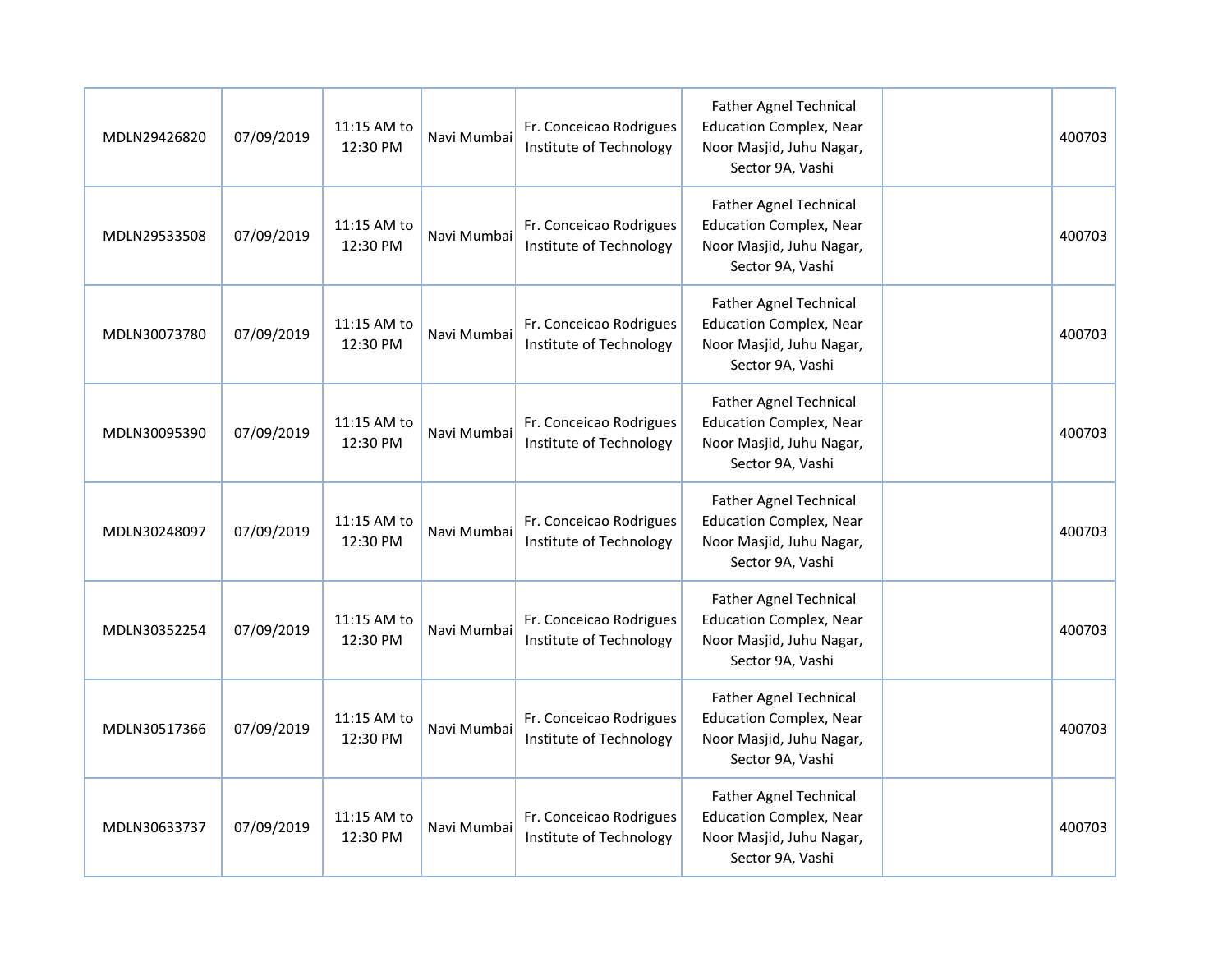| | | | | | | | |
|---|---|---|---|---|---|---|---|
| MDLN29426820 | 07/09/2019 | 11:15 AM to 12:30 PM | Navi Mumbai | Fr. Conceicao Rodrigues Institute of Technology | Father Agnel Technical Education Complex, Near Noor Masjid, Juhu Nagar, Sector 9A, Vashi | | 400703 |
| MDLN29533508 | 07/09/2019 | 11:15 AM to 12:30 PM | Navi Mumbai | Fr. Conceicao Rodrigues Institute of Technology | Father Agnel Technical Education Complex, Near Noor Masjid, Juhu Nagar, Sector 9A, Vashi | | 400703 |
| MDLN30073780 | 07/09/2019 | 11:15 AM to 12:30 PM | Navi Mumbai | Fr. Conceicao Rodrigues Institute of Technology | Father Agnel Technical Education Complex, Near Noor Masjid, Juhu Nagar, Sector 9A, Vashi | | 400703 |
| MDLN30095390 | 07/09/2019 | 11:15 AM to 12:30 PM | Navi Mumbai | Fr. Conceicao Rodrigues Institute of Technology | Father Agnel Technical Education Complex, Near Noor Masjid, Juhu Nagar, Sector 9A, Vashi | | 400703 |
| MDLN30248097 | 07/09/2019 | 11:15 AM to 12:30 PM | Navi Mumbai | Fr. Conceicao Rodrigues Institute of Technology | Father Agnel Technical Education Complex, Near Noor Masjid, Juhu Nagar, Sector 9A, Vashi | | 400703 |
| MDLN30352254 | 07/09/2019 | 11:15 AM to 12:30 PM | Navi Mumbai | Fr. Conceicao Rodrigues Institute of Technology | Father Agnel Technical Education Complex, Near Noor Masjid, Juhu Nagar, Sector 9A, Vashi | | 400703 |
| MDLN30517366 | 07/09/2019 | 11:15 AM to 12:30 PM | Navi Mumbai | Fr. Conceicao Rodrigues Institute of Technology | Father Agnel Technical Education Complex, Near Noor Masjid, Juhu Nagar, Sector 9A, Vashi | | 400703 |
| MDLN30633737 | 07/09/2019 | 11:15 AM to 12:30 PM | Navi Mumbai | Fr. Conceicao Rodrigues Institute of Technology | Father Agnel Technical Education Complex, Near Noor Masjid, Juhu Nagar, Sector 9A, Vashi | | 400703 |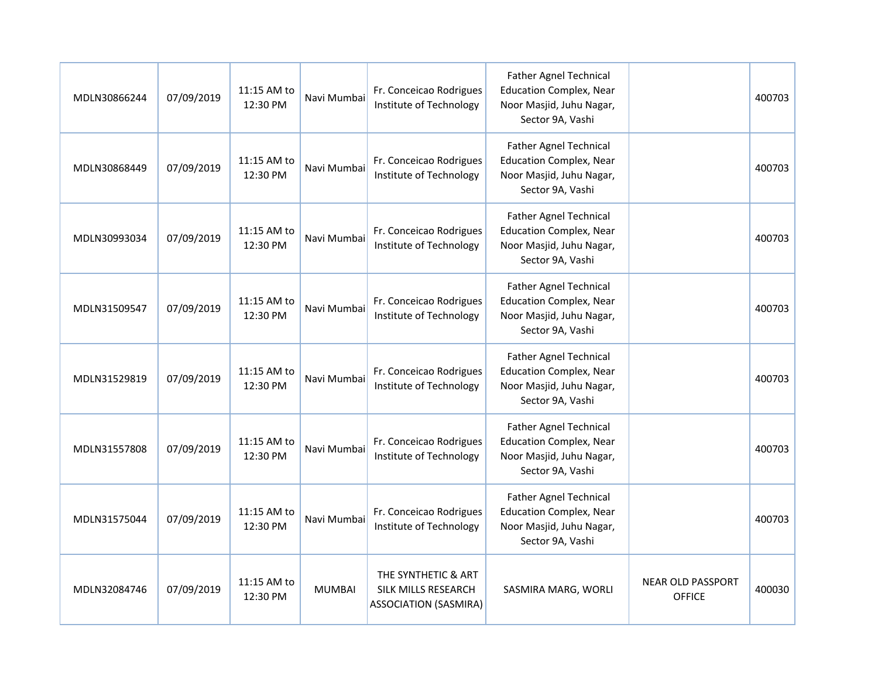| | | | | | | | |
|---|---|---|---|---|---|---|---|
| MDLN30866244 | 07/09/2019 | 11:15 AM to 12:30 PM | Navi Mumbai | Fr. Conceicao Rodrigues Institute of Technology | Father Agnel Technical Education Complex, Near Noor Masjid, Juhu Nagar, Sector 9A, Vashi | | 400703 |
| MDLN30868449 | 07/09/2019 | 11:15 AM to 12:30 PM | Navi Mumbai | Fr. Conceicao Rodrigues Institute of Technology | Father Agnel Technical Education Complex, Near Noor Masjid, Juhu Nagar, Sector 9A, Vashi | | 400703 |
| MDLN30993034 | 07/09/2019 | 11:15 AM to 12:30 PM | Navi Mumbai | Fr. Conceicao Rodrigues Institute of Technology | Father Agnel Technical Education Complex, Near Noor Masjid, Juhu Nagar, Sector 9A, Vashi | | 400703 |
| MDLN31509547 | 07/09/2019 | 11:15 AM to 12:30 PM | Navi Mumbai | Fr. Conceicao Rodrigues Institute of Technology | Father Agnel Technical Education Complex, Near Noor Masjid, Juhu Nagar, Sector 9A, Vashi | | 400703 |
| MDLN31529819 | 07/09/2019 | 11:15 AM to 12:30 PM | Navi Mumbai | Fr. Conceicao Rodrigues Institute of Technology | Father Agnel Technical Education Complex, Near Noor Masjid, Juhu Nagar, Sector 9A, Vashi | | 400703 |
| MDLN31557808 | 07/09/2019 | 11:15 AM to 12:30 PM | Navi Mumbai | Fr. Conceicao Rodrigues Institute of Technology | Father Agnel Technical Education Complex, Near Noor Masjid, Juhu Nagar, Sector 9A, Vashi | | 400703 |
| MDLN31575044 | 07/09/2019 | 11:15 AM to 12:30 PM | Navi Mumbai | Fr. Conceicao Rodrigues Institute of Technology | Father Agnel Technical Education Complex, Near Noor Masjid, Juhu Nagar, Sector 9A, Vashi | | 400703 |
| MDLN32084746 | 07/09/2019 | 11:15 AM to 12:30 PM | MUMBAI | THE SYNTHETIC & ART SILK MILLS RESEARCH ASSOCIATION (SASMIRA) | SASMIRA MARG, WORLI | NEAR OLD PASSPORT OFFICE | 400030 |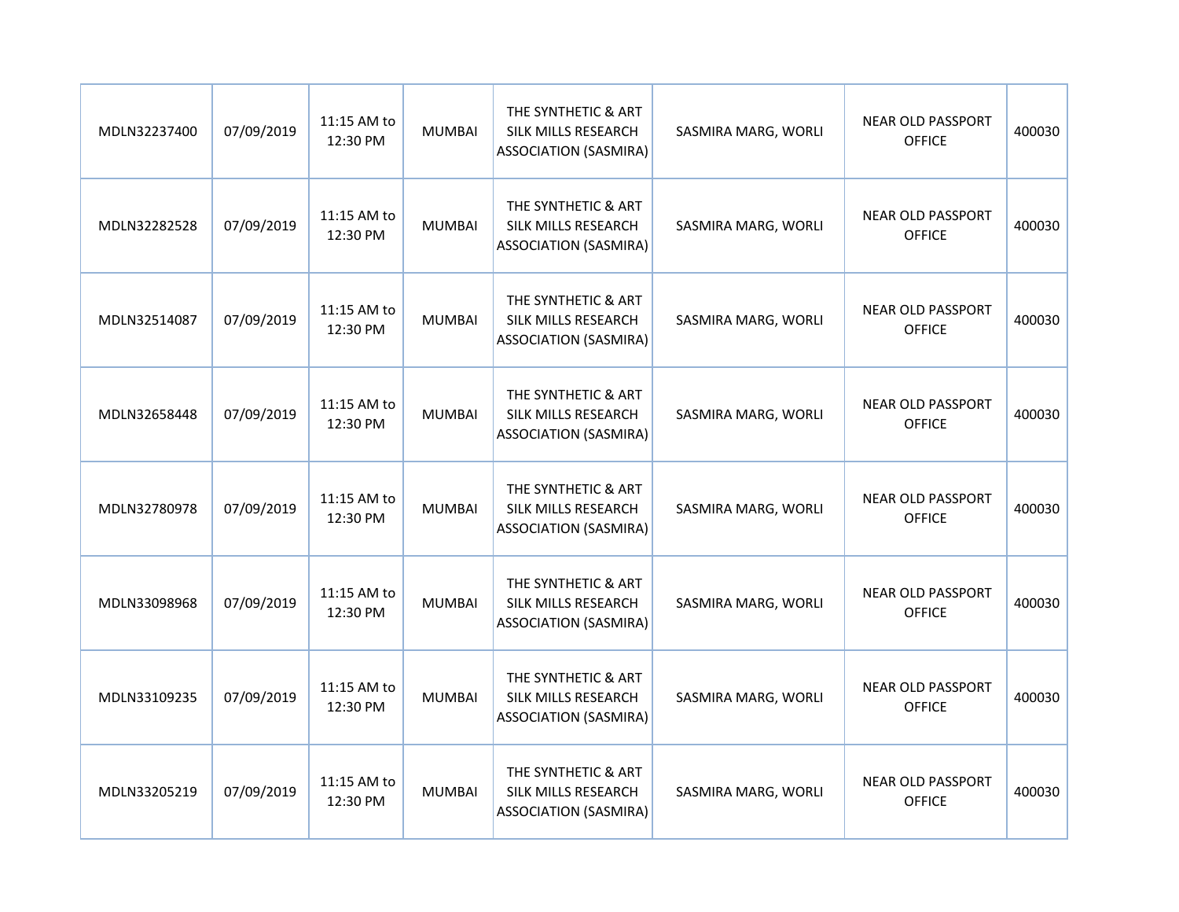| | | | | | | | |
|---|---|---|---|---|---|---|---|
| MDLN32237400 | 07/09/2019 | 11:15 AM to 12:30 PM | MUMBAI | THE SYNTHETIC & ART SILK MILLS RESEARCH ASSOCIATION (SASMIRA) | SASMIRA MARG, WORLI | NEAR OLD PASSPORT OFFICE | 400030 |
| MDLN32282528 | 07/09/2019 | 11:15 AM to 12:30 PM | MUMBAI | THE SYNTHETIC & ART SILK MILLS RESEARCH ASSOCIATION (SASMIRA) | SASMIRA MARG, WORLI | NEAR OLD PASSPORT OFFICE | 400030 |
| MDLN32514087 | 07/09/2019 | 11:15 AM to 12:30 PM | MUMBAI | THE SYNTHETIC & ART SILK MILLS RESEARCH ASSOCIATION (SASMIRA) | SASMIRA MARG, WORLI | NEAR OLD PASSPORT OFFICE | 400030 |
| MDLN32658448 | 07/09/2019 | 11:15 AM to 12:30 PM | MUMBAI | THE SYNTHETIC & ART SILK MILLS RESEARCH ASSOCIATION (SASMIRA) | SASMIRA MARG, WORLI | NEAR OLD PASSPORT OFFICE | 400030 |
| MDLN32780978 | 07/09/2019 | 11:15 AM to 12:30 PM | MUMBAI | THE SYNTHETIC & ART SILK MILLS RESEARCH ASSOCIATION (SASMIRA) | SASMIRA MARG, WORLI | NEAR OLD PASSPORT OFFICE | 400030 |
| MDLN33098968 | 07/09/2019 | 11:15 AM to 12:30 PM | MUMBAI | THE SYNTHETIC & ART SILK MILLS RESEARCH ASSOCIATION (SASMIRA) | SASMIRA MARG, WORLI | NEAR OLD PASSPORT OFFICE | 400030 |
| MDLN33109235 | 07/09/2019 | 11:15 AM to 12:30 PM | MUMBAI | THE SYNTHETIC & ART SILK MILLS RESEARCH ASSOCIATION (SASMIRA) | SASMIRA MARG, WORLI | NEAR OLD PASSPORT OFFICE | 400030 |
| MDLN33205219 | 07/09/2019 | 11:15 AM to 12:30 PM | MUMBAI | THE SYNTHETIC & ART SILK MILLS RESEARCH ASSOCIATION (SASMIRA) | SASMIRA MARG, WORLI | NEAR OLD PASSPORT OFFICE | 400030 |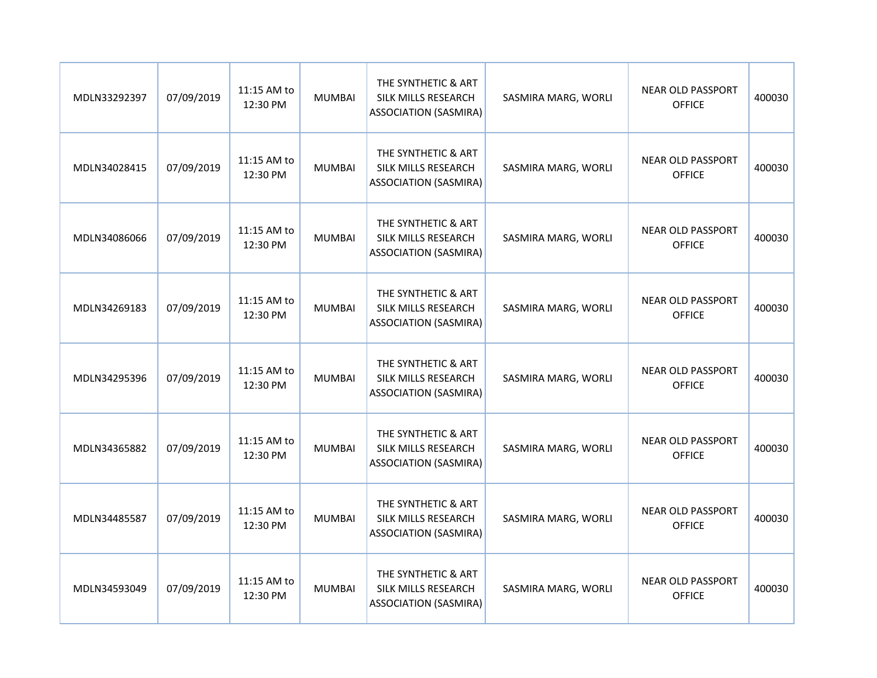| MDLN33292397 | 07/09/2019 | 11:15 AM to 12:30 PM | MUMBAI | THE SYNTHETIC & ART SILK MILLS RESEARCH ASSOCIATION (SASMIRA) | SASMIRA MARG, WORLI | NEAR OLD PASSPORT OFFICE | 400030 |
|---|---|---|---|---|---|---|---|
| MDLN34028415 | 07/09/2019 | 11:15 AM to 12:30 PM | MUMBAI | THE SYNTHETIC & ART SILK MILLS RESEARCH ASSOCIATION (SASMIRA) | SASMIRA MARG, WORLI | NEAR OLD PASSPORT OFFICE | 400030 |
| MDLN34086066 | 07/09/2019 | 11:15 AM to 12:30 PM | MUMBAI | THE SYNTHETIC & ART SILK MILLS RESEARCH ASSOCIATION (SASMIRA) | SASMIRA MARG, WORLI | NEAR OLD PASSPORT OFFICE | 400030 |
| MDLN34269183 | 07/09/2019 | 11:15 AM to 12:30 PM | MUMBAI | THE SYNTHETIC & ART SILK MILLS RESEARCH ASSOCIATION (SASMIRA) | SASMIRA MARG, WORLI | NEAR OLD PASSPORT OFFICE | 400030 |
| MDLN34295396 | 07/09/2019 | 11:15 AM to 12:30 PM | MUMBAI | THE SYNTHETIC & ART SILK MILLS RESEARCH ASSOCIATION (SASMIRA) | SASMIRA MARG, WORLI | NEAR OLD PASSPORT OFFICE | 400030 |
| MDLN34365882 | 07/09/2019 | 11:15 AM to 12:30 PM | MUMBAI | THE SYNTHETIC & ART SILK MILLS RESEARCH ASSOCIATION (SASMIRA) | SASMIRA MARG, WORLI | NEAR OLD PASSPORT OFFICE | 400030 |
| MDLN34485587 | 07/09/2019 | 11:15 AM to 12:30 PM | MUMBAI | THE SYNTHETIC & ART SILK MILLS RESEARCH ASSOCIATION (SASMIRA) | SASMIRA MARG, WORLI | NEAR OLD PASSPORT OFFICE | 400030 |
| MDLN34593049 | 07/09/2019 | 11:15 AM to 12:30 PM | MUMBAI | THE SYNTHETIC & ART SILK MILLS RESEARCH ASSOCIATION (SASMIRA) | SASMIRA MARG, WORLI | NEAR OLD PASSPORT OFFICE | 400030 |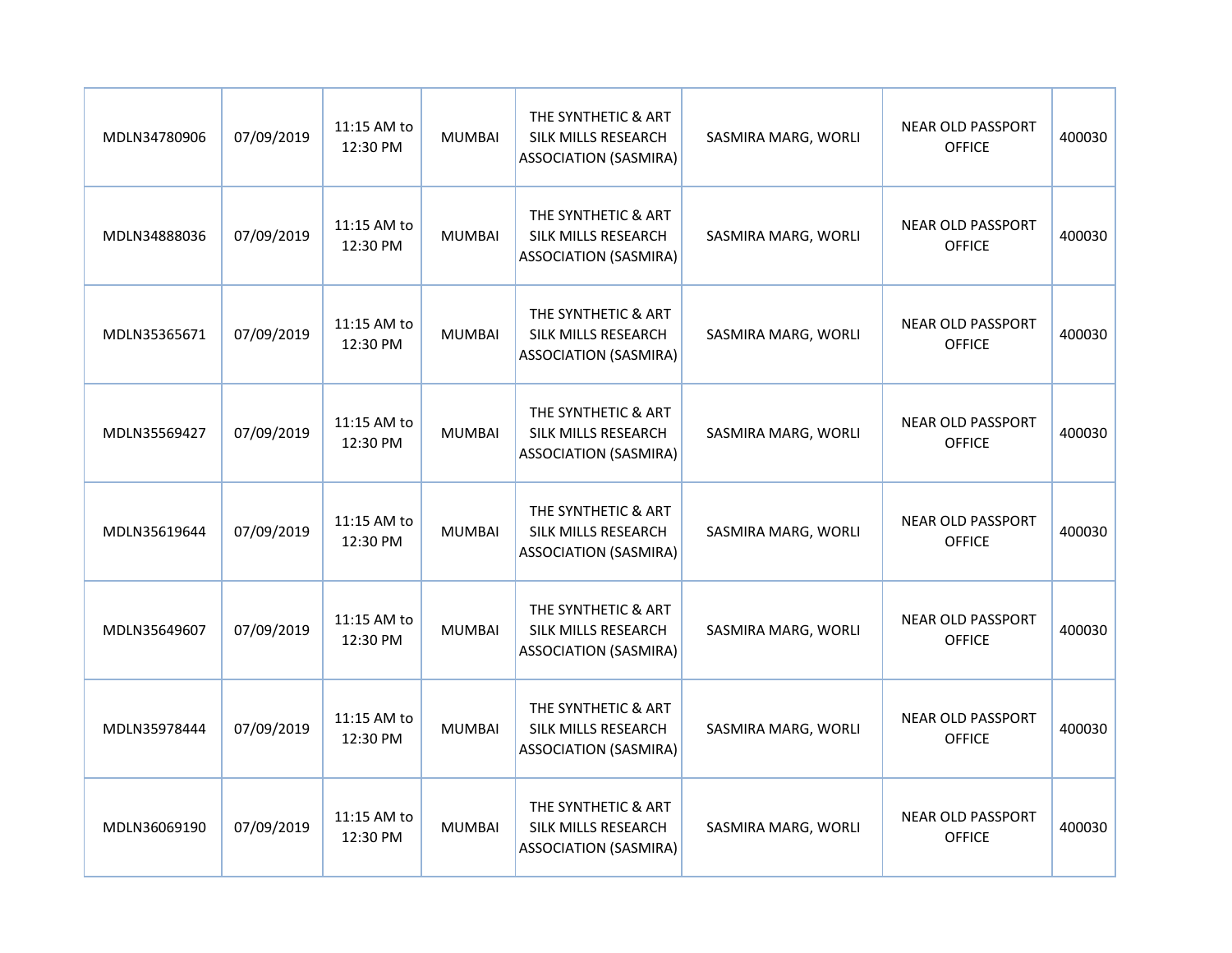| | | | | | | | |
|---|---|---|---|---|---|---|---|
| MDLN34780906 | 07/09/2019 | 11:15 AM to 12:30 PM | MUMBAI | THE SYNTHETIC & ART SILK MILLS RESEARCH ASSOCIATION (SASMIRA) | SASMIRA MARG, WORLI | NEAR OLD PASSPORT OFFICE | 400030 |
| MDLN34888036 | 07/09/2019 | 11:15 AM to 12:30 PM | MUMBAI | THE SYNTHETIC & ART SILK MILLS RESEARCH ASSOCIATION (SASMIRA) | SASMIRA MARG, WORLI | NEAR OLD PASSPORT OFFICE | 400030 |
| MDLN35365671 | 07/09/2019 | 11:15 AM to 12:30 PM | MUMBAI | THE SYNTHETIC & ART SILK MILLS RESEARCH ASSOCIATION (SASMIRA) | SASMIRA MARG, WORLI | NEAR OLD PASSPORT OFFICE | 400030 |
| MDLN35569427 | 07/09/2019 | 11:15 AM to 12:30 PM | MUMBAI | THE SYNTHETIC & ART SILK MILLS RESEARCH ASSOCIATION (SASMIRA) | SASMIRA MARG, WORLI | NEAR OLD PASSPORT OFFICE | 400030 |
| MDLN35619644 | 07/09/2019 | 11:15 AM to 12:30 PM | MUMBAI | THE SYNTHETIC & ART SILK MILLS RESEARCH ASSOCIATION (SASMIRA) | SASMIRA MARG, WORLI | NEAR OLD PASSPORT OFFICE | 400030 |
| MDLN35649607 | 07/09/2019 | 11:15 AM to 12:30 PM | MUMBAI | THE SYNTHETIC & ART SILK MILLS RESEARCH ASSOCIATION (SASMIRA) | SASMIRA MARG, WORLI | NEAR OLD PASSPORT OFFICE | 400030 |
| MDLN35978444 | 07/09/2019 | 11:15 AM to 12:30 PM | MUMBAI | THE SYNTHETIC & ART SILK MILLS RESEARCH ASSOCIATION (SASMIRA) | SASMIRA MARG, WORLI | NEAR OLD PASSPORT OFFICE | 400030 |
| MDLN36069190 | 07/09/2019 | 11:15 AM to 12:30 PM | MUMBAI | THE SYNTHETIC & ART SILK MILLS RESEARCH ASSOCIATION (SASMIRA) | SASMIRA MARG, WORLI | NEAR OLD PASSPORT OFFICE | 400030 |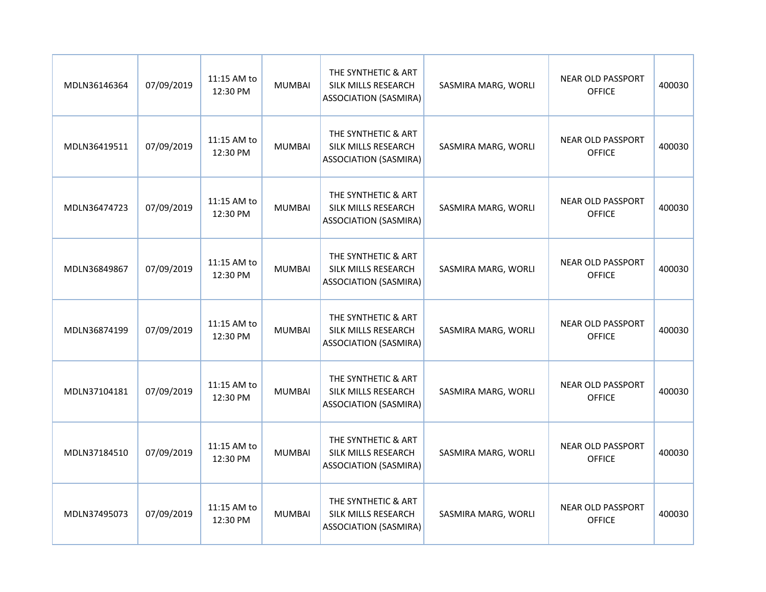| | | | | | | | |
|---|---|---|---|---|---|---|---|
| MDLN36146364 | 07/09/2019 | 11:15 AM to 12:30 PM | MUMBAI | THE SYNTHETIC & ART SILK MILLS RESEARCH ASSOCIATION (SASMIRA) | SASMIRA MARG, WORLI | NEAR OLD PASSPORT OFFICE | 400030 |
| MDLN36419511 | 07/09/2019 | 11:15 AM to 12:30 PM | MUMBAI | THE SYNTHETIC & ART SILK MILLS RESEARCH ASSOCIATION (SASMIRA) | SASMIRA MARG, WORLI | NEAR OLD PASSPORT OFFICE | 400030 |
| MDLN36474723 | 07/09/2019 | 11:15 AM to 12:30 PM | MUMBAI | THE SYNTHETIC & ART SILK MILLS RESEARCH ASSOCIATION (SASMIRA) | SASMIRA MARG, WORLI | NEAR OLD PASSPORT OFFICE | 400030 |
| MDLN36849867 | 07/09/2019 | 11:15 AM to 12:30 PM | MUMBAI | THE SYNTHETIC & ART SILK MILLS RESEARCH ASSOCIATION (SASMIRA) | SASMIRA MARG, WORLI | NEAR OLD PASSPORT OFFICE | 400030 |
| MDLN36874199 | 07/09/2019 | 11:15 AM to 12:30 PM | MUMBAI | THE SYNTHETIC & ART SILK MILLS RESEARCH ASSOCIATION (SASMIRA) | SASMIRA MARG, WORLI | NEAR OLD PASSPORT OFFICE | 400030 |
| MDLN37104181 | 07/09/2019 | 11:15 AM to 12:30 PM | MUMBAI | THE SYNTHETIC & ART SILK MILLS RESEARCH ASSOCIATION (SASMIRA) | SASMIRA MARG, WORLI | NEAR OLD PASSPORT OFFICE | 400030 |
| MDLN37184510 | 07/09/2019 | 11:15 AM to 12:30 PM | MUMBAI | THE SYNTHETIC & ART SILK MILLS RESEARCH ASSOCIATION (SASMIRA) | SASMIRA MARG, WORLI | NEAR OLD PASSPORT OFFICE | 400030 |
| MDLN37495073 | 07/09/2019 | 11:15 AM to 12:30 PM | MUMBAI | THE SYNTHETIC & ART SILK MILLS RESEARCH ASSOCIATION (SASMIRA) | SASMIRA MARG, WORLI | NEAR OLD PASSPORT OFFICE | 400030 |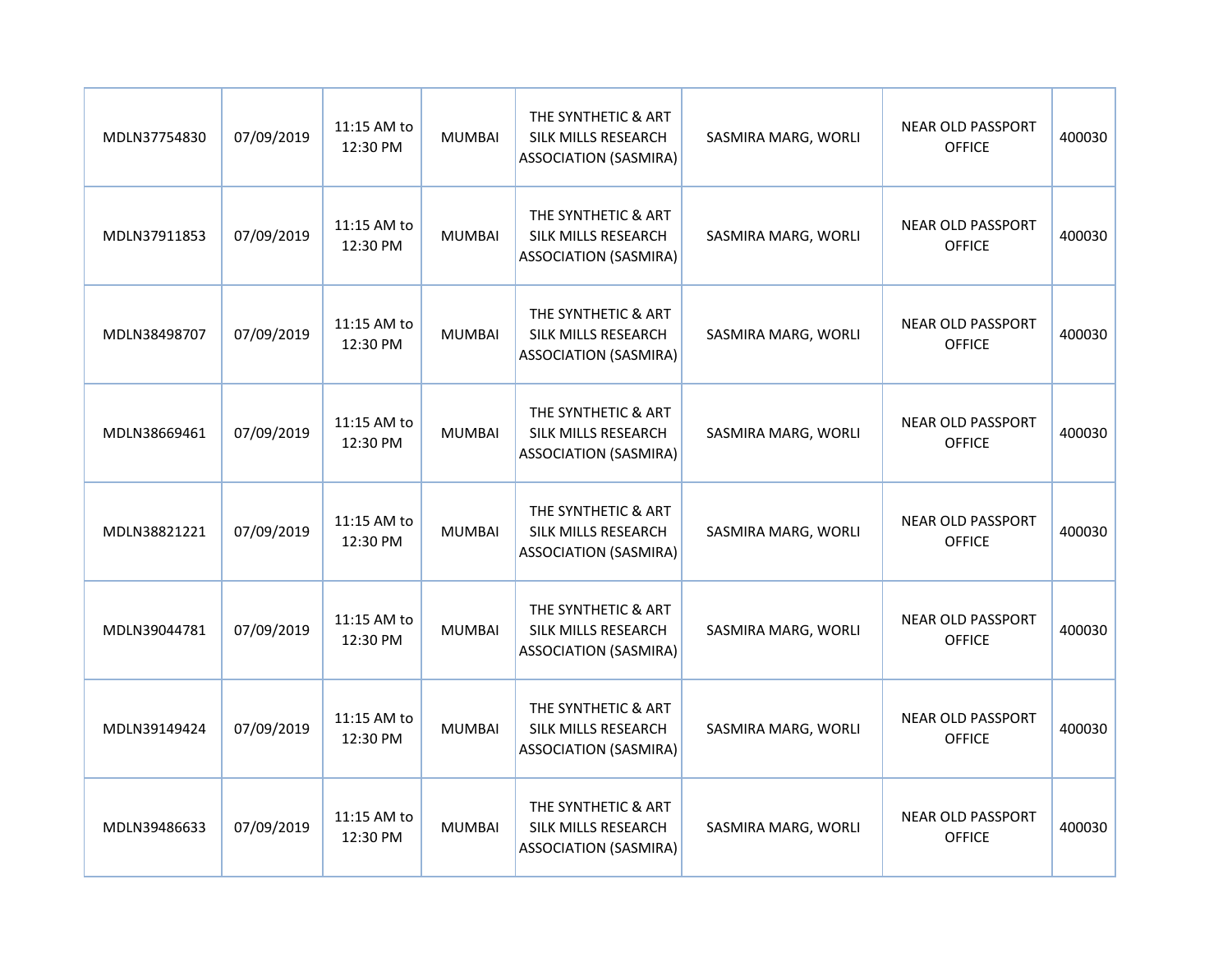| | | | | | | | |
|---|---|---|---|---|---|---|---|
| MDLN37754830 | 07/09/2019 | 11:15 AM to 12:30 PM | MUMBAI | THE SYNTHETIC & ART SILK MILLS RESEARCH ASSOCIATION (SASMIRA) | SASMIRA MARG, WORLI | NEAR OLD PASSPORT OFFICE | 400030 |
| MDLN37911853 | 07/09/2019 | 11:15 AM to 12:30 PM | MUMBAI | THE SYNTHETIC & ART SILK MILLS RESEARCH ASSOCIATION (SASMIRA) | SASMIRA MARG, WORLI | NEAR OLD PASSPORT OFFICE | 400030 |
| MDLN38498707 | 07/09/2019 | 11:15 AM to 12:30 PM | MUMBAI | THE SYNTHETIC & ART SILK MILLS RESEARCH ASSOCIATION (SASMIRA) | SASMIRA MARG, WORLI | NEAR OLD PASSPORT OFFICE | 400030 |
| MDLN38669461 | 07/09/2019 | 11:15 AM to 12:30 PM | MUMBAI | THE SYNTHETIC & ART SILK MILLS RESEARCH ASSOCIATION (SASMIRA) | SASMIRA MARG, WORLI | NEAR OLD PASSPORT OFFICE | 400030 |
| MDLN38821221 | 07/09/2019 | 11:15 AM to 12:30 PM | MUMBAI | THE SYNTHETIC & ART SILK MILLS RESEARCH ASSOCIATION (SASMIRA) | SASMIRA MARG, WORLI | NEAR OLD PASSPORT OFFICE | 400030 |
| MDLN39044781 | 07/09/2019 | 11:15 AM to 12:30 PM | MUMBAI | THE SYNTHETIC & ART SILK MILLS RESEARCH ASSOCIATION (SASMIRA) | SASMIRA MARG, WORLI | NEAR OLD PASSPORT OFFICE | 400030 |
| MDLN39149424 | 07/09/2019 | 11:15 AM to 12:30 PM | MUMBAI | THE SYNTHETIC & ART SILK MILLS RESEARCH ASSOCIATION (SASMIRA) | SASMIRA MARG, WORLI | NEAR OLD PASSPORT OFFICE | 400030 |
| MDLN39486633 | 07/09/2019 | 11:15 AM to 12:30 PM | MUMBAI | THE SYNTHETIC & ART SILK MILLS RESEARCH ASSOCIATION (SASMIRA) | SASMIRA MARG, WORLI | NEAR OLD PASSPORT OFFICE | 400030 |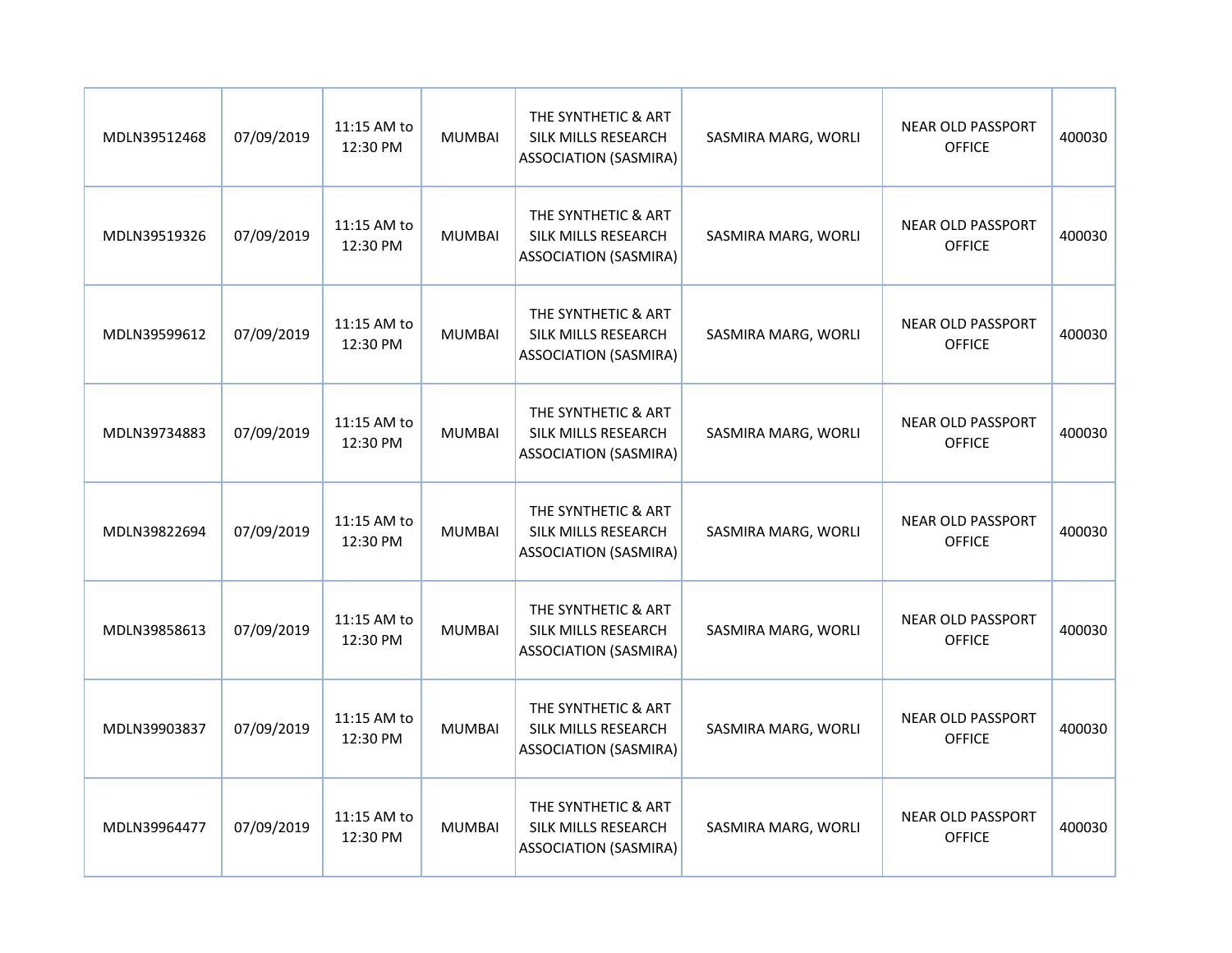| | | | | | | | |
|---|---|---|---|---|---|---|---|
| MDLN39512468 | 07/09/2019 | 11:15 AM to 12:30 PM | MUMBAI | THE SYNTHETIC & ART SILK MILLS RESEARCH ASSOCIATION (SASMIRA) | SASMIRA MARG, WORLI | NEAR OLD PASSPORT OFFICE | 400030 |
| MDLN39519326 | 07/09/2019 | 11:15 AM to 12:30 PM | MUMBAI | THE SYNTHETIC & ART SILK MILLS RESEARCH ASSOCIATION (SASMIRA) | SASMIRA MARG, WORLI | NEAR OLD PASSPORT OFFICE | 400030 |
| MDLN39599612 | 07/09/2019 | 11:15 AM to 12:30 PM | MUMBAI | THE SYNTHETIC & ART SILK MILLS RESEARCH ASSOCIATION (SASMIRA) | SASMIRA MARG, WORLI | NEAR OLD PASSPORT OFFICE | 400030 |
| MDLN39734883 | 07/09/2019 | 11:15 AM to 12:30 PM | MUMBAI | THE SYNTHETIC & ART SILK MILLS RESEARCH ASSOCIATION (SASMIRA) | SASMIRA MARG, WORLI | NEAR OLD PASSPORT OFFICE | 400030 |
| MDLN39822694 | 07/09/2019 | 11:15 AM to 12:30 PM | MUMBAI | THE SYNTHETIC & ART SILK MILLS RESEARCH ASSOCIATION (SASMIRA) | SASMIRA MARG, WORLI | NEAR OLD PASSPORT OFFICE | 400030 |
| MDLN39858613 | 07/09/2019 | 11:15 AM to 12:30 PM | MUMBAI | THE SYNTHETIC & ART SILK MILLS RESEARCH ASSOCIATION (SASMIRA) | SASMIRA MARG, WORLI | NEAR OLD PASSPORT OFFICE | 400030 |
| MDLN39903837 | 07/09/2019 | 11:15 AM to 12:30 PM | MUMBAI | THE SYNTHETIC & ART SILK MILLS RESEARCH ASSOCIATION (SASMIRA) | SASMIRA MARG, WORLI | NEAR OLD PASSPORT OFFICE | 400030 |
| MDLN39964477 | 07/09/2019 | 11:15 AM to 12:30 PM | MUMBAI | THE SYNTHETIC & ART SILK MILLS RESEARCH ASSOCIATION (SASMIRA) | SASMIRA MARG, WORLI | NEAR OLD PASSPORT OFFICE | 400030 |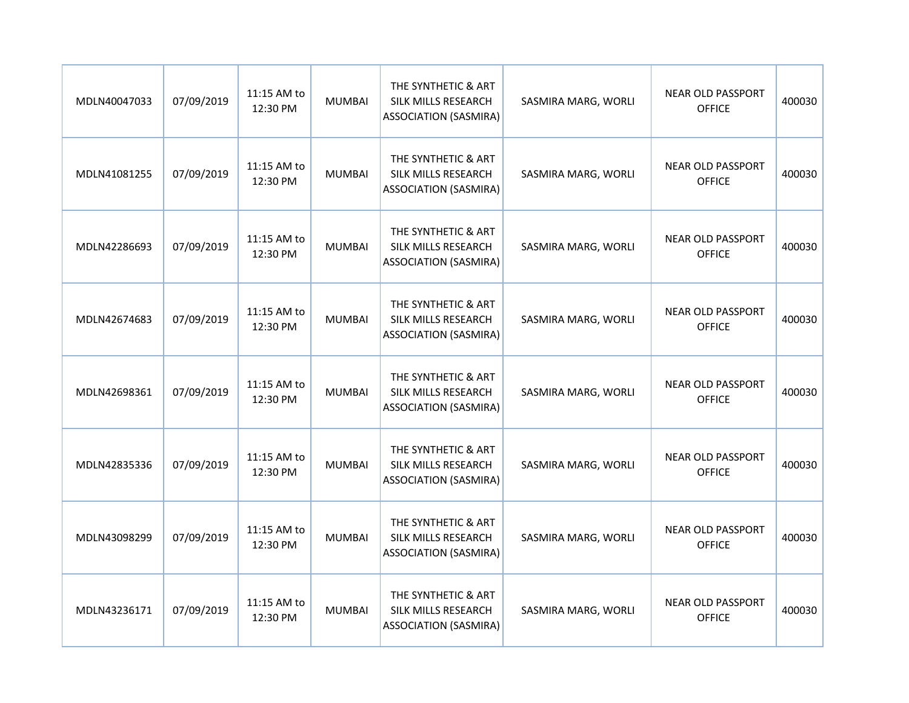| | | | | | | | |
|---|---|---|---|---|---|---|---|
| MDLN40047033 | 07/09/2019 | 11:15 AM to 12:30 PM | MUMBAI | THE SYNTHETIC & ART SILK MILLS RESEARCH ASSOCIATION (SASMIRA) | SASMIRA MARG, WORLI | NEAR OLD PASSPORT OFFICE | 400030 |
| MDLN41081255 | 07/09/2019 | 11:15 AM to 12:30 PM | MUMBAI | THE SYNTHETIC & ART SILK MILLS RESEARCH ASSOCIATION (SASMIRA) | SASMIRA MARG, WORLI | NEAR OLD PASSPORT OFFICE | 400030 |
| MDLN42286693 | 07/09/2019 | 11:15 AM to 12:30 PM | MUMBAI | THE SYNTHETIC & ART SILK MILLS RESEARCH ASSOCIATION (SASMIRA) | SASMIRA MARG, WORLI | NEAR OLD PASSPORT OFFICE | 400030 |
| MDLN42674683 | 07/09/2019 | 11:15 AM to 12:30 PM | MUMBAI | THE SYNTHETIC & ART SILK MILLS RESEARCH ASSOCIATION (SASMIRA) | SASMIRA MARG, WORLI | NEAR OLD PASSPORT OFFICE | 400030 |
| MDLN42698361 | 07/09/2019 | 11:15 AM to 12:30 PM | MUMBAI | THE SYNTHETIC & ART SILK MILLS RESEARCH ASSOCIATION (SASMIRA) | SASMIRA MARG, WORLI | NEAR OLD PASSPORT OFFICE | 400030 |
| MDLN42835336 | 07/09/2019 | 11:15 AM to 12:30 PM | MUMBAI | THE SYNTHETIC & ART SILK MILLS RESEARCH ASSOCIATION (SASMIRA) | SASMIRA MARG, WORLI | NEAR OLD PASSPORT OFFICE | 400030 |
| MDLN43098299 | 07/09/2019 | 11:15 AM to 12:30 PM | MUMBAI | THE SYNTHETIC & ART SILK MILLS RESEARCH ASSOCIATION (SASMIRA) | SASMIRA MARG, WORLI | NEAR OLD PASSPORT OFFICE | 400030 |
| MDLN43236171 | 07/09/2019 | 11:15 AM to 12:30 PM | MUMBAI | THE SYNTHETIC & ART SILK MILLS RESEARCH ASSOCIATION (SASMIRA) | SASMIRA MARG, WORLI | NEAR OLD PASSPORT OFFICE | 400030 |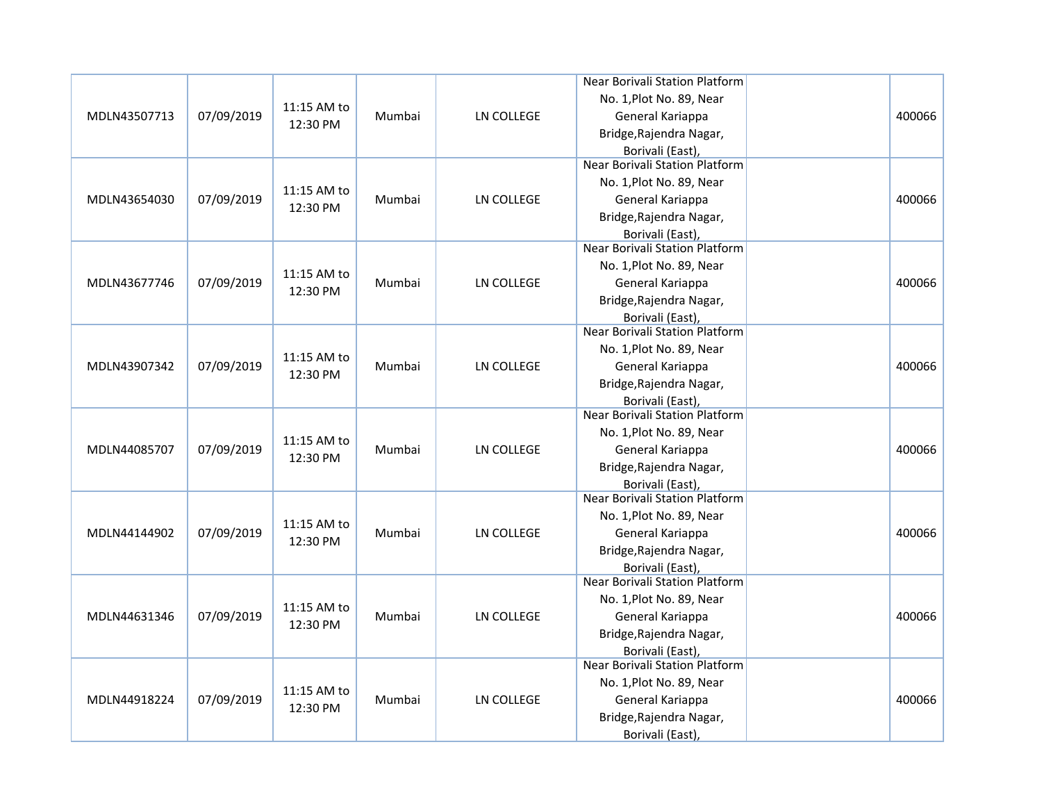| | | | | | | | |
|---|---|---|---|---|---|---|---|
| MDLN43507713 | 07/09/2019 | 11:15 AM to 12:30 PM | Mumbai | LN COLLEGE | Near Borivali Station Platform No. 1,Plot No. 89, Near General Kariappa Bridge,Rajendra Nagar, Borivali (East), | | 400066 |
| MDLN43654030 | 07/09/2019 | 11:15 AM to 12:30 PM | Mumbai | LN COLLEGE | Near Borivali Station Platform No. 1,Plot No. 89, Near General Kariappa Bridge,Rajendra Nagar, Borivali (East), | | 400066 |
| MDLN43677746 | 07/09/2019 | 11:15 AM to 12:30 PM | Mumbai | LN COLLEGE | Near Borivali Station Platform No. 1,Plot No. 89, Near General Kariappa Bridge,Rajendra Nagar, Borivali (East), | | 400066 |
| MDLN43907342 | 07/09/2019 | 11:15 AM to 12:30 PM | Mumbai | LN COLLEGE | Near Borivali Station Platform No. 1,Plot No. 89, Near General Kariappa Bridge,Rajendra Nagar, Borivali (East), | | 400066 |
| MDLN44085707 | 07/09/2019 | 11:15 AM to 12:30 PM | Mumbai | LN COLLEGE | Near Borivali Station Platform No. 1,Plot No. 89, Near General Kariappa Bridge,Rajendra Nagar, Borivali (East), | | 400066 |
| MDLN44144902 | 07/09/2019 | 11:15 AM to 12:30 PM | Mumbai | LN COLLEGE | Near Borivali Station Platform No. 1,Plot No. 89, Near General Kariappa Bridge,Rajendra Nagar, Borivali (East), | | 400066 |
| MDLN44631346 | 07/09/2019 | 11:15 AM to 12:30 PM | Mumbai | LN COLLEGE | Near Borivali Station Platform No. 1,Plot No. 89, Near General Kariappa Bridge,Rajendra Nagar, Borivali (East), | | 400066 |
| MDLN44918224 | 07/09/2019 | 11:15 AM to 12:30 PM | Mumbai | LN COLLEGE | Near Borivali Station Platform No. 1,Plot No. 89, Near General Kariappa Bridge,Rajendra Nagar, Borivali (East), | | 400066 |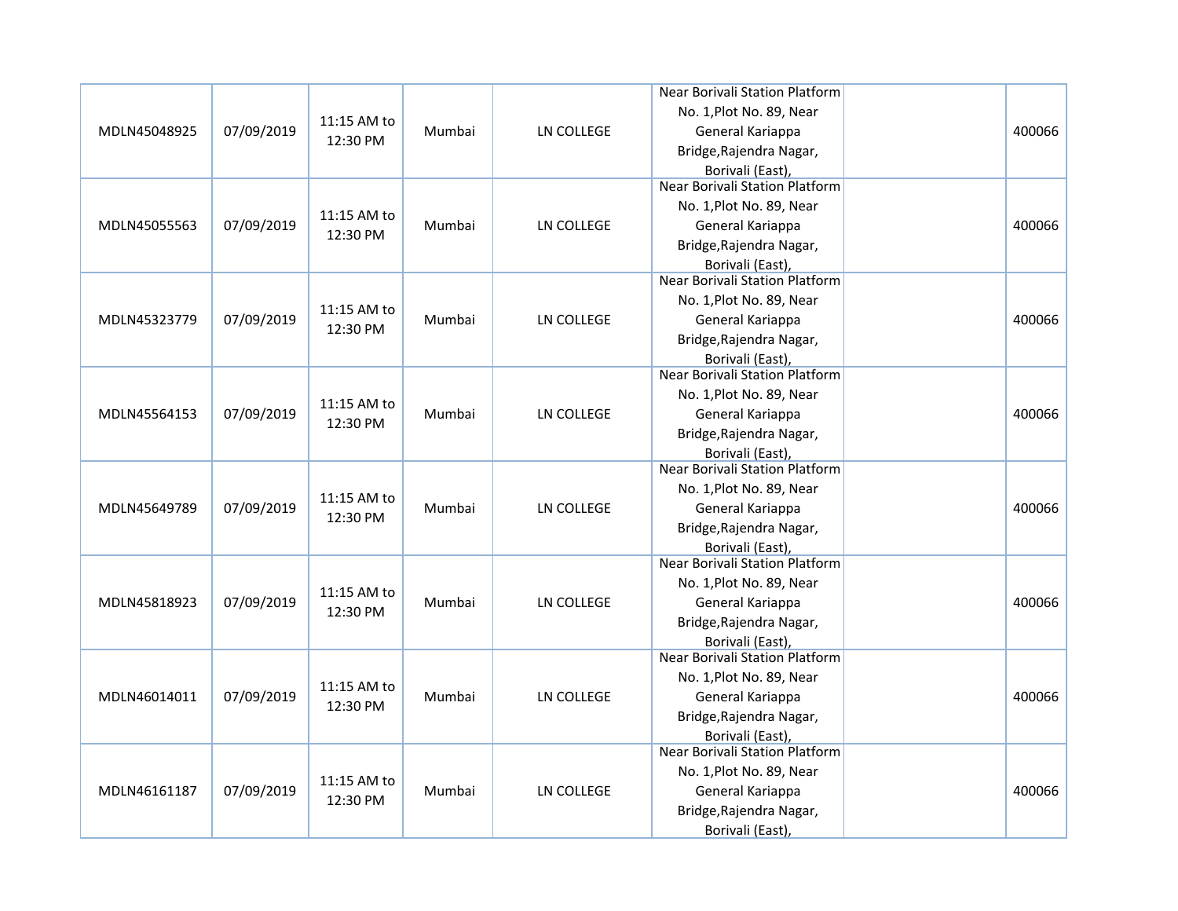| | | | | | | | |
|---|---|---|---|---|---|---|---|
| MDLN45048925 | 07/09/2019 | 11:15 AM to 12:30 PM | Mumbai | LN COLLEGE | Near Borivali Station Platform No. 1,Plot No. 89, Near General Kariappa Bridge,Rajendra Nagar, Borivali (East), | | 400066 |
| MDLN45055563 | 07/09/2019 | 11:15 AM to 12:30 PM | Mumbai | LN COLLEGE | Near Borivali Station Platform No. 1,Plot No. 89, Near General Kariappa Bridge,Rajendra Nagar, Borivali (East), | | 400066 |
| MDLN45323779 | 07/09/2019 | 11:15 AM to 12:30 PM | Mumbai | LN COLLEGE | Near Borivali Station Platform No. 1,Plot No. 89, Near General Kariappa Bridge,Rajendra Nagar, Borivali (East), | | 400066 |
| MDLN45564153 | 07/09/2019 | 11:15 AM to 12:30 PM | Mumbai | LN COLLEGE | Near Borivali Station Platform No. 1,Plot No. 89, Near General Kariappa Bridge,Rajendra Nagar, Borivali (East), | | 400066 |
| MDLN45649789 | 07/09/2019 | 11:15 AM to 12:30 PM | Mumbai | LN COLLEGE | Near Borivali Station Platform No. 1,Plot No. 89, Near General Kariappa Bridge,Rajendra Nagar, Borivali (East), | | 400066 |
| MDLN45818923 | 07/09/2019 | 11:15 AM to 12:30 PM | Mumbai | LN COLLEGE | Near Borivali Station Platform No. 1,Plot No. 89, Near General Kariappa Bridge,Rajendra Nagar, Borivali (East), | | 400066 |
| MDLN46014011 | 07/09/2019 | 11:15 AM to 12:30 PM | Mumbai | LN COLLEGE | Near Borivali Station Platform No. 1,Plot No. 89, Near General Kariappa Bridge,Rajendra Nagar, Borivali (East), | | 400066 |
| MDLN46161187 | 07/09/2019 | 11:15 AM to 12:30 PM | Mumbai | LN COLLEGE | Near Borivali Station Platform No. 1,Plot No. 89, Near General Kariappa Bridge,Rajendra Nagar, Borivali (East), | | 400066 |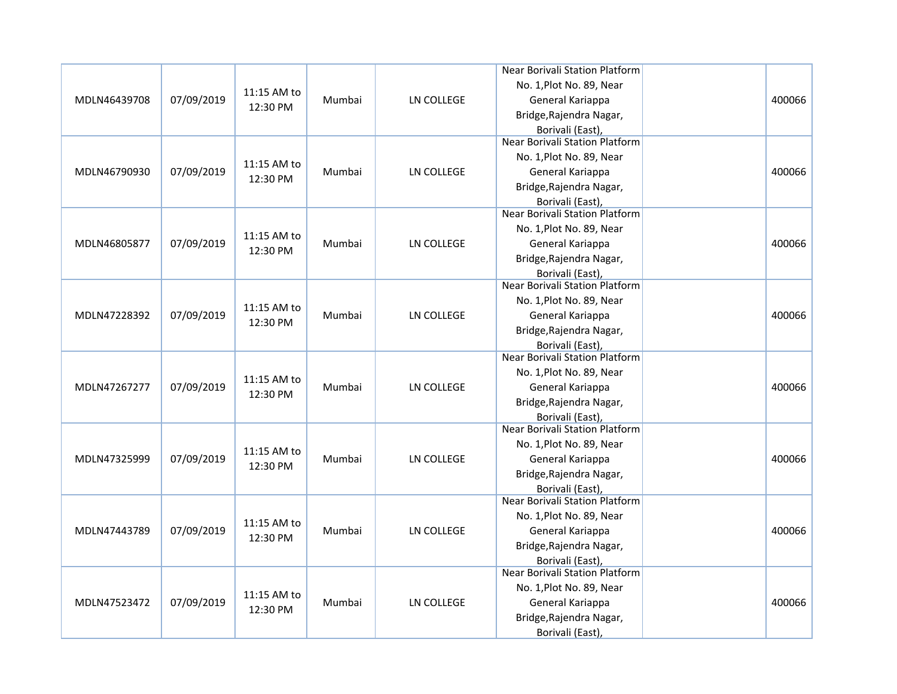| | | | | | | | |
|---|---|---|---|---|---|---|---|
| MDLN46439708 | 07/09/2019 | 11:15 AM to 12:30 PM | Mumbai | LN COLLEGE | Near Borivali Station Platform No. 1,Plot No. 89, Near General Kariappa Bridge,Rajendra Nagar, Borivali (East), | | 400066 |
| MDLN46790930 | 07/09/2019 | 11:15 AM to 12:30 PM | Mumbai | LN COLLEGE | Near Borivali Station Platform No. 1,Plot No. 89, Near General Kariappa Bridge,Rajendra Nagar, Borivali (East), | | 400066 |
| MDLN46805877 | 07/09/2019 | 11:15 AM to 12:30 PM | Mumbai | LN COLLEGE | Near Borivali Station Platform No. 1,Plot No. 89, Near General Kariappa Bridge,Rajendra Nagar, Borivali (East), | | 400066 |
| MDLN47228392 | 07/09/2019 | 11:15 AM to 12:30 PM | Mumbai | LN COLLEGE | Near Borivali Station Platform No. 1,Plot No. 89, Near General Kariappa Bridge,Rajendra Nagar, Borivali (East), | | 400066 |
| MDLN47267277 | 07/09/2019 | 11:15 AM to 12:30 PM | Mumbai | LN COLLEGE | Near Borivali Station Platform No. 1,Plot No. 89, Near General Kariappa Bridge,Rajendra Nagar, Borivali (East), | | 400066 |
| MDLN47325999 | 07/09/2019 | 11:15 AM to 12:30 PM | Mumbai | LN COLLEGE | Near Borivali Station Platform No. 1,Plot No. 89, Near General Kariappa Bridge,Rajendra Nagar, Borivali (East), | | 400066 |
| MDLN47443789 | 07/09/2019 | 11:15 AM to 12:30 PM | Mumbai | LN COLLEGE | Near Borivali Station Platform No. 1,Plot No. 89, Near General Kariappa Bridge,Rajendra Nagar, Borivali (East), | | 400066 |
| MDLN47523472 | 07/09/2019 | 11:15 AM to 12:30 PM | Mumbai | LN COLLEGE | Near Borivali Station Platform No. 1,Plot No. 89, Near General Kariappa Bridge,Rajendra Nagar, Borivali (East), | | 400066 |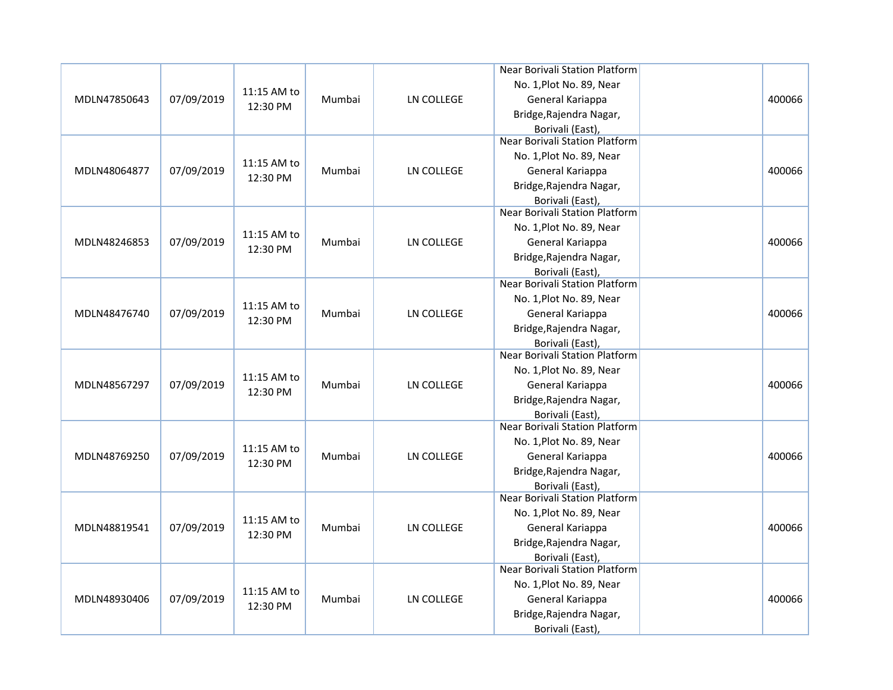| | | | | | | | |
|---|---|---|---|---|---|---|---|
| MDLN47850643 | 07/09/2019 | 11:15 AM to 12:30 PM | Mumbai | LN COLLEGE | Near Borivali Station Platform No. 1,Plot No. 89, Near General Kariappa Bridge,Rajendra Nagar, Borivali (East), | | 400066 |
| MDLN48064877 | 07/09/2019 | 11:15 AM to 12:30 PM | Mumbai | LN COLLEGE | Near Borivali Station Platform No. 1,Plot No. 89, Near General Kariappa Bridge,Rajendra Nagar, Borivali (East), | | 400066 |
| MDLN48246853 | 07/09/2019 | 11:15 AM to 12:30 PM | Mumbai | LN COLLEGE | Near Borivali Station Platform No. 1,Plot No. 89, Near General Kariappa Bridge,Rajendra Nagar, Borivali (East), | | 400066 |
| MDLN48476740 | 07/09/2019 | 11:15 AM to 12:30 PM | Mumbai | LN COLLEGE | Near Borivali Station Platform No. 1,Plot No. 89, Near General Kariappa Bridge,Rajendra Nagar, Borivali (East), | | 400066 |
| MDLN48567297 | 07/09/2019 | 11:15 AM to 12:30 PM | Mumbai | LN COLLEGE | Near Borivali Station Platform No. 1,Plot No. 89, Near General Kariappa Bridge,Rajendra Nagar, Borivali (East), | | 400066 |
| MDLN48769250 | 07/09/2019 | 11:15 AM to 12:30 PM | Mumbai | LN COLLEGE | Near Borivali Station Platform No. 1,Plot No. 89, Near General Kariappa Bridge,Rajendra Nagar, Borivali (East), | | 400066 |
| MDLN48819541 | 07/09/2019 | 11:15 AM to 12:30 PM | Mumbai | LN COLLEGE | Near Borivali Station Platform No. 1,Plot No. 89, Near General Kariappa Bridge,Rajendra Nagar, Borivali (East), | | 400066 |
| MDLN48930406 | 07/09/2019 | 11:15 AM to 12:30 PM | Mumbai | LN COLLEGE | Near Borivali Station Platform No. 1,Plot No. 89, Near General Kariappa Bridge,Rajendra Nagar, Borivali (East), | | 400066 |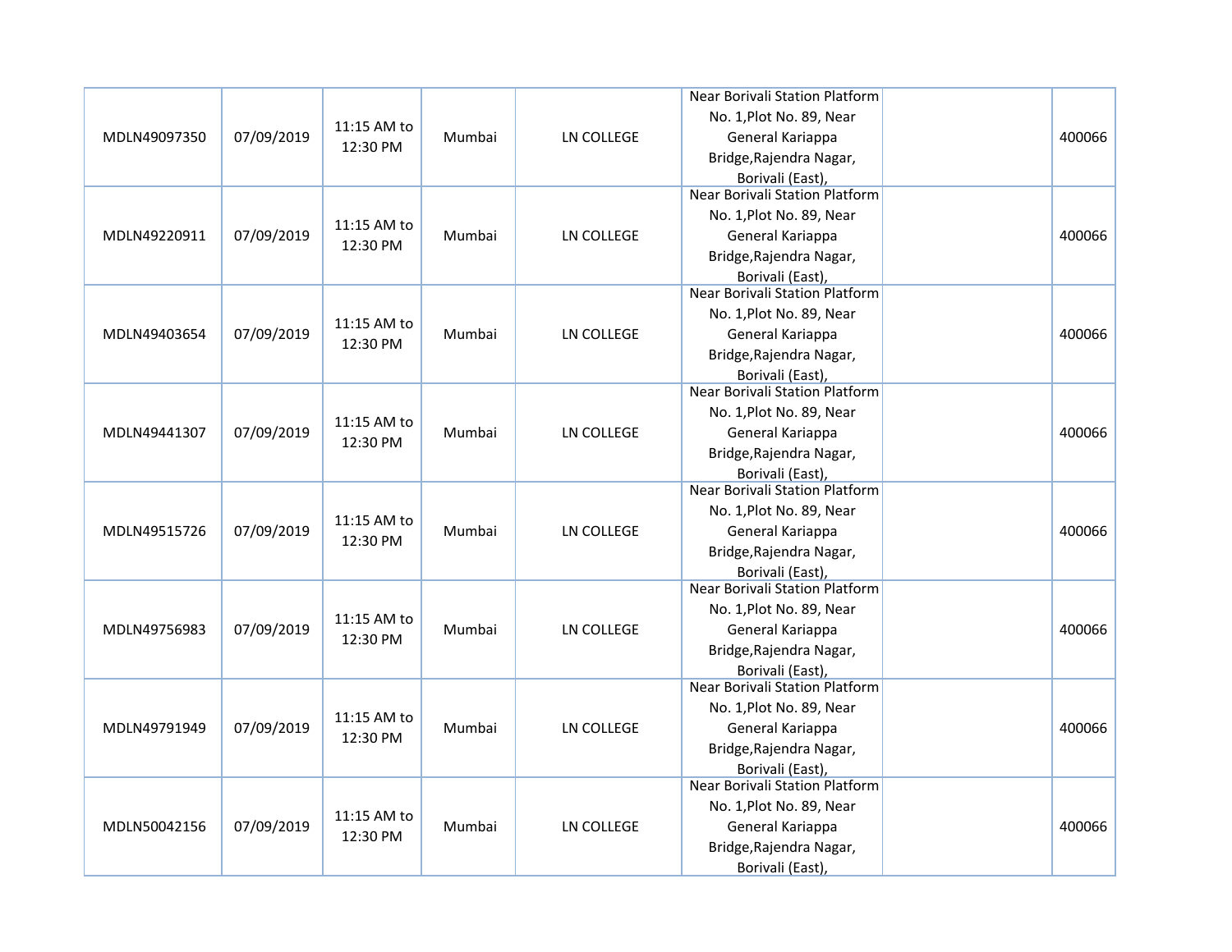| | | | | | | | |
|---|---|---|---|---|---|---|---|
| MDLN49097350 | 07/09/2019 | 11:15 AM to 12:30 PM | Mumbai | LN COLLEGE | Near Borivali Station Platform No. 1,Plot No. 89, Near General Kariappa Bridge,Rajendra Nagar, Borivali (East), | | 400066 |
| MDLN49220911 | 07/09/2019 | 11:15 AM to 12:30 PM | Mumbai | LN COLLEGE | Near Borivali Station Platform No. 1,Plot No. 89, Near General Kariappa Bridge,Rajendra Nagar, Borivali (East), | | 400066 |
| MDLN49403654 | 07/09/2019 | 11:15 AM to 12:30 PM | Mumbai | LN COLLEGE | Near Borivali Station Platform No. 1,Plot No. 89, Near General Kariappa Bridge,Rajendra Nagar, Borivali (East), | | 400066 |
| MDLN49441307 | 07/09/2019 | 11:15 AM to 12:30 PM | Mumbai | LN COLLEGE | Near Borivali Station Platform No. 1,Plot No. 89, Near General Kariappa Bridge,Rajendra Nagar, Borivali (East), | | 400066 |
| MDLN49515726 | 07/09/2019 | 11:15 AM to 12:30 PM | Mumbai | LN COLLEGE | Near Borivali Station Platform No. 1,Plot No. 89, Near General Kariappa Bridge,Rajendra Nagar, Borivali (East), | | 400066 |
| MDLN49756983 | 07/09/2019 | 11:15 AM to 12:30 PM | Mumbai | LN COLLEGE | Near Borivali Station Platform No. 1,Plot No. 89, Near General Kariappa Bridge,Rajendra Nagar, Borivali (East), | | 400066 |
| MDLN49791949 | 07/09/2019 | 11:15 AM to 12:30 PM | Mumbai | LN COLLEGE | Near Borivali Station Platform No. 1,Plot No. 89, Near General Kariappa Bridge,Rajendra Nagar, Borivali (East), | | 400066 |
| MDLN50042156 | 07/09/2019 | 11:15 AM to 12:30 PM | Mumbai | LN COLLEGE | Near Borivali Station Platform No. 1,Plot No. 89, Near General Kariappa Bridge,Rajendra Nagar, Borivali (East), | | 400066 |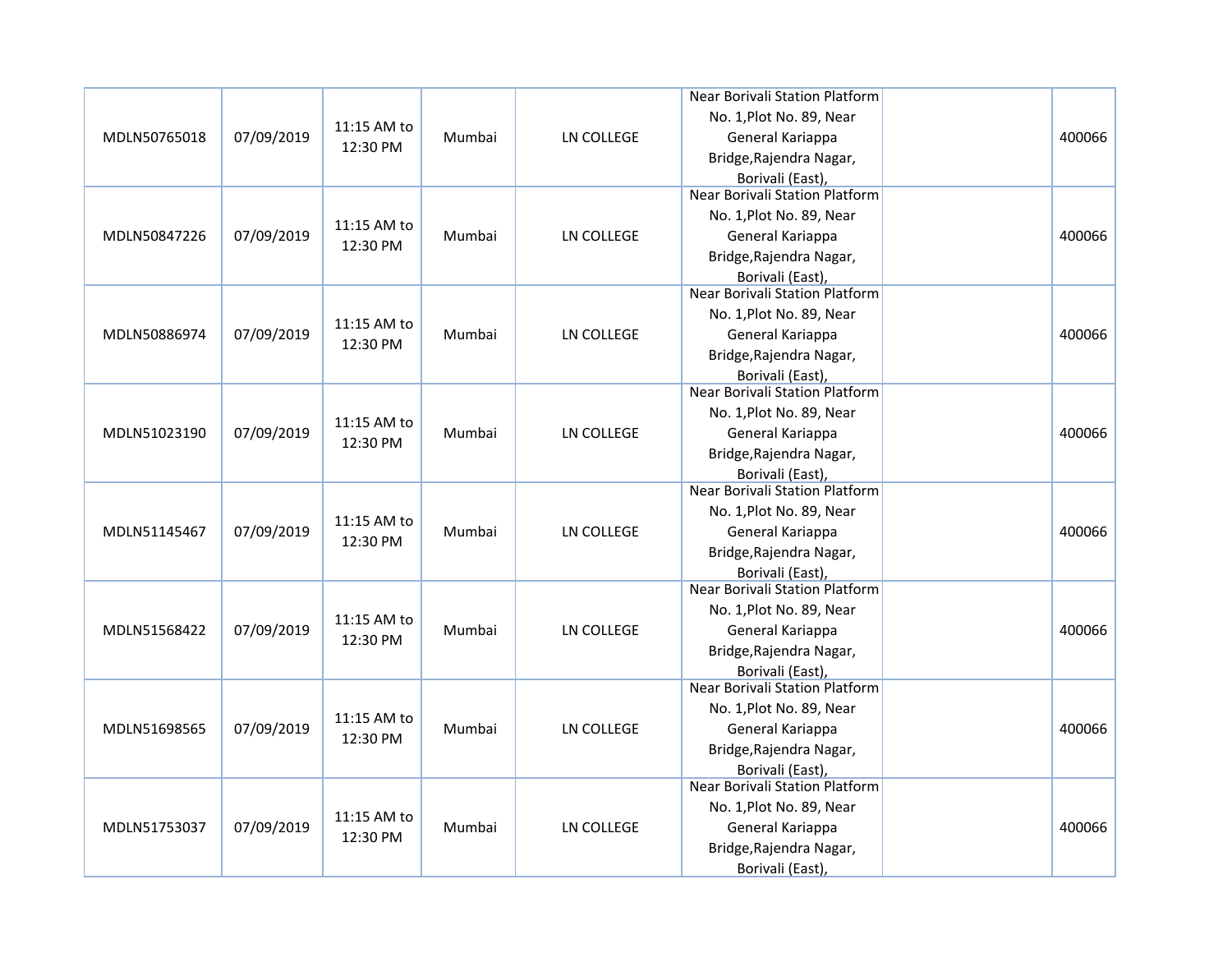| | | | | | | | |
|---|---|---|---|---|---|---|---|
| MDLN50765018 | 07/09/2019 | 11:15 AM to 12:30 PM | Mumbai | LN COLLEGE | Near Borivali Station Platform No. 1,Plot No. 89, Near General Kariappa Bridge,Rajendra Nagar, Borivali (East), | | 400066 |
| MDLN50847226 | 07/09/2019 | 11:15 AM to 12:30 PM | Mumbai | LN COLLEGE | Near Borivali Station Platform No. 1,Plot No. 89, Near General Kariappa Bridge,Rajendra Nagar, Borivali (East), | | 400066 |
| MDLN50886974 | 07/09/2019 | 11:15 AM to 12:30 PM | Mumbai | LN COLLEGE | Near Borivali Station Platform No. 1,Plot No. 89, Near General Kariappa Bridge,Rajendra Nagar, Borivali (East), | | 400066 |
| MDLN51023190 | 07/09/2019 | 11:15 AM to 12:30 PM | Mumbai | LN COLLEGE | Near Borivali Station Platform No. 1,Plot No. 89, Near General Kariappa Bridge,Rajendra Nagar, Borivali (East), | | 400066 |
| MDLN51145467 | 07/09/2019 | 11:15 AM to 12:30 PM | Mumbai | LN COLLEGE | Near Borivali Station Platform No. 1,Plot No. 89, Near General Kariappa Bridge,Rajendra Nagar, Borivali (East), | | 400066 |
| MDLN51568422 | 07/09/2019 | 11:15 AM to 12:30 PM | Mumbai | LN COLLEGE | Near Borivali Station Platform No. 1,Plot No. 89, Near General Kariappa Bridge,Rajendra Nagar, Borivali (East), | | 400066 |
| MDLN51698565 | 07/09/2019 | 11:15 AM to 12:30 PM | Mumbai | LN COLLEGE | Near Borivali Station Platform No. 1,Plot No. 89, Near General Kariappa Bridge,Rajendra Nagar, Borivali (East), | | 400066 |
| MDLN51753037 | 07/09/2019 | 11:15 AM to 12:30 PM | Mumbai | LN COLLEGE | Near Borivali Station Platform No. 1,Plot No. 89, Near General Kariappa Bridge,Rajendra Nagar, Borivali (East), | | 400066 |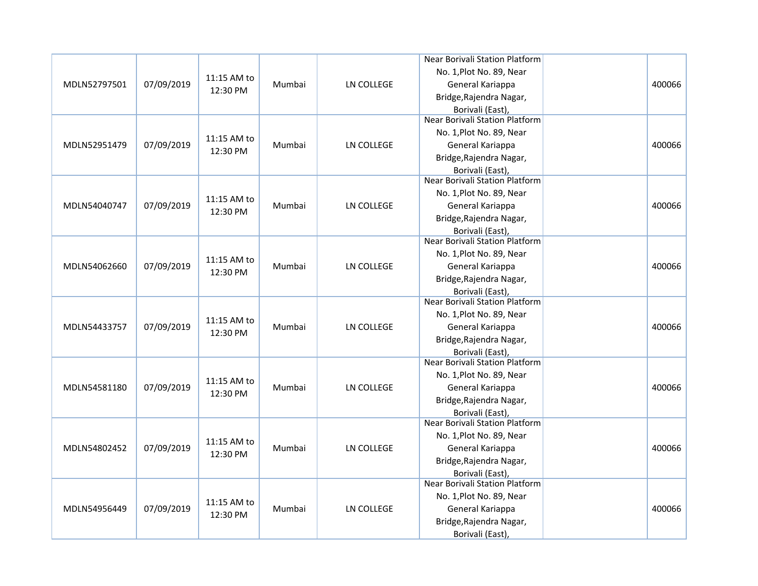| | | | | | | | |
|---|---|---|---|---|---|---|---|
| MDLN52797501 | 07/09/2019 | 11:15 AM to 12:30 PM | Mumbai | LN COLLEGE | Near Borivali Station Platform No. 1,Plot No. 89, Near General Kariappa Bridge,Rajendra Nagar, Borivali (East), | | 400066 |
| MDLN52951479 | 07/09/2019 | 11:15 AM to 12:30 PM | Mumbai | LN COLLEGE | Near Borivali Station Platform No. 1,Plot No. 89, Near General Kariappa Bridge,Rajendra Nagar, Borivali (East), | | 400066 |
| MDLN54040747 | 07/09/2019 | 11:15 AM to 12:30 PM | Mumbai | LN COLLEGE | Near Borivali Station Platform No. 1,Plot No. 89, Near General Kariappa Bridge,Rajendra Nagar, Borivali (East), | | 400066 |
| MDLN54062660 | 07/09/2019 | 11:15 AM to 12:30 PM | Mumbai | LN COLLEGE | Near Borivali Station Platform No. 1,Plot No. 89, Near General Kariappa Bridge,Rajendra Nagar, Borivali (East), | | 400066 |
| MDLN54433757 | 07/09/2019 | 11:15 AM to 12:30 PM | Mumbai | LN COLLEGE | Near Borivali Station Platform No. 1,Plot No. 89, Near General Kariappa Bridge,Rajendra Nagar, Borivali (East), | | 400066 |
| MDLN54581180 | 07/09/2019 | 11:15 AM to 12:30 PM | Mumbai | LN COLLEGE | Near Borivali Station Platform No. 1,Plot No. 89, Near General Kariappa Bridge,Rajendra Nagar, Borivali (East), | | 400066 |
| MDLN54802452 | 07/09/2019 | 11:15 AM to 12:30 PM | Mumbai | LN COLLEGE | Near Borivali Station Platform No. 1,Plot No. 89, Near General Kariappa Bridge,Rajendra Nagar, Borivali (East), | | 400066 |
| MDLN54956449 | 07/09/2019 | 11:15 AM to 12:30 PM | Mumbai | LN COLLEGE | Near Borivali Station Platform No. 1,Plot No. 89, Near General Kariappa Bridge,Rajendra Nagar, Borivali (East), | | 400066 |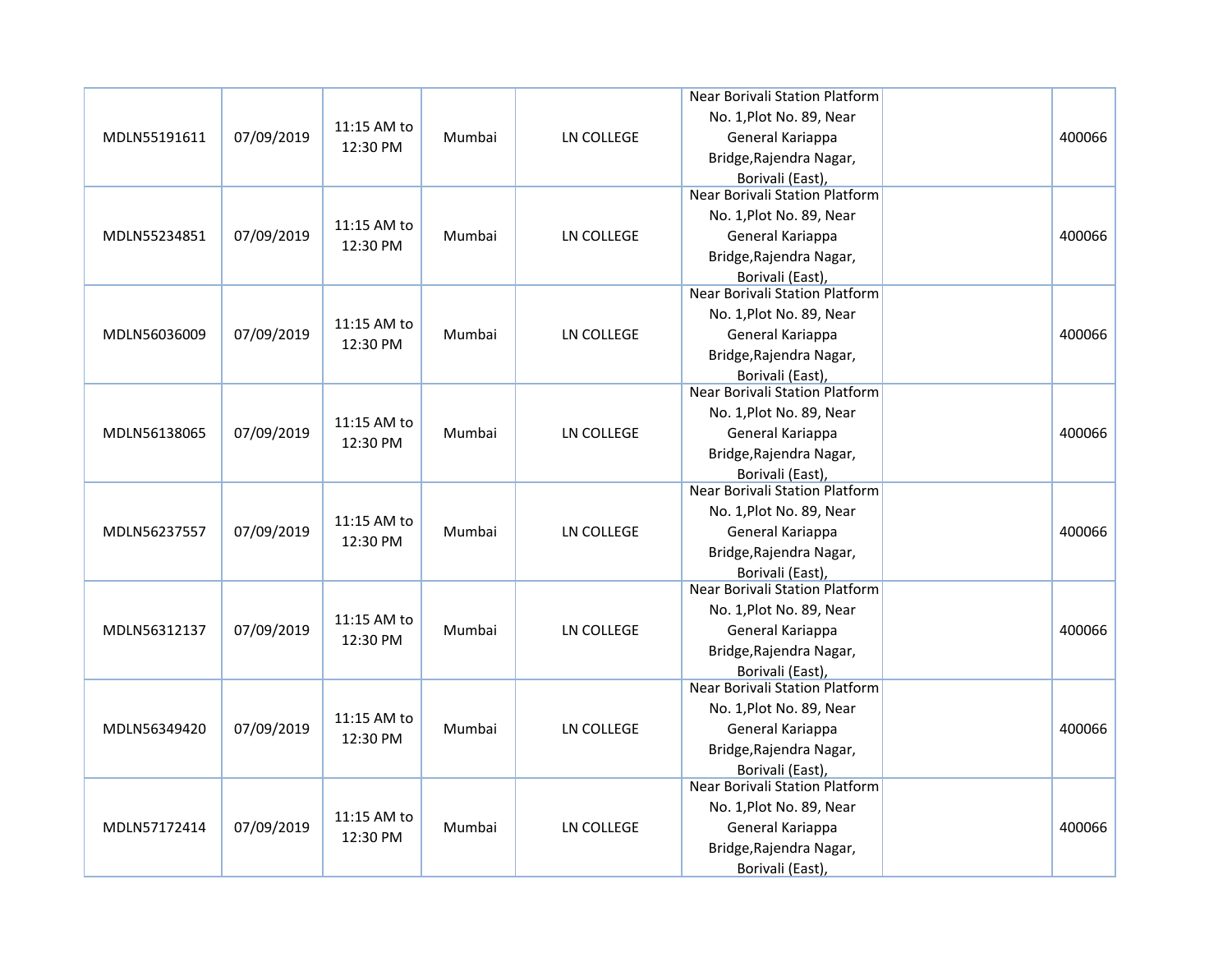| | | | | | | | |
|---|---|---|---|---|---|---|---|
| MDLN55191611 | 07/09/2019 | 11:15 AM to 12:30 PM | Mumbai | LN COLLEGE | Near Borivali Station Platform No. 1,Plot No. 89, Near General Kariappa Bridge,Rajendra Nagar, Borivali (East), | | 400066 |
| MDLN55234851 | 07/09/2019 | 11:15 AM to 12:30 PM | Mumbai | LN COLLEGE | Near Borivali Station Platform No. 1,Plot No. 89, Near General Kariappa Bridge,Rajendra Nagar, Borivali (East), | | 400066 |
| MDLN56036009 | 07/09/2019 | 11:15 AM to 12:30 PM | Mumbai | LN COLLEGE | Near Borivali Station Platform No. 1,Plot No. 89, Near General Kariappa Bridge,Rajendra Nagar, Borivali (East), | | 400066 |
| MDLN56138065 | 07/09/2019 | 11:15 AM to 12:30 PM | Mumbai | LN COLLEGE | Near Borivali Station Platform No. 1,Plot No. 89, Near General Kariappa Bridge,Rajendra Nagar, Borivali (East), | | 400066 |
| MDLN56237557 | 07/09/2019 | 11:15 AM to 12:30 PM | Mumbai | LN COLLEGE | Near Borivali Station Platform No. 1,Plot No. 89, Near General Kariappa Bridge,Rajendra Nagar, Borivali (East), | | 400066 |
| MDLN56312137 | 07/09/2019 | 11:15 AM to 12:30 PM | Mumbai | LN COLLEGE | Near Borivali Station Platform No. 1,Plot No. 89, Near General Kariappa Bridge,Rajendra Nagar, Borivali (East), | | 400066 |
| MDLN56349420 | 07/09/2019 | 11:15 AM to 12:30 PM | Mumbai | LN COLLEGE | Near Borivali Station Platform No. 1,Plot No. 89, Near General Kariappa Bridge,Rajendra Nagar, Borivali (East), | | 400066 |
| MDLN57172414 | 07/09/2019 | 11:15 AM to 12:30 PM | Mumbai | LN COLLEGE | Near Borivali Station Platform No. 1,Plot No. 89, Near General Kariappa Bridge,Rajendra Nagar, Borivali (East), | | 400066 |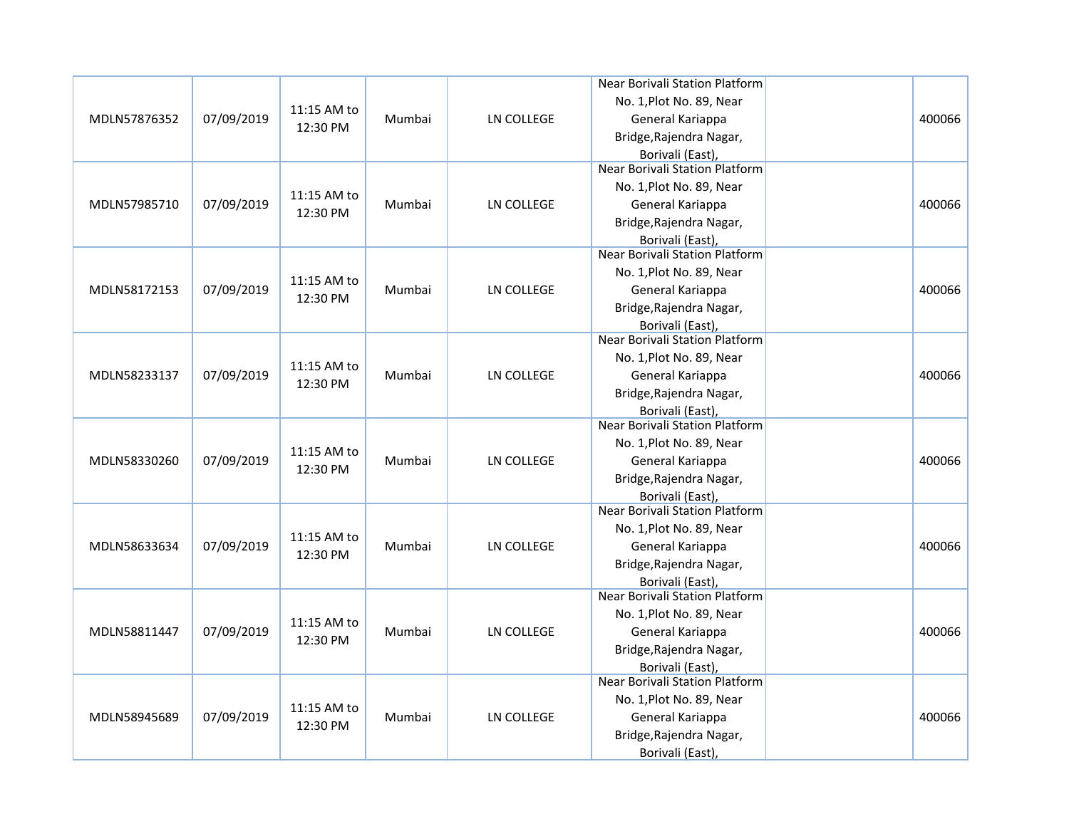| | | | | | | | |
|---|---|---|---|---|---|---|---|
| MDLN57876352 | 07/09/2019 | 11:15 AM to 12:30 PM | Mumbai | LN COLLEGE | Near Borivali Station Platform No. 1,Plot No. 89, Near General Kariappa Bridge,Rajendra Nagar, Borivali (East), | | 400066 |
| MDLN57985710 | 07/09/2019 | 11:15 AM to 12:30 PM | Mumbai | LN COLLEGE | Near Borivali Station Platform No. 1,Plot No. 89, Near General Kariappa Bridge,Rajendra Nagar, Borivali (East), | | 400066 |
| MDLN58172153 | 07/09/2019 | 11:15 AM to 12:30 PM | Mumbai | LN COLLEGE | Near Borivali Station Platform No. 1,Plot No. 89, Near General Kariappa Bridge,Rajendra Nagar, Borivali (East), | | 400066 |
| MDLN58233137 | 07/09/2019 | 11:15 AM to 12:30 PM | Mumbai | LN COLLEGE | Near Borivali Station Platform No. 1,Plot No. 89, Near General Kariappa Bridge,Rajendra Nagar, Borivali (East), | | 400066 |
| MDLN58330260 | 07/09/2019 | 11:15 AM to 12:30 PM | Mumbai | LN COLLEGE | Near Borivali Station Platform No. 1,Plot No. 89, Near General Kariappa Bridge,Rajendra Nagar, Borivali (East), | | 400066 |
| MDLN58633634 | 07/09/2019 | 11:15 AM to 12:30 PM | Mumbai | LN COLLEGE | Near Borivali Station Platform No. 1,Plot No. 89, Near General Kariappa Bridge,Rajendra Nagar, Borivali (East), | | 400066 |
| MDLN58811447 | 07/09/2019 | 11:15 AM to 12:30 PM | Mumbai | LN COLLEGE | Near Borivali Station Platform No. 1,Plot No. 89, Near General Kariappa Bridge,Rajendra Nagar, Borivali (East), | | 400066 |
| MDLN58945689 | 07/09/2019 | 11:15 AM to 12:30 PM | Mumbai | LN COLLEGE | Near Borivali Station Platform No. 1,Plot No. 89, Near General Kariappa Bridge,Rajendra Nagar, Borivali (East), | | 400066 |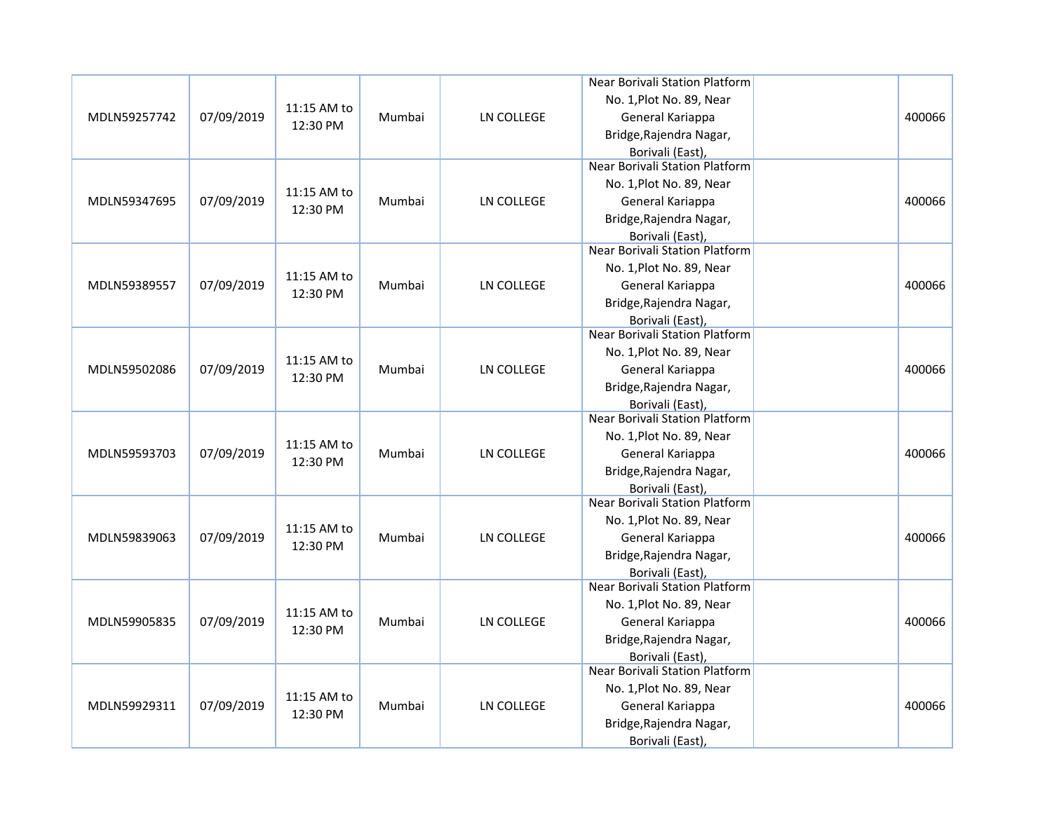| | | | | | | | |
|---|---|---|---|---|---|---|---|
| MDLN59257742 | 07/09/2019 | 11:15 AM to 12:30 PM | Mumbai | LN COLLEGE | Near Borivali Station Platform No. 1,Plot No. 89, Near General Kariappa Bridge,Rajendra Nagar, Borivali (East), | | 400066 |
| MDLN59347695 | 07/09/2019 | 11:15 AM to 12:30 PM | Mumbai | LN COLLEGE | Near Borivali Station Platform No. 1,Plot No. 89, Near General Kariappa Bridge,Rajendra Nagar, Borivali (East), | | 400066 |
| MDLN59389557 | 07/09/2019 | 11:15 AM to 12:30 PM | Mumbai | LN COLLEGE | Near Borivali Station Platform No. 1,Plot No. 89, Near General Kariappa Bridge,Rajendra Nagar, Borivali (East), | | 400066 |
| MDLN59502086 | 07/09/2019 | 11:15 AM to 12:30 PM | Mumbai | LN COLLEGE | Near Borivali Station Platform No. 1,Plot No. 89, Near General Kariappa Bridge,Rajendra Nagar, Borivali (East), | | 400066 |
| MDLN59593703 | 07/09/2019 | 11:15 AM to 12:30 PM | Mumbai | LN COLLEGE | Near Borivali Station Platform No. 1,Plot No. 89, Near General Kariappa Bridge,Rajendra Nagar, Borivali (East), | | 400066 |
| MDLN59839063 | 07/09/2019 | 11:15 AM to 12:30 PM | Mumbai | LN COLLEGE | Near Borivali Station Platform No. 1,Plot No. 89, Near General Kariappa Bridge,Rajendra Nagar, Borivali (East), | | 400066 |
| MDLN59905835 | 07/09/2019 | 11:15 AM to 12:30 PM | Mumbai | LN COLLEGE | Near Borivali Station Platform No. 1,Plot No. 89, Near General Kariappa Bridge,Rajendra Nagar, Borivali (East), | | 400066 |
| MDLN59929311 | 07/09/2019 | 11:15 AM to 12:30 PM | Mumbai | LN COLLEGE | Near Borivali Station Platform No. 1,Plot No. 89, Near General Kariappa Bridge,Rajendra Nagar, Borivali (East), | | 400066 |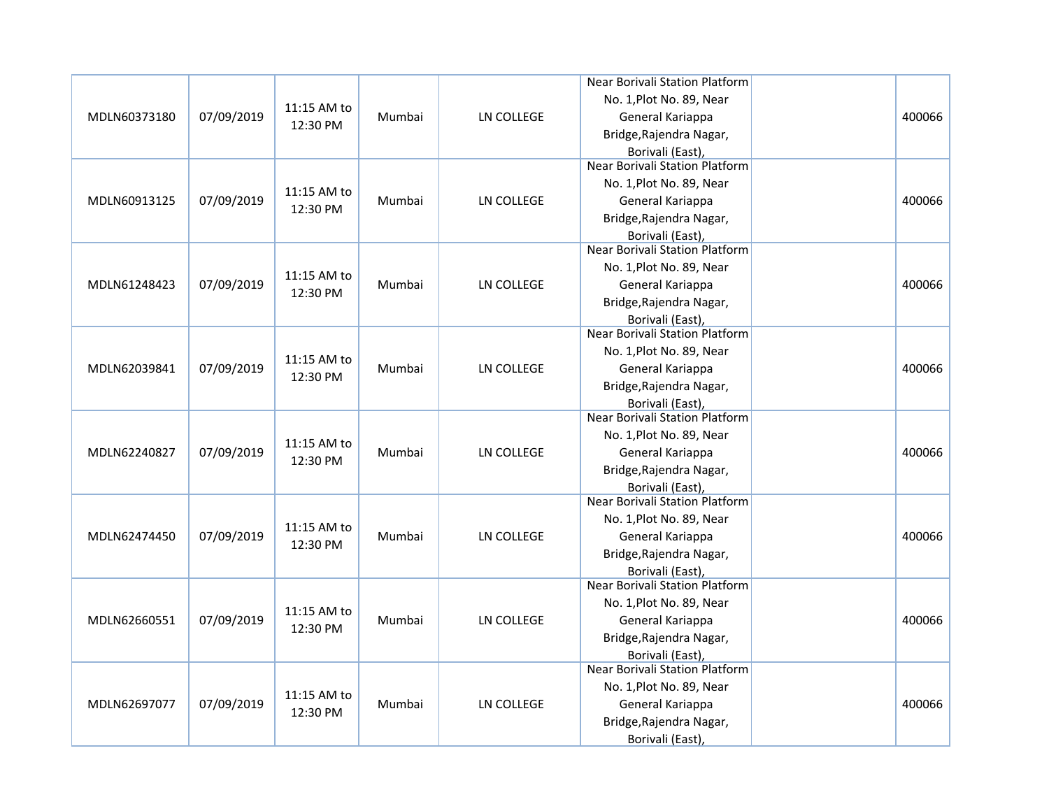| | | | | | | | |
|---|---|---|---|---|---|---|---|
| MDLN60373180 | 07/09/2019 | 11:15 AM to 12:30 PM | Mumbai | LN COLLEGE | Near Borivali Station Platform No. 1,Plot No. 89, Near General Kariappa Bridge,Rajendra Nagar, Borivali (East), | | 400066 |
| MDLN60913125 | 07/09/2019 | 11:15 AM to 12:30 PM | Mumbai | LN COLLEGE | Near Borivali Station Platform No. 1,Plot No. 89, Near General Kariappa Bridge,Rajendra Nagar, Borivali (East), | | 400066 |
| MDLN61248423 | 07/09/2019 | 11:15 AM to 12:30 PM | Mumbai | LN COLLEGE | Near Borivali Station Platform No. 1,Plot No. 89, Near General Kariappa Bridge,Rajendra Nagar, Borivali (East), | | 400066 |
| MDLN62039841 | 07/09/2019 | 11:15 AM to 12:30 PM | Mumbai | LN COLLEGE | Near Borivali Station Platform No. 1,Plot No. 89, Near General Kariappa Bridge,Rajendra Nagar, Borivali (East), | | 400066 |
| MDLN62240827 | 07/09/2019 | 11:15 AM to 12:30 PM | Mumbai | LN COLLEGE | Near Borivali Station Platform No. 1,Plot No. 89, Near General Kariappa Bridge,Rajendra Nagar, Borivali (East), | | 400066 |
| MDLN62474450 | 07/09/2019 | 11:15 AM to 12:30 PM | Mumbai | LN COLLEGE | Near Borivali Station Platform No. 1,Plot No. 89, Near General Kariappa Bridge,Rajendra Nagar, Borivali (East), | | 400066 |
| MDLN62660551 | 07/09/2019 | 11:15 AM to 12:30 PM | Mumbai | LN COLLEGE | Near Borivali Station Platform No. 1,Plot No. 89, Near General Kariappa Bridge,Rajendra Nagar, Borivali (East), | | 400066 |
| MDLN62697077 | 07/09/2019 | 11:15 AM to 12:30 PM | Mumbai | LN COLLEGE | Near Borivali Station Platform No. 1,Plot No. 89, Near General Kariappa Bridge,Rajendra Nagar, Borivali (East), | | 400066 |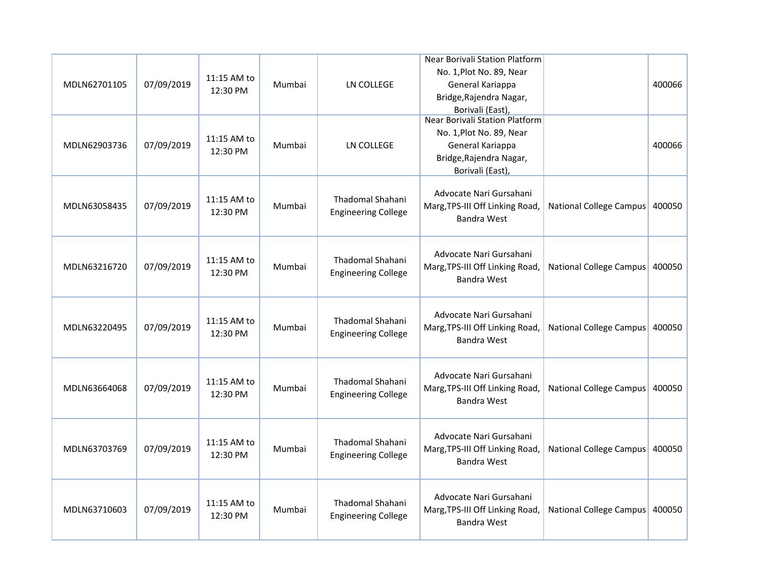| | | | | | | | |
|---|---|---|---|---|---|---|---|
| MDLN62701105 | 07/09/2019 | 11:15 AM to 12:30 PM | Mumbai | LN COLLEGE | Near Borivali Station Platform No. 1,Plot No. 89, Near General Kariappa Bridge,Rajendra Nagar, Borivali (East), | | 400066 |
| MDLN62903736 | 07/09/2019 | 11:15 AM to 12:30 PM | Mumbai | LN COLLEGE | Near Borivali Station Platform No. 1,Plot No. 89, Near General Kariappa Bridge,Rajendra Nagar, Borivali (East), | | 400066 |
| MDLN63058435 | 07/09/2019 | 11:15 AM to 12:30 PM | Mumbai | Thadomal Shahani Engineering College | Advocate Nari Gursahani Marg,TPS-III Off Linking Road, Bandra West | National College Campus | 400050 |
| MDLN63216720 | 07/09/2019 | 11:15 AM to 12:30 PM | Mumbai | Thadomal Shahani Engineering College | Advocate Nari Gursahani Marg,TPS-III Off Linking Road, Bandra West | National College Campus | 400050 |
| MDLN63220495 | 07/09/2019 | 11:15 AM to 12:30 PM | Mumbai | Thadomal Shahani Engineering College | Advocate Nari Gursahani Marg,TPS-III Off Linking Road, Bandra West | National College Campus | 400050 |
| MDLN63664068 | 07/09/2019 | 11:15 AM to 12:30 PM | Mumbai | Thadomal Shahani Engineering College | Advocate Nari Gursahani Marg,TPS-III Off Linking Road, Bandra West | National College Campus | 400050 |
| MDLN63703769 | 07/09/2019 | 11:15 AM to 12:30 PM | Mumbai | Thadomal Shahani Engineering College | Advocate Nari Gursahani Marg,TPS-III Off Linking Road, Bandra West | National College Campus | 400050 |
| MDLN63710603 | 07/09/2019 | 11:15 AM to 12:30 PM | Mumbai | Thadomal Shahani Engineering College | Advocate Nari Gursahani Marg,TPS-III Off Linking Road, Bandra West | National College Campus | 400050 |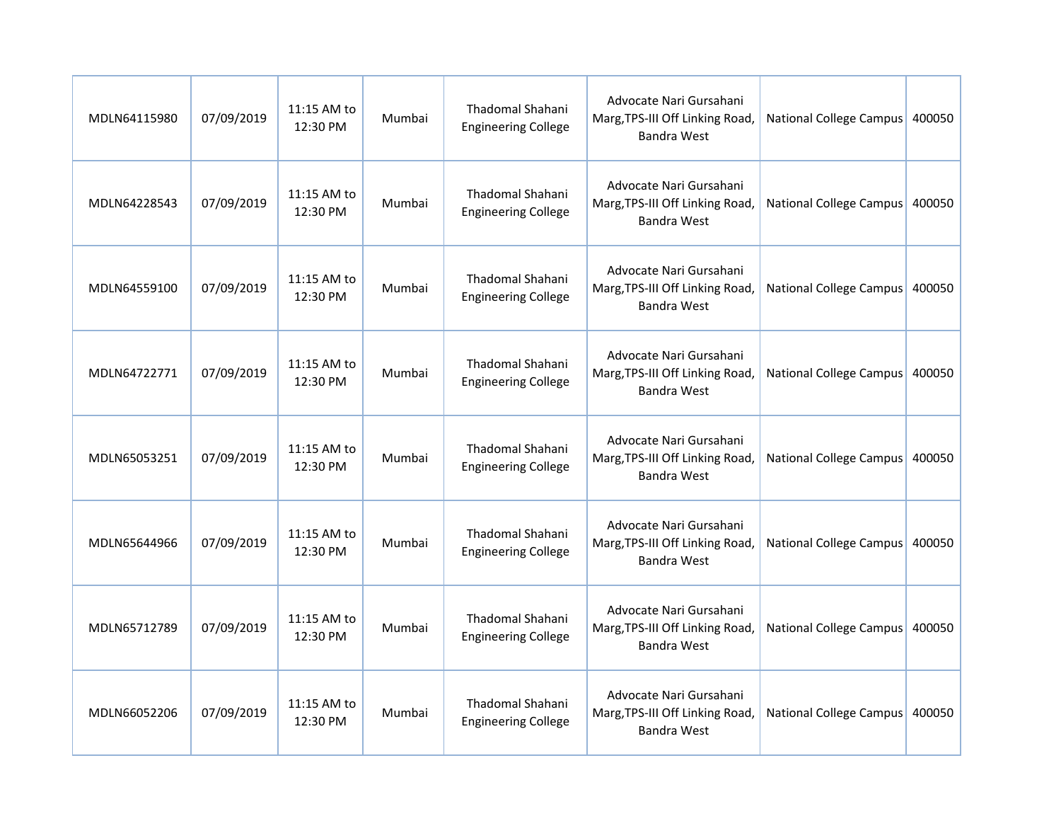| MDLN64115980 | 07/09/2019 | 11:15 AM to 12:30 PM | Mumbai | Thadomal Shahani Engineering College | Advocate Nari Gursahani Marg,TPS-III Off Linking Road, Bandra West | National College Campus | 400050 |
|---|---|---|---|---|---|---|---|
| MDLN64228543 | 07/09/2019 | 11:15 AM to 12:30 PM | Mumbai | Thadomal Shahani Engineering College | Advocate Nari Gursahani Marg,TPS-III Off Linking Road, Bandra West | National College Campus | 400050 |
| MDLN64559100 | 07/09/2019 | 11:15 AM to 12:30 PM | Mumbai | Thadomal Shahani Engineering College | Advocate Nari Gursahani Marg,TPS-III Off Linking Road, Bandra West | National College Campus | 400050 |
| MDLN64722771 | 07/09/2019 | 11:15 AM to 12:30 PM | Mumbai | Thadomal Shahani Engineering College | Advocate Nari Gursahani Marg,TPS-III Off Linking Road, Bandra West | National College Campus | 400050 |
| MDLN65053251 | 07/09/2019 | 11:15 AM to 12:30 PM | Mumbai | Thadomal Shahani Engineering College | Advocate Nari Gursahani Marg,TPS-III Off Linking Road, Bandra West | National College Campus | 400050 |
| MDLN65644966 | 07/09/2019 | 11:15 AM to 12:30 PM | Mumbai | Thadomal Shahani Engineering College | Advocate Nari Gursahani Marg,TPS-III Off Linking Road, Bandra West | National College Campus | 400050 |
| MDLN65712789 | 07/09/2019 | 11:15 AM to 12:30 PM | Mumbai | Thadomal Shahani Engineering College | Advocate Nari Gursahani Marg,TPS-III Off Linking Road, Bandra West | National College Campus | 400050 |
| MDLN66052206 | 07/09/2019 | 11:15 AM to 12:30 PM | Mumbai | Thadomal Shahani Engineering College | Advocate Nari Gursahani Marg,TPS-III Off Linking Road, Bandra West | National College Campus | 400050 |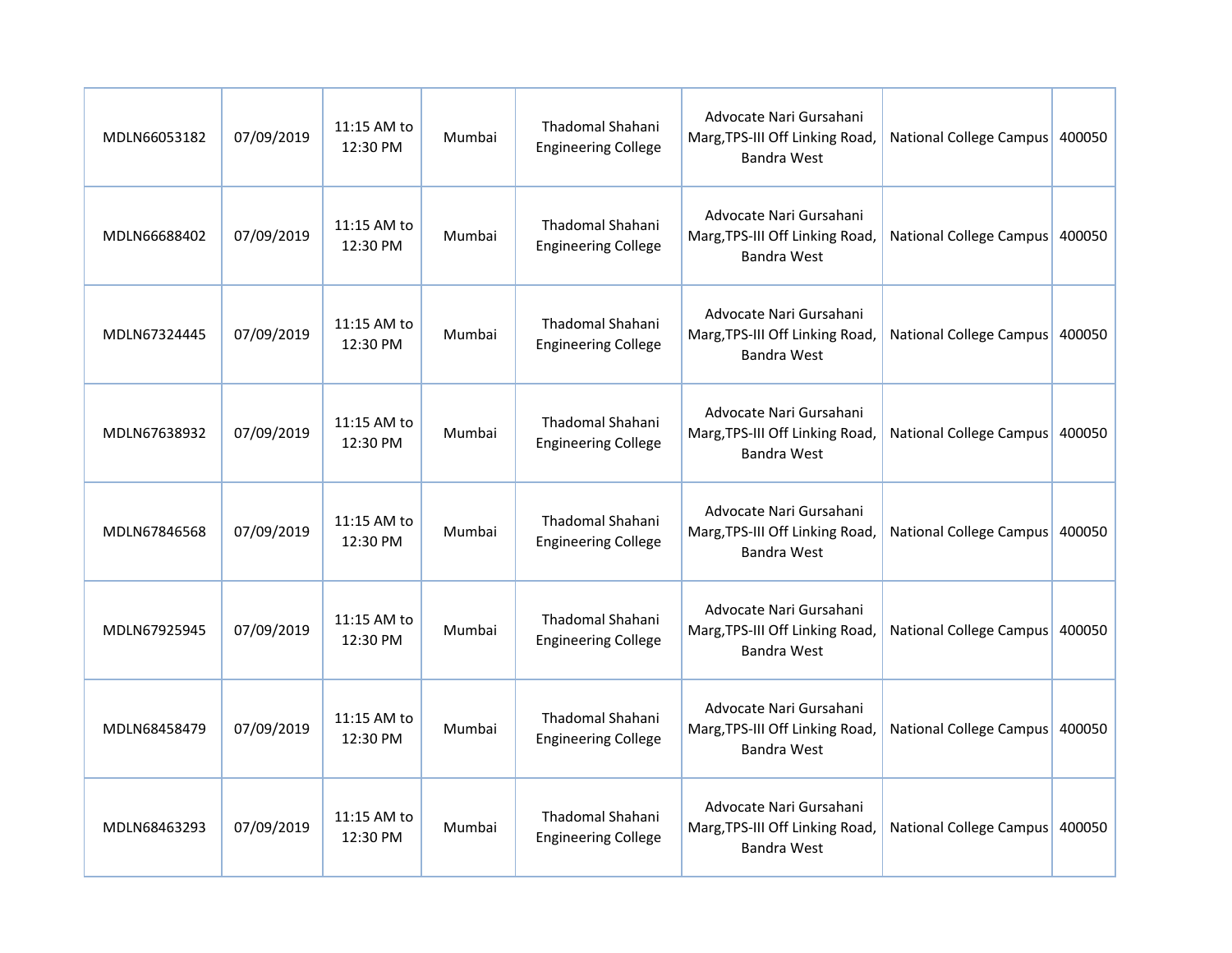| | | | | | | | |
|---|---|---|---|---|---|---|---|
| MDLN66053182 | 07/09/2019 | 11:15 AM to 12:30 PM | Mumbai | Thadomal Shahani Engineering College | Advocate Nari Gursahani Marg,TPS-III Off Linking Road, Bandra West | National College Campus | 400050 |
| MDLN66688402 | 07/09/2019 | 11:15 AM to 12:30 PM | Mumbai | Thadomal Shahani Engineering College | Advocate Nari Gursahani Marg,TPS-III Off Linking Road, Bandra West | National College Campus | 400050 |
| MDLN67324445 | 07/09/2019 | 11:15 AM to 12:30 PM | Mumbai | Thadomal Shahani Engineering College | Advocate Nari Gursahani Marg,TPS-III Off Linking Road, Bandra West | National College Campus | 400050 |
| MDLN67638932 | 07/09/2019 | 11:15 AM to 12:30 PM | Mumbai | Thadomal Shahani Engineering College | Advocate Nari Gursahani Marg,TPS-III Off Linking Road, Bandra West | National College Campus | 400050 |
| MDLN67846568 | 07/09/2019 | 11:15 AM to 12:30 PM | Mumbai | Thadomal Shahani Engineering College | Advocate Nari Gursahani Marg,TPS-III Off Linking Road, Bandra West | National College Campus | 400050 |
| MDLN67925945 | 07/09/2019 | 11:15 AM to 12:30 PM | Mumbai | Thadomal Shahani Engineering College | Advocate Nari Gursahani Marg,TPS-III Off Linking Road, Bandra West | National College Campus | 400050 |
| MDLN68458479 | 07/09/2019 | 11:15 AM to 12:30 PM | Mumbai | Thadomal Shahani Engineering College | Advocate Nari Gursahani Marg,TPS-III Off Linking Road, Bandra West | National College Campus | 400050 |
| MDLN68463293 | 07/09/2019 | 11:15 AM to 12:30 PM | Mumbai | Thadomal Shahani Engineering College | Advocate Nari Gursahani Marg,TPS-III Off Linking Road, Bandra West | National College Campus | 400050 |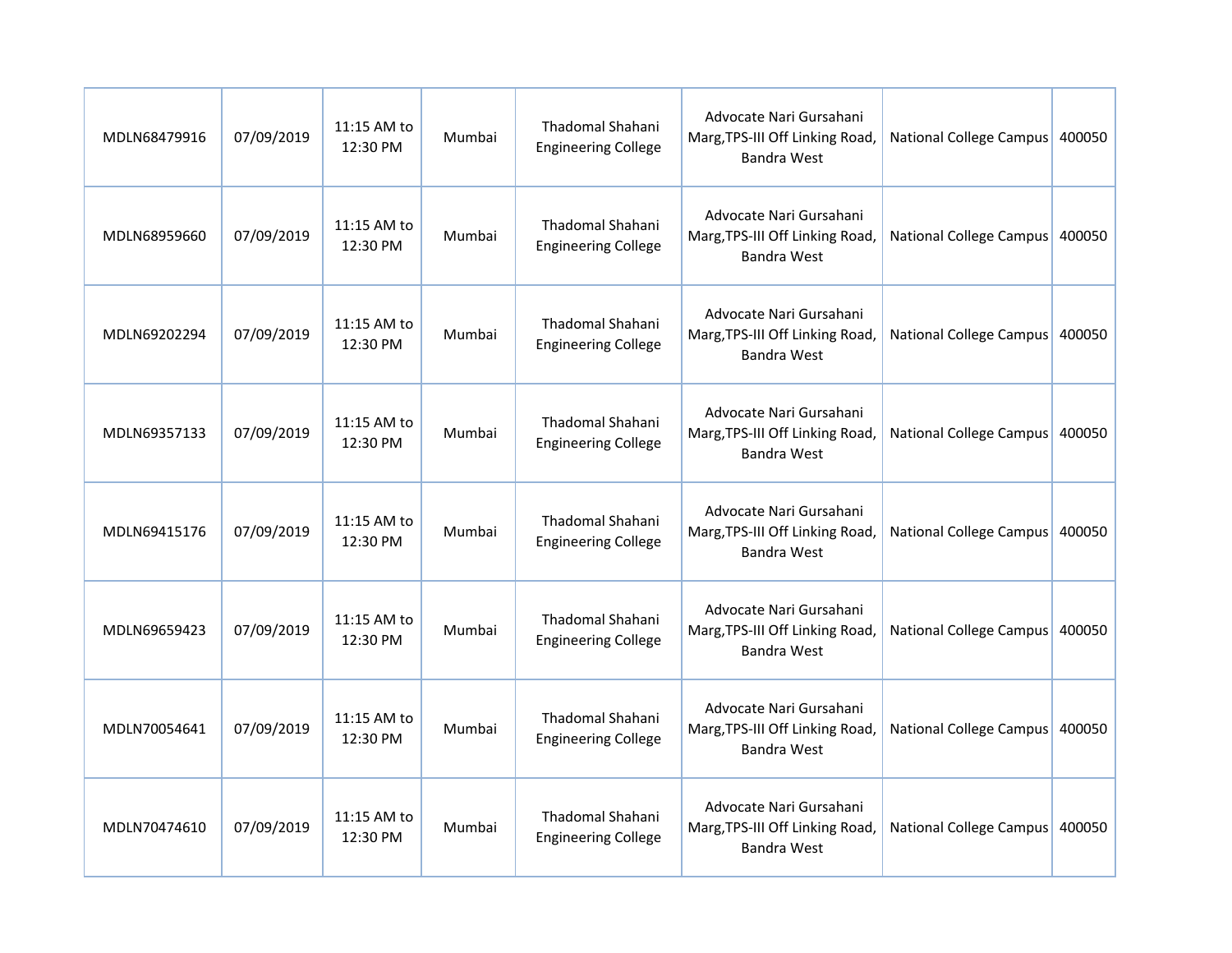| | | | | | | | |
|---|---|---|---|---|---|---|---|
| MDLN68479916 | 07/09/2019 | 11:15 AM to 12:30 PM | Mumbai | Thadomal Shahani Engineering College | Advocate Nari Gursahani Marg,TPS-III Off Linking Road, Bandra West | National College Campus | 400050 |
| MDLN68959660 | 07/09/2019 | 11:15 AM to 12:30 PM | Mumbai | Thadomal Shahani Engineering College | Advocate Nari Gursahani Marg,TPS-III Off Linking Road, Bandra West | National College Campus | 400050 |
| MDLN69202294 | 07/09/2019 | 11:15 AM to 12:30 PM | Mumbai | Thadomal Shahani Engineering College | Advocate Nari Gursahani Marg,TPS-III Off Linking Road, Bandra West | National College Campus | 400050 |
| MDLN69357133 | 07/09/2019 | 11:15 AM to 12:30 PM | Mumbai | Thadomal Shahani Engineering College | Advocate Nari Gursahani Marg,TPS-III Off Linking Road, Bandra West | National College Campus | 400050 |
| MDLN69415176 | 07/09/2019 | 11:15 AM to 12:30 PM | Mumbai | Thadomal Shahani Engineering College | Advocate Nari Gursahani Marg,TPS-III Off Linking Road, Bandra West | National College Campus | 400050 |
| MDLN69659423 | 07/09/2019 | 11:15 AM to 12:30 PM | Mumbai | Thadomal Shahani Engineering College | Advocate Nari Gursahani Marg,TPS-III Off Linking Road, Bandra West | National College Campus | 400050 |
| MDLN70054641 | 07/09/2019 | 11:15 AM to 12:30 PM | Mumbai | Thadomal Shahani Engineering College | Advocate Nari Gursahani Marg,TPS-III Off Linking Road, Bandra West | National College Campus | 400050 |
| MDLN70474610 | 07/09/2019 | 11:15 AM to 12:30 PM | Mumbai | Thadomal Shahani Engineering College | Advocate Nari Gursahani Marg,TPS-III Off Linking Road, Bandra West | National College Campus | 400050 |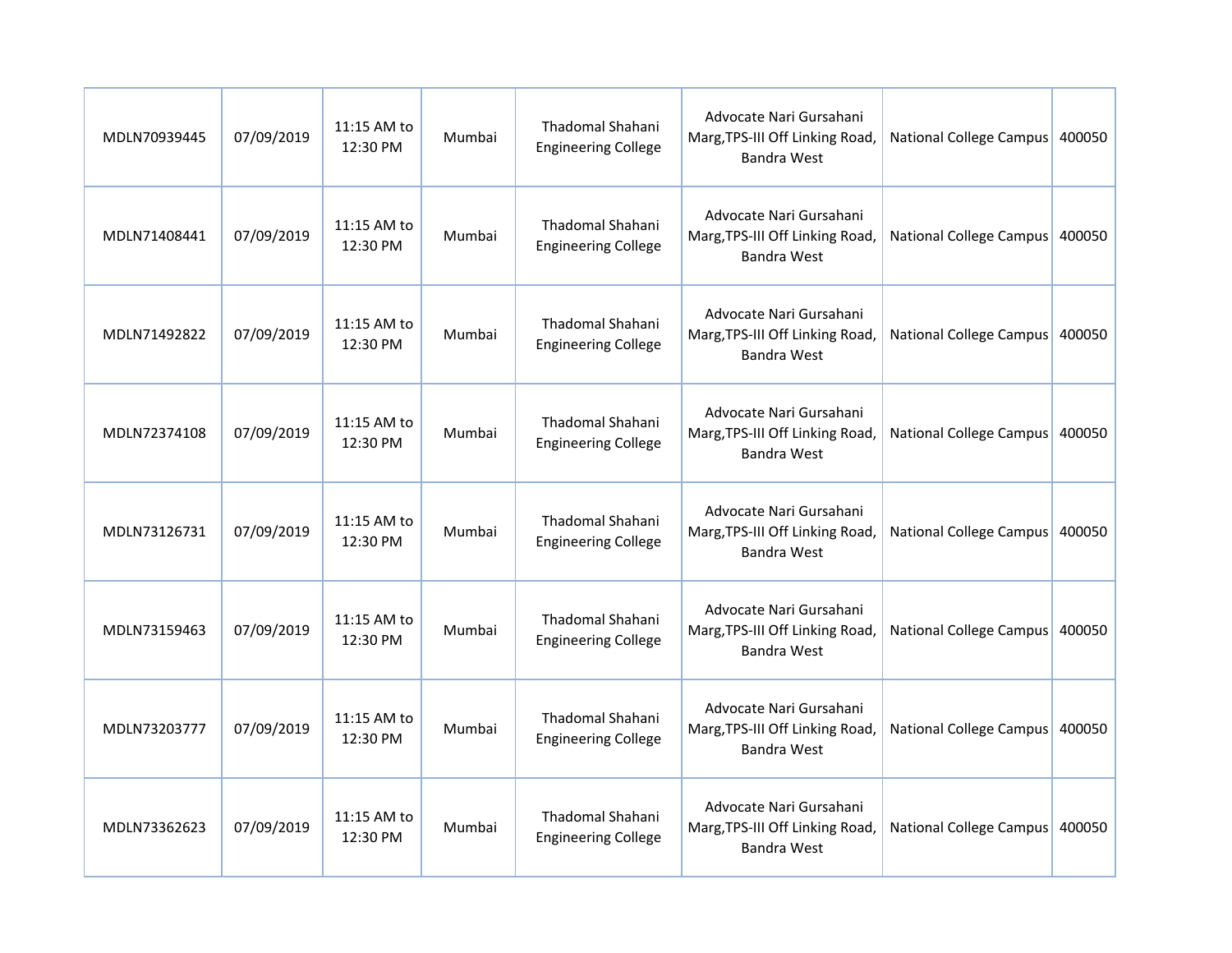| | | | | | | | |
|---|---|---|---|---|---|---|---|
| MDLN70939445 | 07/09/2019 | 11:15 AM to 12:30 PM | Mumbai | Thadomal Shahani Engineering College | Advocate Nari Gursahani Marg,TPS-III Off Linking Road, Bandra West | National College Campus | 400050 |
| MDLN71408441 | 07/09/2019 | 11:15 AM to 12:30 PM | Mumbai | Thadomal Shahani Engineering College | Advocate Nari Gursahani Marg,TPS-III Off Linking Road, Bandra West | National College Campus | 400050 |
| MDLN71492822 | 07/09/2019 | 11:15 AM to 12:30 PM | Mumbai | Thadomal Shahani Engineering College | Advocate Nari Gursahani Marg,TPS-III Off Linking Road, Bandra West | National College Campus | 400050 |
| MDLN72374108 | 07/09/2019 | 11:15 AM to 12:30 PM | Mumbai | Thadomal Shahani Engineering College | Advocate Nari Gursahani Marg,TPS-III Off Linking Road, Bandra West | National College Campus | 400050 |
| MDLN73126731 | 07/09/2019 | 11:15 AM to 12:30 PM | Mumbai | Thadomal Shahani Engineering College | Advocate Nari Gursahani Marg,TPS-III Off Linking Road, Bandra West | National College Campus | 400050 |
| MDLN73159463 | 07/09/2019 | 11:15 AM to 12:30 PM | Mumbai | Thadomal Shahani Engineering College | Advocate Nari Gursahani Marg,TPS-III Off Linking Road, Bandra West | National College Campus | 400050 |
| MDLN73203777 | 07/09/2019 | 11:15 AM to 12:30 PM | Mumbai | Thadomal Shahani Engineering College | Advocate Nari Gursahani Marg,TPS-III Off Linking Road, Bandra West | National College Campus | 400050 |
| MDLN73362623 | 07/09/2019 | 11:15 AM to 12:30 PM | Mumbai | Thadomal Shahani Engineering College | Advocate Nari Gursahani Marg,TPS-III Off Linking Road, Bandra West | National College Campus | 400050 |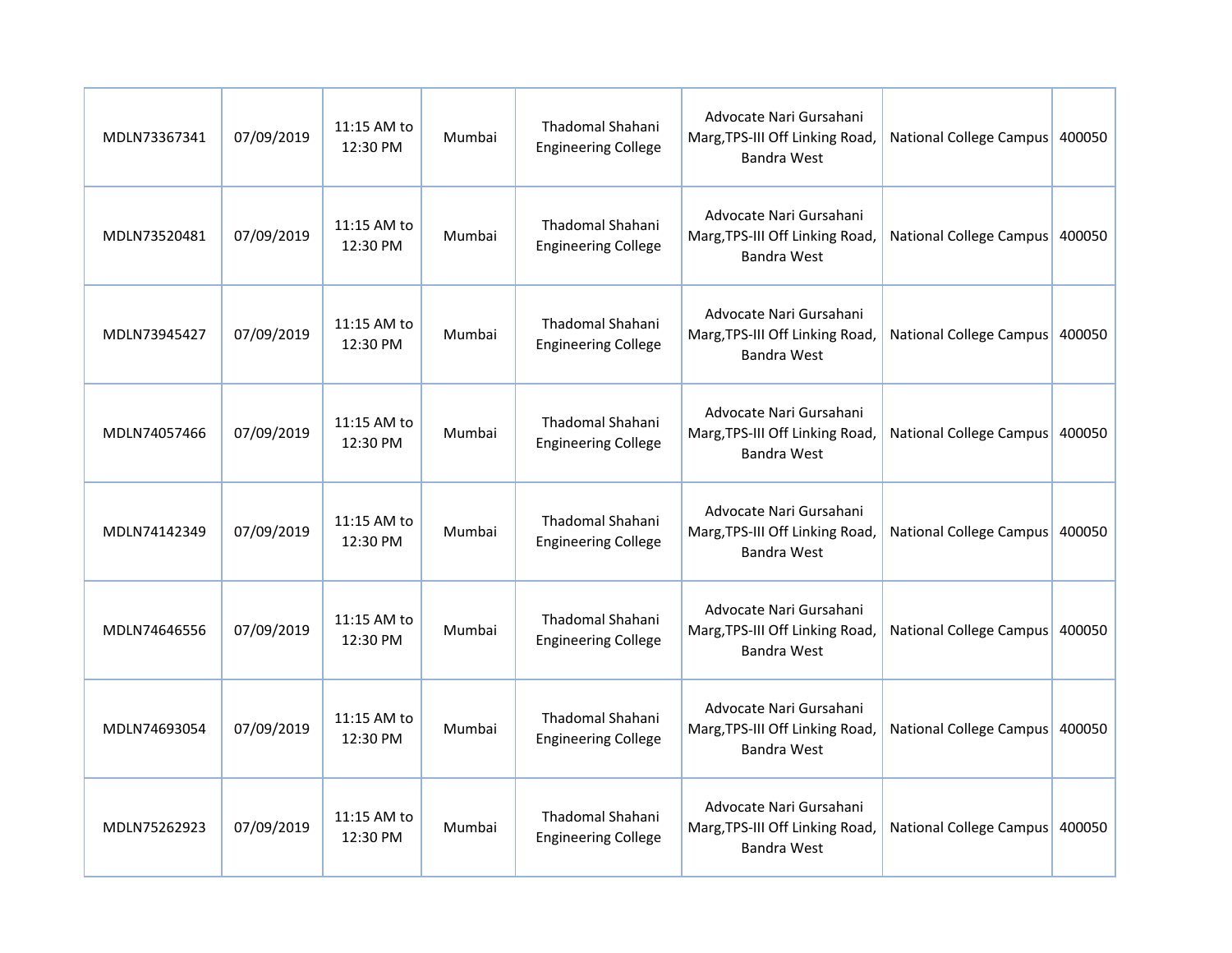| MDLN73367341 | 07/09/2019 | 11:15 AM to 12:30 PM | Mumbai | Thadomal Shahani Engineering College | Advocate Nari Gursahani Marg,TPS-III Off Linking Road, Bandra West | National College Campus | 400050 |
|---|---|---|---|---|---|---|---|
| MDLN73520481 | 07/09/2019 | 11:15 AM to 12:30 PM | Mumbai | Thadomal Shahani Engineering College | Advocate Nari Gursahani Marg,TPS-III Off Linking Road, Bandra West | National College Campus | 400050 |
| MDLN73945427 | 07/09/2019 | 11:15 AM to 12:30 PM | Mumbai | Thadomal Shahani Engineering College | Advocate Nari Gursahani Marg,TPS-III Off Linking Road, Bandra West | National College Campus | 400050 |
| MDLN74057466 | 07/09/2019 | 11:15 AM to 12:30 PM | Mumbai | Thadomal Shahani Engineering College | Advocate Nari Gursahani Marg,TPS-III Off Linking Road, Bandra West | National College Campus | 400050 |
| MDLN74142349 | 07/09/2019 | 11:15 AM to 12:30 PM | Mumbai | Thadomal Shahani Engineering College | Advocate Nari Gursahani Marg,TPS-III Off Linking Road, Bandra West | National College Campus | 400050 |
| MDLN74646556 | 07/09/2019 | 11:15 AM to 12:30 PM | Mumbai | Thadomal Shahani Engineering College | Advocate Nari Gursahani Marg,TPS-III Off Linking Road, Bandra West | National College Campus | 400050 |
| MDLN74693054 | 07/09/2019 | 11:15 AM to 12:30 PM | Mumbai | Thadomal Shahani Engineering College | Advocate Nari Gursahani Marg,TPS-III Off Linking Road, Bandra West | National College Campus | 400050 |
| MDLN75262923 | 07/09/2019 | 11:15 AM to 12:30 PM | Mumbai | Thadomal Shahani Engineering College | Advocate Nari Gursahani Marg,TPS-III Off Linking Road, Bandra West | National College Campus | 400050 |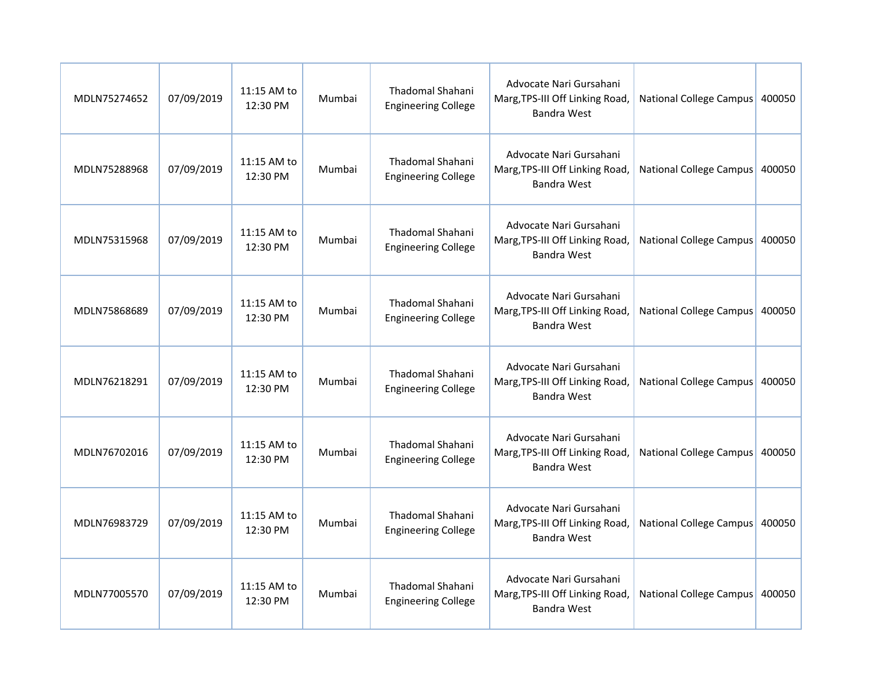| | | | | | | | |
|---|---|---|---|---|---|---|---|
| MDLN75274652 | 07/09/2019 | 11:15 AM to 12:30 PM | Mumbai | Thadomal Shahani Engineering College | Advocate Nari Gursahani Marg,TPS-III Off Linking Road, Bandra West | National College Campus | 400050 |
| MDLN75288968 | 07/09/2019 | 11:15 AM to 12:30 PM | Mumbai | Thadomal Shahani Engineering College | Advocate Nari Gursahani Marg,TPS-III Off Linking Road, Bandra West | National College Campus | 400050 |
| MDLN75315968 | 07/09/2019 | 11:15 AM to 12:30 PM | Mumbai | Thadomal Shahani Engineering College | Advocate Nari Gursahani Marg,TPS-III Off Linking Road, Bandra West | National College Campus | 400050 |
| MDLN75868689 | 07/09/2019 | 11:15 AM to 12:30 PM | Mumbai | Thadomal Shahani Engineering College | Advocate Nari Gursahani Marg,TPS-III Off Linking Road, Bandra West | National College Campus | 400050 |
| MDLN76218291 | 07/09/2019 | 11:15 AM to 12:30 PM | Mumbai | Thadomal Shahani Engineering College | Advocate Nari Gursahani Marg,TPS-III Off Linking Road, Bandra West | National College Campus | 400050 |
| MDLN76702016 | 07/09/2019 | 11:15 AM to 12:30 PM | Mumbai | Thadomal Shahani Engineering College | Advocate Nari Gursahani Marg,TPS-III Off Linking Road, Bandra West | National College Campus | 400050 |
| MDLN76983729 | 07/09/2019 | 11:15 AM to 12:30 PM | Mumbai | Thadomal Shahani Engineering College | Advocate Nari Gursahani Marg,TPS-III Off Linking Road, Bandra West | National College Campus | 400050 |
| MDLN77005570 | 07/09/2019 | 11:15 AM to 12:30 PM | Mumbai | Thadomal Shahani Engineering College | Advocate Nari Gursahani Marg,TPS-III Off Linking Road, Bandra West | National College Campus | 400050 |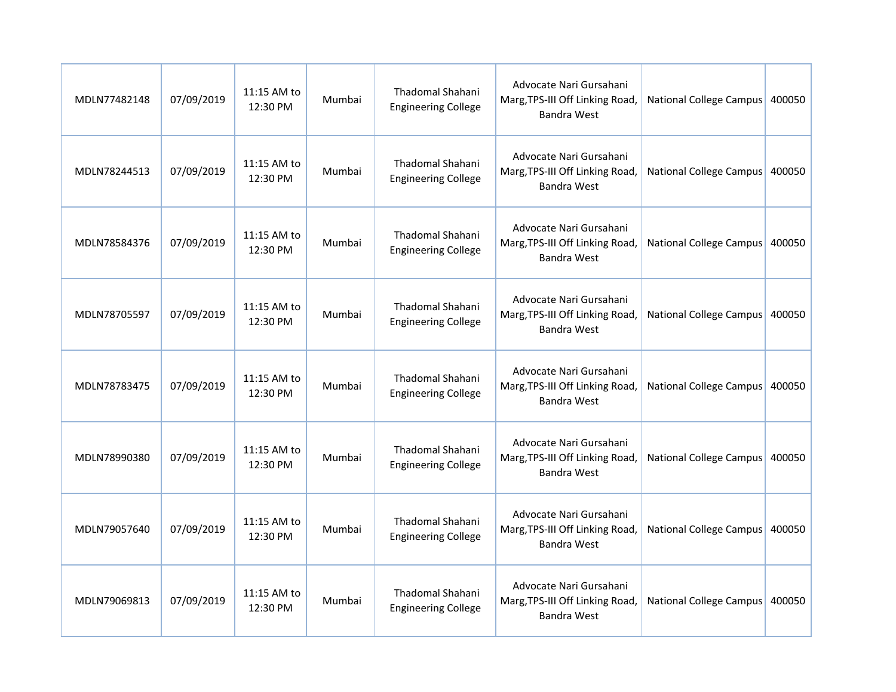| | | | | | | | |
|---|---|---|---|---|---|---|---|
| MDLN77482148 | 07/09/2019 | 11:15 AM to 12:30 PM | Mumbai | Thadomal Shahani Engineering College | Advocate Nari Gursahani Marg,TPS-III Off Linking Road, Bandra West | National College Campus | 400050 |
| MDLN78244513 | 07/09/2019 | 11:15 AM to 12:30 PM | Mumbai | Thadomal Shahani Engineering College | Advocate Nari Gursahani Marg,TPS-III Off Linking Road, Bandra West | National College Campus | 400050 |
| MDLN78584376 | 07/09/2019 | 11:15 AM to 12:30 PM | Mumbai | Thadomal Shahani Engineering College | Advocate Nari Gursahani Marg,TPS-III Off Linking Road, Bandra West | National College Campus | 400050 |
| MDLN78705597 | 07/09/2019 | 11:15 AM to 12:30 PM | Mumbai | Thadomal Shahani Engineering College | Advocate Nari Gursahani Marg,TPS-III Off Linking Road, Bandra West | National College Campus | 400050 |
| MDLN78783475 | 07/09/2019 | 11:15 AM to 12:30 PM | Mumbai | Thadomal Shahani Engineering College | Advocate Nari Gursahani Marg,TPS-III Off Linking Road, Bandra West | National College Campus | 400050 |
| MDLN78990380 | 07/09/2019 | 11:15 AM to 12:30 PM | Mumbai | Thadomal Shahani Engineering College | Advocate Nari Gursahani Marg,TPS-III Off Linking Road, Bandra West | National College Campus | 400050 |
| MDLN79057640 | 07/09/2019 | 11:15 AM to 12:30 PM | Mumbai | Thadomal Shahani Engineering College | Advocate Nari Gursahani Marg,TPS-III Off Linking Road, Bandra West | National College Campus | 400050 |
| MDLN79069813 | 07/09/2019 | 11:15 AM to 12:30 PM | Mumbai | Thadomal Shahani Engineering College | Advocate Nari Gursahani Marg,TPS-III Off Linking Road, Bandra West | National College Campus | 400050 |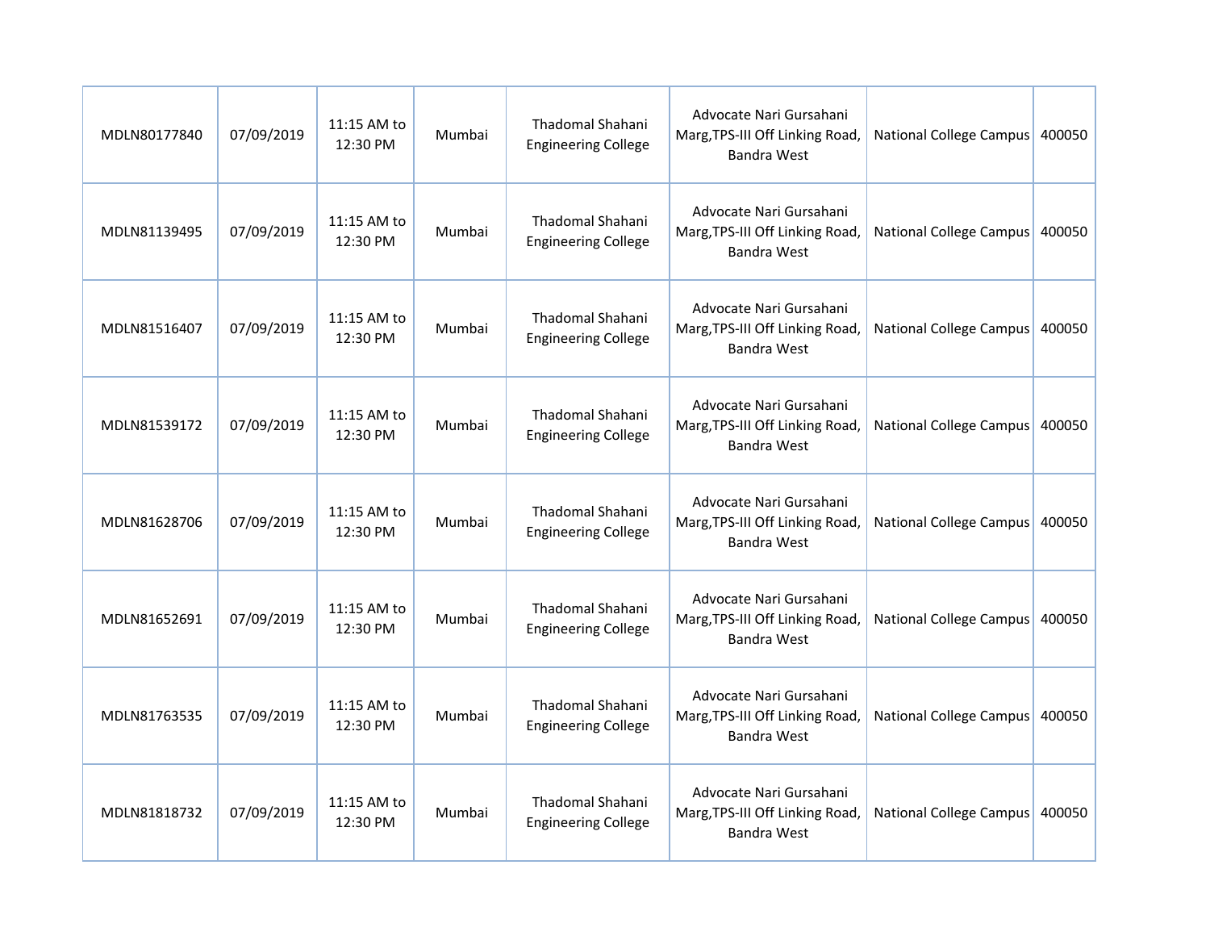| | | | | | | | |
|---|---|---|---|---|---|---|---|
| MDLN80177840 | 07/09/2019 | 11:15 AM to 12:30 PM | Mumbai | Thadomal Shahani Engineering College | Advocate Nari Gursahani Marg,TPS-III Off Linking Road, Bandra West | National College Campus | 400050 |
| MDLN81139495 | 07/09/2019 | 11:15 AM to 12:30 PM | Mumbai | Thadomal Shahani Engineering College | Advocate Nari Gursahani Marg,TPS-III Off Linking Road, Bandra West | National College Campus | 400050 |
| MDLN81516407 | 07/09/2019 | 11:15 AM to 12:30 PM | Mumbai | Thadomal Shahani Engineering College | Advocate Nari Gursahani Marg,TPS-III Off Linking Road, Bandra West | National College Campus | 400050 |
| MDLN81539172 | 07/09/2019 | 11:15 AM to 12:30 PM | Mumbai | Thadomal Shahani Engineering College | Advocate Nari Gursahani Marg,TPS-III Off Linking Road, Bandra West | National College Campus | 400050 |
| MDLN81628706 | 07/09/2019 | 11:15 AM to 12:30 PM | Mumbai | Thadomal Shahani Engineering College | Advocate Nari Gursahani Marg,TPS-III Off Linking Road, Bandra West | National College Campus | 400050 |
| MDLN81652691 | 07/09/2019 | 11:15 AM to 12:30 PM | Mumbai | Thadomal Shahani Engineering College | Advocate Nari Gursahani Marg,TPS-III Off Linking Road, Bandra West | National College Campus | 400050 |
| MDLN81763535 | 07/09/2019 | 11:15 AM to 12:30 PM | Mumbai | Thadomal Shahani Engineering College | Advocate Nari Gursahani Marg,TPS-III Off Linking Road, Bandra West | National College Campus | 400050 |
| MDLN81818732 | 07/09/2019 | 11:15 AM to 12:30 PM | Mumbai | Thadomal Shahani Engineering College | Advocate Nari Gursahani Marg,TPS-III Off Linking Road, Bandra West | National College Campus | 400050 |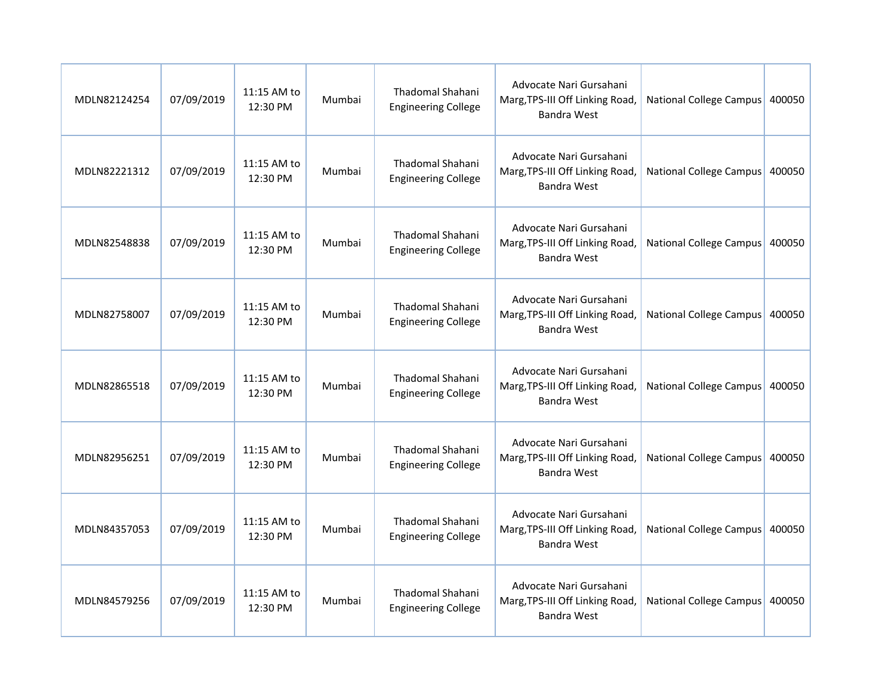| | | | | | | | |
|---|---|---|---|---|---|---|---|
| MDLN82124254 | 07/09/2019 | 11:15 AM to 12:30 PM | Mumbai | Thadomal Shahani Engineering College | Advocate Nari Gursahani Marg,TPS-III Off Linking Road, Bandra West | National College Campus | 400050 |
| MDLN82221312 | 07/09/2019 | 11:15 AM to 12:30 PM | Mumbai | Thadomal Shahani Engineering College | Advocate Nari Gursahani Marg,TPS-III Off Linking Road, Bandra West | National College Campus | 400050 |
| MDLN82548838 | 07/09/2019 | 11:15 AM to 12:30 PM | Mumbai | Thadomal Shahani Engineering College | Advocate Nari Gursahani Marg,TPS-III Off Linking Road, Bandra West | National College Campus | 400050 |
| MDLN82758007 | 07/09/2019 | 11:15 AM to 12:30 PM | Mumbai | Thadomal Shahani Engineering College | Advocate Nari Gursahani Marg,TPS-III Off Linking Road, Bandra West | National College Campus | 400050 |
| MDLN82865518 | 07/09/2019 | 11:15 AM to 12:30 PM | Mumbai | Thadomal Shahani Engineering College | Advocate Nari Gursahani Marg,TPS-III Off Linking Road, Bandra West | National College Campus | 400050 |
| MDLN82956251 | 07/09/2019 | 11:15 AM to 12:30 PM | Mumbai | Thadomal Shahani Engineering College | Advocate Nari Gursahani Marg,TPS-III Off Linking Road, Bandra West | National College Campus | 400050 |
| MDLN84357053 | 07/09/2019 | 11:15 AM to 12:30 PM | Mumbai | Thadomal Shahani Engineering College | Advocate Nari Gursahani Marg,TPS-III Off Linking Road, Bandra West | National College Campus | 400050 |
| MDLN84579256 | 07/09/2019 | 11:15 AM to 12:30 PM | Mumbai | Thadomal Shahani Engineering College | Advocate Nari Gursahani Marg,TPS-III Off Linking Road, Bandra West | National College Campus | 400050 |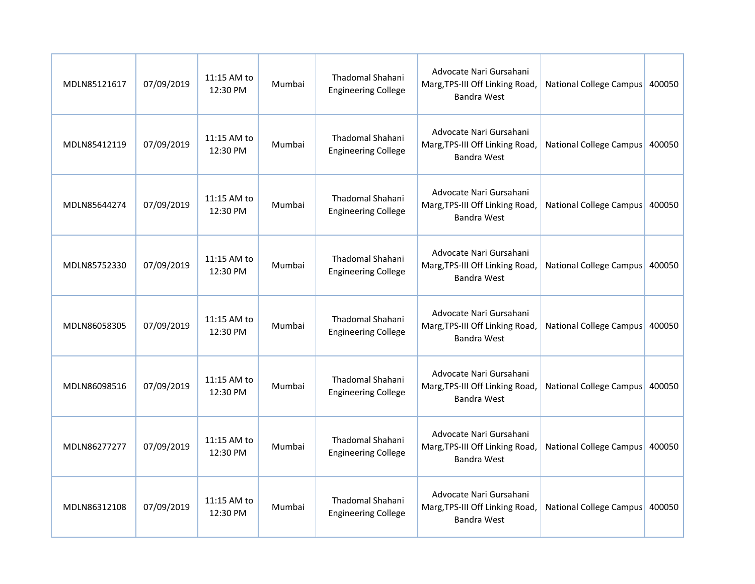| MDLN85121617 | 07/09/2019 | 11:15 AM to 12:30 PM | Mumbai | Thadomal Shahani Engineering College | Advocate Nari Gursahani Marg,TPS-III Off Linking Road, Bandra West | National College Campus | 400050 |
|---|---|---|---|---|---|---|---|
| MDLN85412119 | 07/09/2019 | 11:15 AM to 12:30 PM | Mumbai | Thadomal Shahani Engineering College | Advocate Nari Gursahani Marg,TPS-III Off Linking Road, Bandra West | National College Campus | 400050 |
| MDLN85644274 | 07/09/2019 | 11:15 AM to 12:30 PM | Mumbai | Thadomal Shahani Engineering College | Advocate Nari Gursahani Marg,TPS-III Off Linking Road, Bandra West | National College Campus | 400050 |
| MDLN85752330 | 07/09/2019 | 11:15 AM to 12:30 PM | Mumbai | Thadomal Shahani Engineering College | Advocate Nari Gursahani Marg,TPS-III Off Linking Road, Bandra West | National College Campus | 400050 |
| MDLN86058305 | 07/09/2019 | 11:15 AM to 12:30 PM | Mumbai | Thadomal Shahani Engineering College | Advocate Nari Gursahani Marg,TPS-III Off Linking Road, Bandra West | National College Campus | 400050 |
| MDLN86098516 | 07/09/2019 | 11:15 AM to 12:30 PM | Mumbai | Thadomal Shahani Engineering College | Advocate Nari Gursahani Marg,TPS-III Off Linking Road, Bandra West | National College Campus | 400050 |
| MDLN86277277 | 07/09/2019 | 11:15 AM to 12:30 PM | Mumbai | Thadomal Shahani Engineering College | Advocate Nari Gursahani Marg,TPS-III Off Linking Road, Bandra West | National College Campus | 400050 |
| MDLN86312108 | 07/09/2019 | 11:15 AM to 12:30 PM | Mumbai | Thadomal Shahani Engineering College | Advocate Nari Gursahani Marg,TPS-III Off Linking Road, Bandra West | National College Campus | 400050 |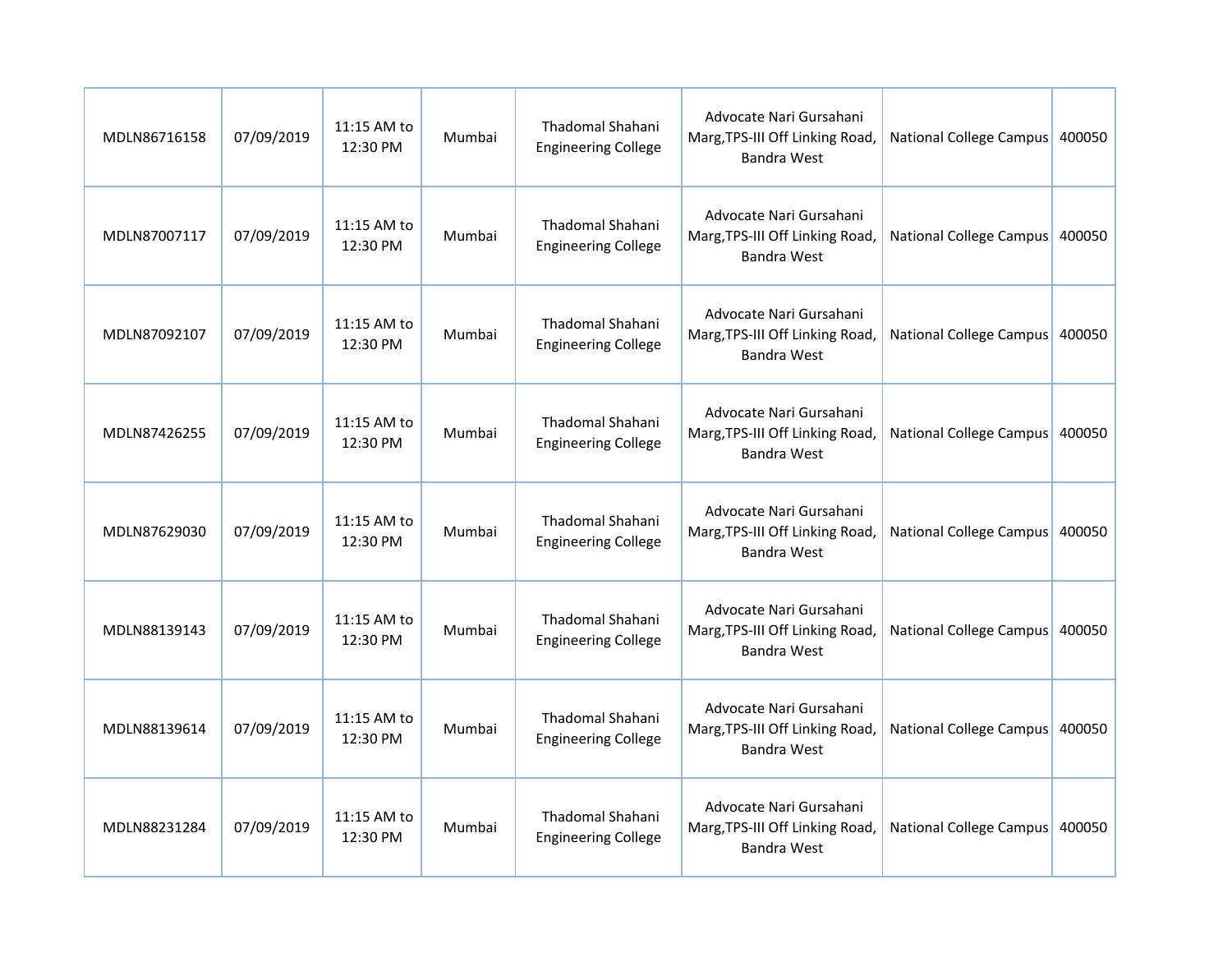| | | | | | | | |
|---|---|---|---|---|---|---|---|
| MDLN86716158 | 07/09/2019 | 11:15 AM to 12:30 PM | Mumbai | Thadomal Shahani Engineering College | Advocate Nari Gursahani Marg,TPS-III Off Linking Road, Bandra West | National College Campus | 400050 |
| MDLN87007117 | 07/09/2019 | 11:15 AM to 12:30 PM | Mumbai | Thadomal Shahani Engineering College | Advocate Nari Gursahani Marg,TPS-III Off Linking Road, Bandra West | National College Campus | 400050 |
| MDLN87092107 | 07/09/2019 | 11:15 AM to 12:30 PM | Mumbai | Thadomal Shahani Engineering College | Advocate Nari Gursahani Marg,TPS-III Off Linking Road, Bandra West | National College Campus | 400050 |
| MDLN87426255 | 07/09/2019 | 11:15 AM to 12:30 PM | Mumbai | Thadomal Shahani Engineering College | Advocate Nari Gursahani Marg,TPS-III Off Linking Road, Bandra West | National College Campus | 400050 |
| MDLN87629030 | 07/09/2019 | 11:15 AM to 12:30 PM | Mumbai | Thadomal Shahani Engineering College | Advocate Nari Gursahani Marg,TPS-III Off Linking Road, Bandra West | National College Campus | 400050 |
| MDLN88139143 | 07/09/2019 | 11:15 AM to 12:30 PM | Mumbai | Thadomal Shahani Engineering College | Advocate Nari Gursahani Marg,TPS-III Off Linking Road, Bandra West | National College Campus | 400050 |
| MDLN88139614 | 07/09/2019 | 11:15 AM to 12:30 PM | Mumbai | Thadomal Shahani Engineering College | Advocate Nari Gursahani Marg,TPS-III Off Linking Road, Bandra West | National College Campus | 400050 |
| MDLN88231284 | 07/09/2019 | 11:15 AM to 12:30 PM | Mumbai | Thadomal Shahani Engineering College | Advocate Nari Gursahani Marg,TPS-III Off Linking Road, Bandra West | National College Campus | 400050 |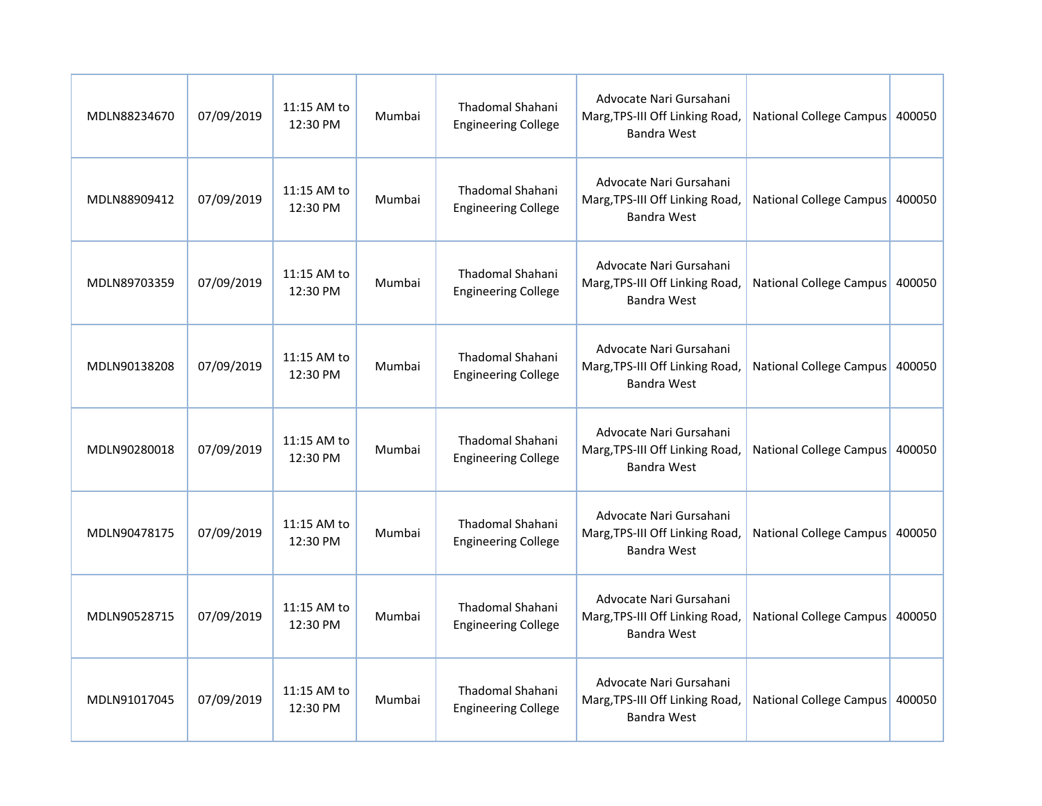| | | | | | | | |
|---|---|---|---|---|---|---|---|
| MDLN88234670 | 07/09/2019 | 11:15 AM to 12:30 PM | Mumbai | Thadomal Shahani Engineering College | Advocate Nari Gursahani Marg,TPS-III Off Linking Road, Bandra West | National College Campus | 400050 |
| MDLN88909412 | 07/09/2019 | 11:15 AM to 12:30 PM | Mumbai | Thadomal Shahani Engineering College | Advocate Nari Gursahani Marg,TPS-III Off Linking Road, Bandra West | National College Campus | 400050 |
| MDLN89703359 | 07/09/2019 | 11:15 AM to 12:30 PM | Mumbai | Thadomal Shahani Engineering College | Advocate Nari Gursahani Marg,TPS-III Off Linking Road, Bandra West | National College Campus | 400050 |
| MDLN90138208 | 07/09/2019 | 11:15 AM to 12:30 PM | Mumbai | Thadomal Shahani Engineering College | Advocate Nari Gursahani Marg,TPS-III Off Linking Road, Bandra West | National College Campus | 400050 |
| MDLN90280018 | 07/09/2019 | 11:15 AM to 12:30 PM | Mumbai | Thadomal Shahani Engineering College | Advocate Nari Gursahani Marg,TPS-III Off Linking Road, Bandra West | National College Campus | 400050 |
| MDLN90478175 | 07/09/2019 | 11:15 AM to 12:30 PM | Mumbai | Thadomal Shahani Engineering College | Advocate Nari Gursahani Marg,TPS-III Off Linking Road, Bandra West | National College Campus | 400050 |
| MDLN90528715 | 07/09/2019 | 11:15 AM to 12:30 PM | Mumbai | Thadomal Shahani Engineering College | Advocate Nari Gursahani Marg,TPS-III Off Linking Road, Bandra West | National College Campus | 400050 |
| MDLN91017045 | 07/09/2019 | 11:15 AM to 12:30 PM | Mumbai | Thadomal Shahani Engineering College | Advocate Nari Gursahani Marg,TPS-III Off Linking Road, Bandra West | National College Campus | 400050 |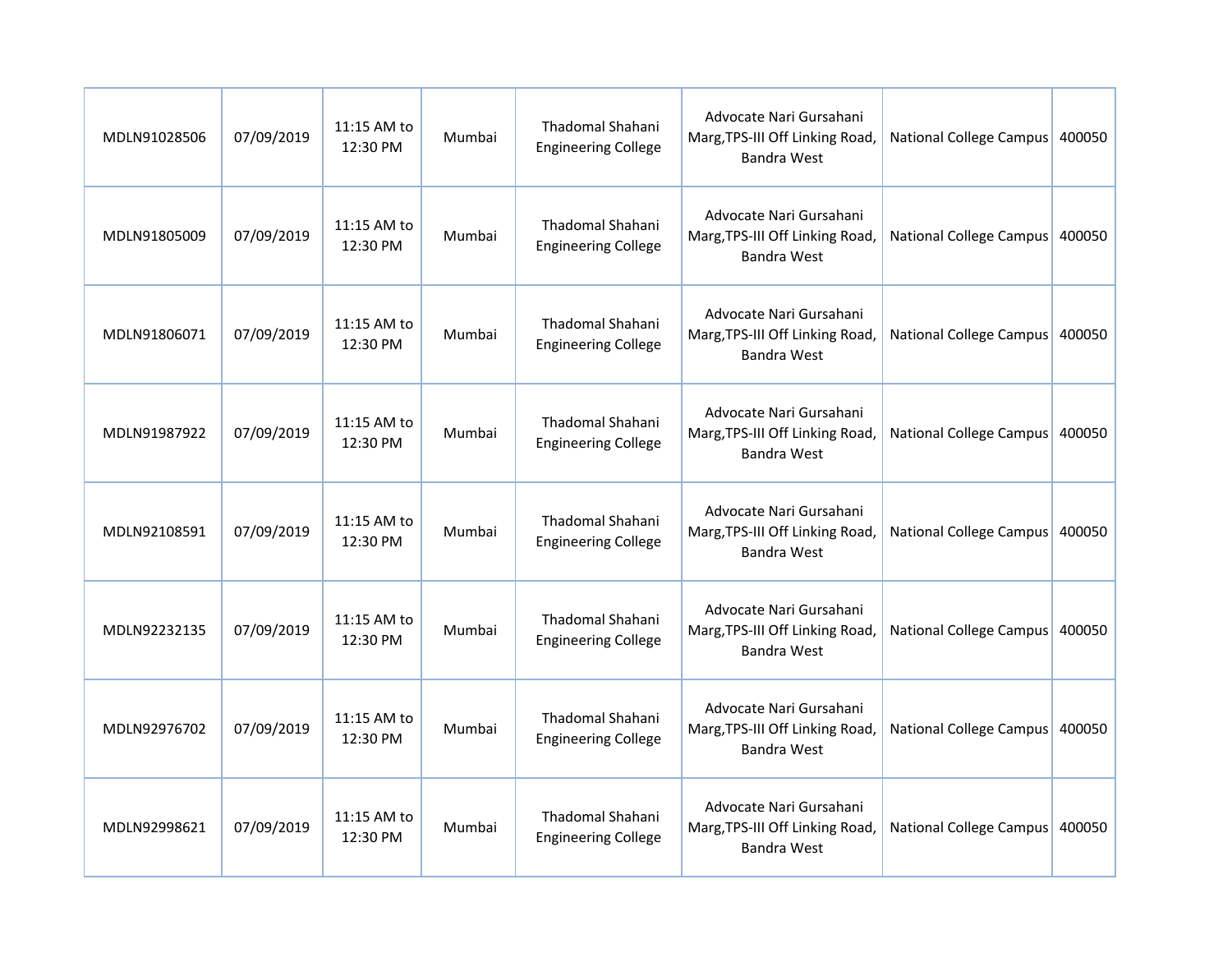| | | | | | | | |
|---|---|---|---|---|---|---|---|
| MDLN91028506 | 07/09/2019 | 11:15 AM to 12:30 PM | Mumbai | Thadomal Shahani Engineering College | Advocate Nari Gursahani Marg,TPS-III Off Linking Road, Bandra West | National College Campus | 400050 |
| MDLN91805009 | 07/09/2019 | 11:15 AM to 12:30 PM | Mumbai | Thadomal Shahani Engineering College | Advocate Nari Gursahani Marg,TPS-III Off Linking Road, Bandra West | National College Campus | 400050 |
| MDLN91806071 | 07/09/2019 | 11:15 AM to 12:30 PM | Mumbai | Thadomal Shahani Engineering College | Advocate Nari Gursahani Marg,TPS-III Off Linking Road, Bandra West | National College Campus | 400050 |
| MDLN91987922 | 07/09/2019 | 11:15 AM to 12:30 PM | Mumbai | Thadomal Shahani Engineering College | Advocate Nari Gursahani Marg,TPS-III Off Linking Road, Bandra West | National College Campus | 400050 |
| MDLN92108591 | 07/09/2019 | 11:15 AM to 12:30 PM | Mumbai | Thadomal Shahani Engineering College | Advocate Nari Gursahani Marg,TPS-III Off Linking Road, Bandra West | National College Campus | 400050 |
| MDLN92232135 | 07/09/2019 | 11:15 AM to 12:30 PM | Mumbai | Thadomal Shahani Engineering College | Advocate Nari Gursahani Marg,TPS-III Off Linking Road, Bandra West | National College Campus | 400050 |
| MDLN92976702 | 07/09/2019 | 11:15 AM to 12:30 PM | Mumbai | Thadomal Shahani Engineering College | Advocate Nari Gursahani Marg,TPS-III Off Linking Road, Bandra West | National College Campus | 400050 |
| MDLN92998621 | 07/09/2019 | 11:15 AM to 12:30 PM | Mumbai | Thadomal Shahani Engineering College | Advocate Nari Gursahani Marg,TPS-III Off Linking Road, Bandra West | National College Campus | 400050 |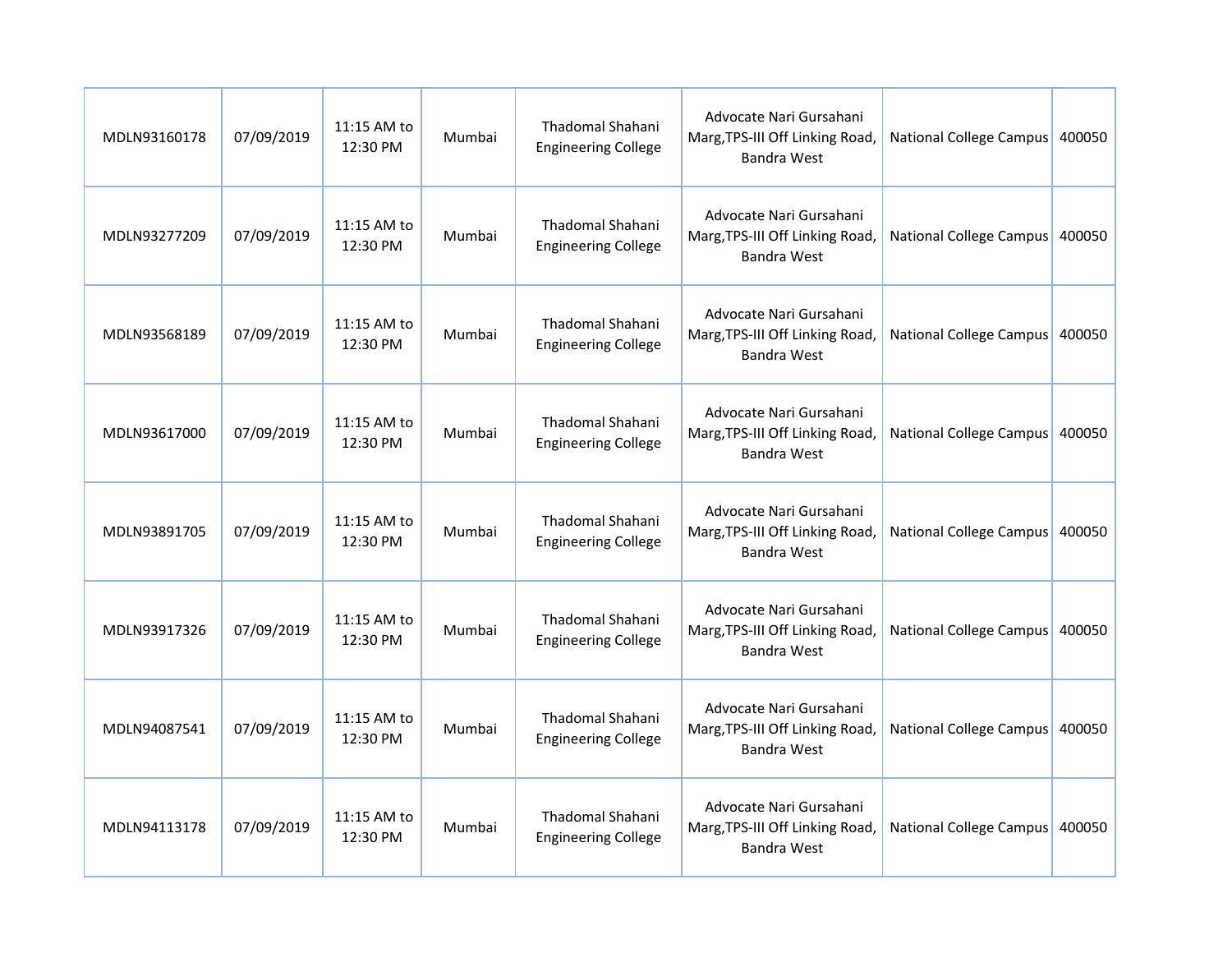| | | | | | | | |
|---|---|---|---|---|---|---|---|
| MDLN93160178 | 07/09/2019 | 11:15 AM to 12:30 PM | Mumbai | Thadomal Shahani Engineering College | Advocate Nari Gursahani Marg,TPS-III Off Linking Road, Bandra West | National College Campus | 400050 |
| MDLN93277209 | 07/09/2019 | 11:15 AM to 12:30 PM | Mumbai | Thadomal Shahani Engineering College | Advocate Nari Gursahani Marg,TPS-III Off Linking Road, Bandra West | National College Campus | 400050 |
| MDLN93568189 | 07/09/2019 | 11:15 AM to 12:30 PM | Mumbai | Thadomal Shahani Engineering College | Advocate Nari Gursahani Marg,TPS-III Off Linking Road, Bandra West | National College Campus | 400050 |
| MDLN93617000 | 07/09/2019 | 11:15 AM to 12:30 PM | Mumbai | Thadomal Shahani Engineering College | Advocate Nari Gursahani Marg,TPS-III Off Linking Road, Bandra West | National College Campus | 400050 |
| MDLN93891705 | 07/09/2019 | 11:15 AM to 12:30 PM | Mumbai | Thadomal Shahani Engineering College | Advocate Nari Gursahani Marg,TPS-III Off Linking Road, Bandra West | National College Campus | 400050 |
| MDLN93917326 | 07/09/2019 | 11:15 AM to 12:30 PM | Mumbai | Thadomal Shahani Engineering College | Advocate Nari Gursahani Marg,TPS-III Off Linking Road, Bandra West | National College Campus | 400050 |
| MDLN94087541 | 07/09/2019 | 11:15 AM to 12:30 PM | Mumbai | Thadomal Shahani Engineering College | Advocate Nari Gursahani Marg,TPS-III Off Linking Road, Bandra West | National College Campus | 400050 |
| MDLN94113178 | 07/09/2019 | 11:15 AM to 12:30 PM | Mumbai | Thadomal Shahani Engineering College | Advocate Nari Gursahani Marg,TPS-III Off Linking Road, Bandra West | National College Campus | 400050 |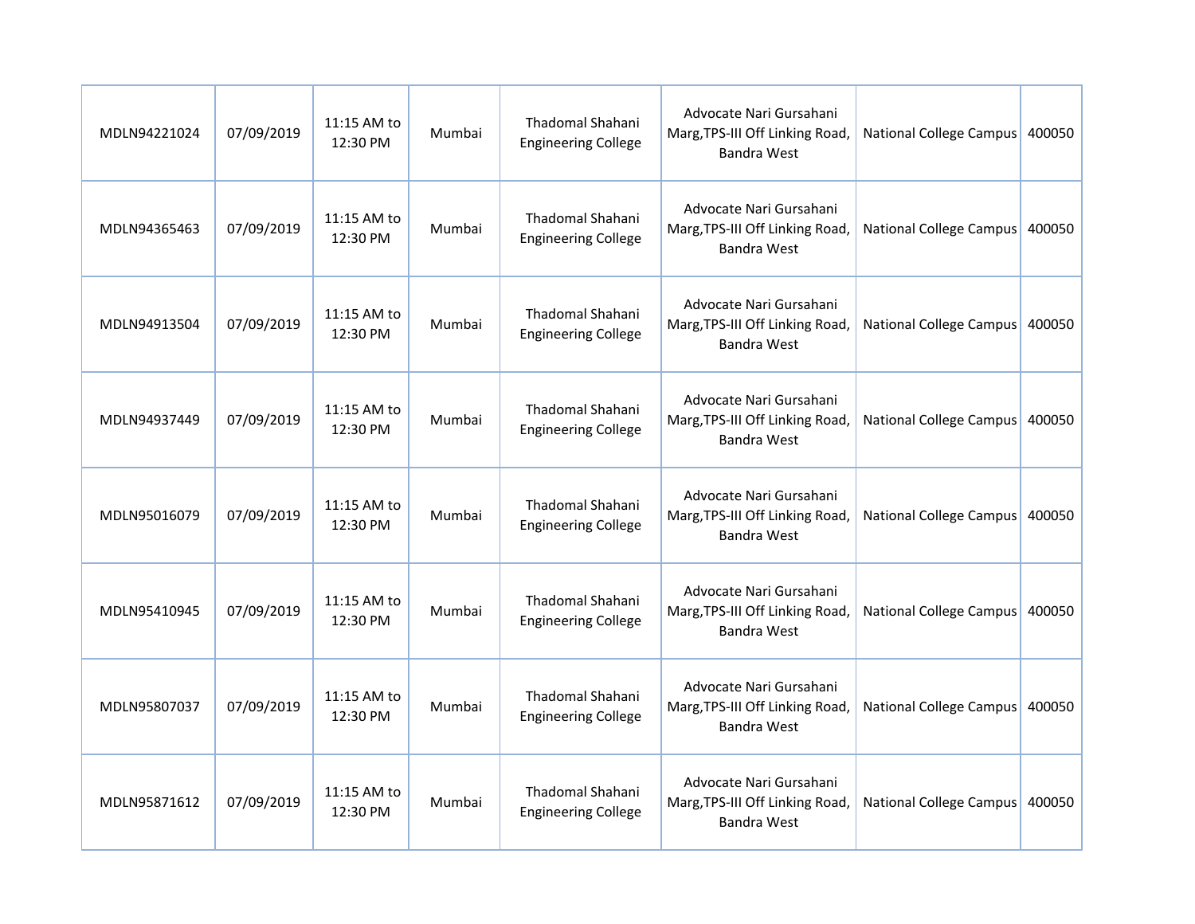| | | | | | | | |
|---|---|---|---|---|---|---|---|
| MDLN94221024 | 07/09/2019 | 11:15 AM to 12:30 PM | Mumbai | Thadomal Shahani Engineering College | Advocate Nari Gursahani Marg,TPS-III Off Linking Road, Bandra West | National College Campus | 400050 |
| MDLN94365463 | 07/09/2019 | 11:15 AM to 12:30 PM | Mumbai | Thadomal Shahani Engineering College | Advocate Nari Gursahani Marg,TPS-III Off Linking Road, Bandra West | National College Campus | 400050 |
| MDLN94913504 | 07/09/2019 | 11:15 AM to 12:30 PM | Mumbai | Thadomal Shahani Engineering College | Advocate Nari Gursahani Marg,TPS-III Off Linking Road, Bandra West | National College Campus | 400050 |
| MDLN94937449 | 07/09/2019 | 11:15 AM to 12:30 PM | Mumbai | Thadomal Shahani Engineering College | Advocate Nari Gursahani Marg,TPS-III Off Linking Road, Bandra West | National College Campus | 400050 |
| MDLN95016079 | 07/09/2019 | 11:15 AM to 12:30 PM | Mumbai | Thadomal Shahani Engineering College | Advocate Nari Gursahani Marg,TPS-III Off Linking Road, Bandra West | National College Campus | 400050 |
| MDLN95410945 | 07/09/2019 | 11:15 AM to 12:30 PM | Mumbai | Thadomal Shahani Engineering College | Advocate Nari Gursahani Marg,TPS-III Off Linking Road, Bandra West | National College Campus | 400050 |
| MDLN95807037 | 07/09/2019 | 11:15 AM to 12:30 PM | Mumbai | Thadomal Shahani Engineering College | Advocate Nari Gursahani Marg,TPS-III Off Linking Road, Bandra West | National College Campus | 400050 |
| MDLN95871612 | 07/09/2019 | 11:15 AM to 12:30 PM | Mumbai | Thadomal Shahani Engineering College | Advocate Nari Gursahani Marg,TPS-III Off Linking Road, Bandra West | National College Campus | 400050 |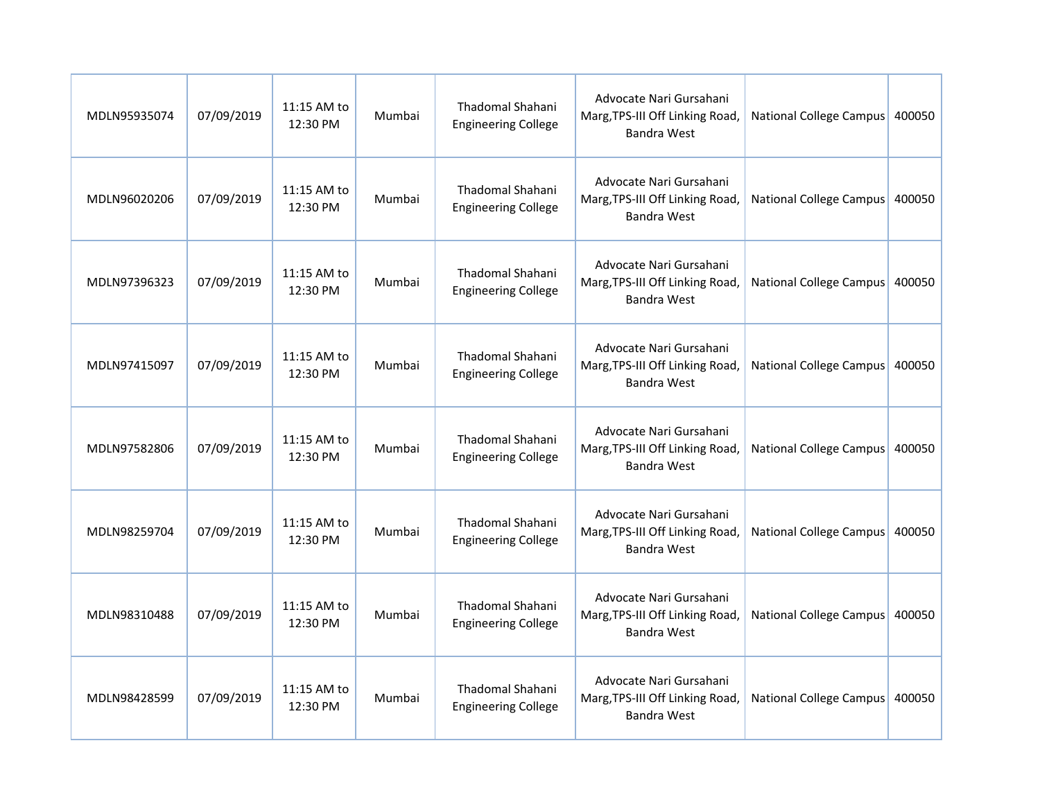| | | | | | | | |
|---|---|---|---|---|---|---|---|
| MDLN95935074 | 07/09/2019 | 11:15 AM to 12:30 PM | Mumbai | Thadomal Shahani Engineering College | Advocate Nari Gursahani Marg,TPS-III Off Linking Road, Bandra West | National College Campus | 400050 |
| MDLN96020206 | 07/09/2019 | 11:15 AM to 12:30 PM | Mumbai | Thadomal Shahani Engineering College | Advocate Nari Gursahani Marg,TPS-III Off Linking Road, Bandra West | National College Campus | 400050 |
| MDLN97396323 | 07/09/2019 | 11:15 AM to 12:30 PM | Mumbai | Thadomal Shahani Engineering College | Advocate Nari Gursahani Marg,TPS-III Off Linking Road, Bandra West | National College Campus | 400050 |
| MDLN97415097 | 07/09/2019 | 11:15 AM to 12:30 PM | Mumbai | Thadomal Shahani Engineering College | Advocate Nari Gursahani Marg,TPS-III Off Linking Road, Bandra West | National College Campus | 400050 |
| MDLN97582806 | 07/09/2019 | 11:15 AM to 12:30 PM | Mumbai | Thadomal Shahani Engineering College | Advocate Nari Gursahani Marg,TPS-III Off Linking Road, Bandra West | National College Campus | 400050 |
| MDLN98259704 | 07/09/2019 | 11:15 AM to 12:30 PM | Mumbai | Thadomal Shahani Engineering College | Advocate Nari Gursahani Marg,TPS-III Off Linking Road, Bandra West | National College Campus | 400050 |
| MDLN98310488 | 07/09/2019 | 11:15 AM to 12:30 PM | Mumbai | Thadomal Shahani Engineering College | Advocate Nari Gursahani Marg,TPS-III Off Linking Road, Bandra West | National College Campus | 400050 |
| MDLN98428599 | 07/09/2019 | 11:15 AM to 12:30 PM | Mumbai | Thadomal Shahani Engineering College | Advocate Nari Gursahani Marg,TPS-III Off Linking Road, Bandra West | National College Campus | 400050 |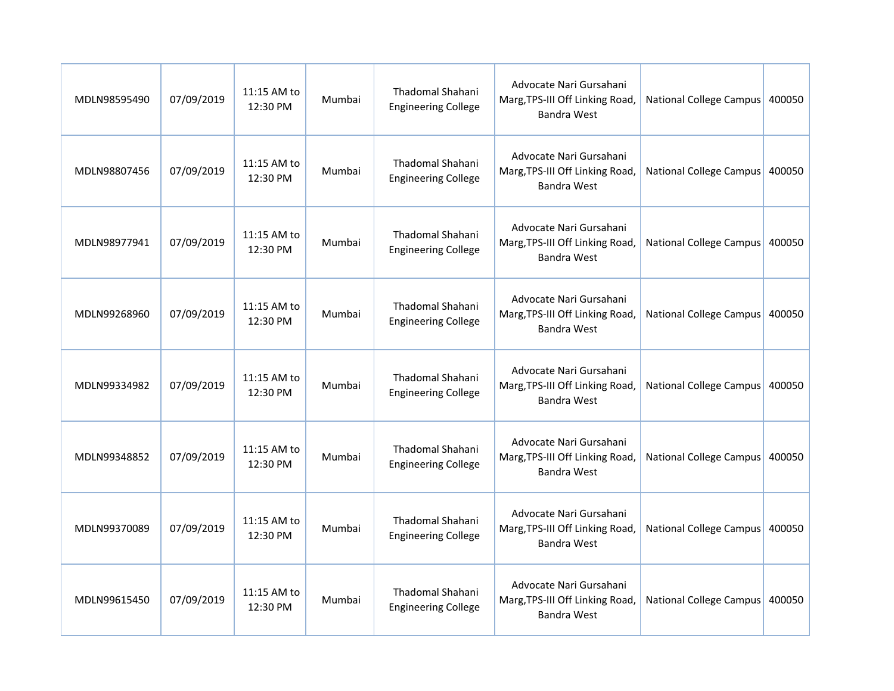| | | | | | | | |
|---|---|---|---|---|---|---|---|
| MDLN98595490 | 07/09/2019 | 11:15 AM to 12:30 PM | Mumbai | Thadomal Shahani Engineering College | Advocate Nari Gursahani Marg,TPS-III Off Linking Road, Bandra West | National College Campus | 400050 |
| MDLN98807456 | 07/09/2019 | 11:15 AM to 12:30 PM | Mumbai | Thadomal Shahani Engineering College | Advocate Nari Gursahani Marg,TPS-III Off Linking Road, Bandra West | National College Campus | 400050 |
| MDLN98977941 | 07/09/2019 | 11:15 AM to 12:30 PM | Mumbai | Thadomal Shahani Engineering College | Advocate Nari Gursahani Marg,TPS-III Off Linking Road, Bandra West | National College Campus | 400050 |
| MDLN99268960 | 07/09/2019 | 11:15 AM to 12:30 PM | Mumbai | Thadomal Shahani Engineering College | Advocate Nari Gursahani Marg,TPS-III Off Linking Road, Bandra West | National College Campus | 400050 |
| MDLN99334982 | 07/09/2019 | 11:15 AM to 12:30 PM | Mumbai | Thadomal Shahani Engineering College | Advocate Nari Gursahani Marg,TPS-III Off Linking Road, Bandra West | National College Campus | 400050 |
| MDLN99348852 | 07/09/2019 | 11:15 AM to 12:30 PM | Mumbai | Thadomal Shahani Engineering College | Advocate Nari Gursahani Marg,TPS-III Off Linking Road, Bandra West | National College Campus | 400050 |
| MDLN99370089 | 07/09/2019 | 11:15 AM to 12:30 PM | Mumbai | Thadomal Shahani Engineering College | Advocate Nari Gursahani Marg,TPS-III Off Linking Road, Bandra West | National College Campus | 400050 |
| MDLN99615450 | 07/09/2019 | 11:15 AM to 12:30 PM | Mumbai | Thadomal Shahani Engineering College | Advocate Nari Gursahani Marg,TPS-III Off Linking Road, Bandra West | National College Campus | 400050 |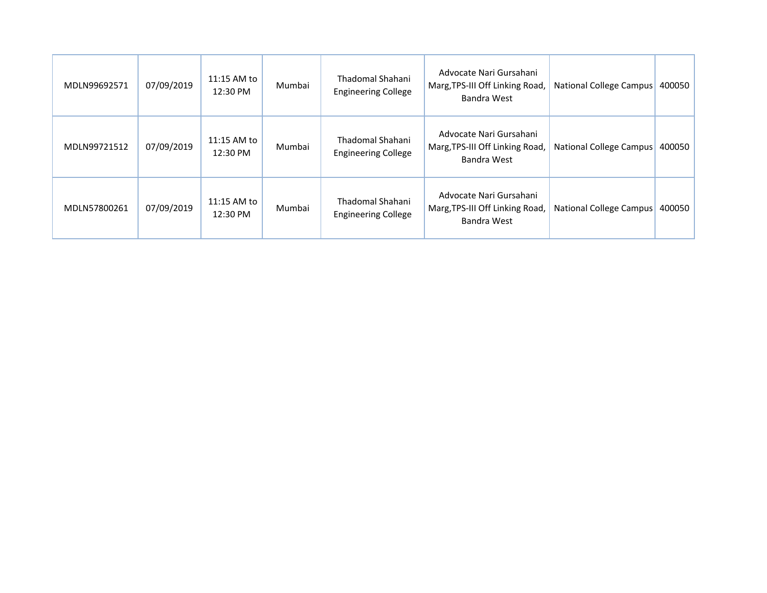| | | | | | | | |
|---|---|---|---|---|---|---|---|
| MDLN99692571 | 07/09/2019 | 11:15 AM to 12:30 PM | Mumbai | Thadomal Shahani Engineering College | Advocate Nari Gursahani Marg,TPS-III Off Linking Road, Bandra West | National College Campus | 400050 |
| MDLN99721512 | 07/09/2019 | 11:15 AM to 12:30 PM | Mumbai | Thadomal Shahani Engineering College | Advocate Nari Gursahani Marg,TPS-III Off Linking Road, Bandra West | National College Campus | 400050 |
| MDLN57800261 | 07/09/2019 | 11:15 AM to 12:30 PM | Mumbai | Thadomal Shahani Engineering College | Advocate Nari Gursahani Marg,TPS-III Off Linking Road, Bandra West | National College Campus | 400050 |